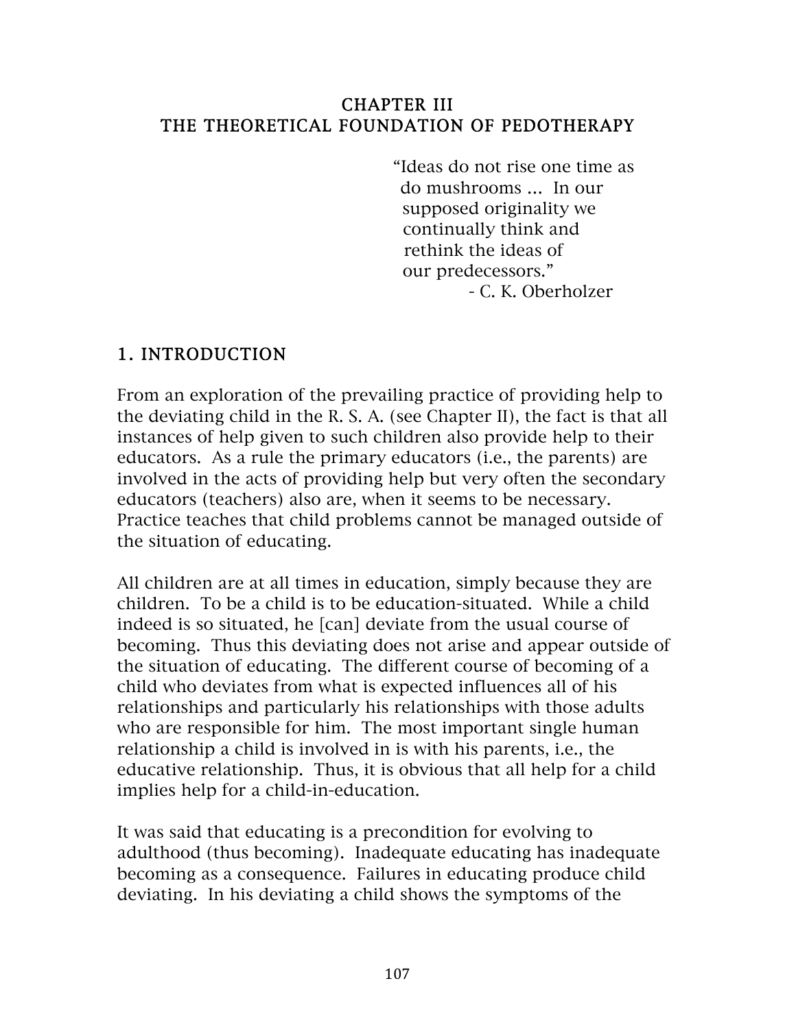# CHAPTER III
# THE THEORETICAL FOUNDATION OF PEDOTHERAPY

> "Ideas do not rise one time as do mushrooms ... In our supposed originality we continually think and rethink the ideas of our predecessors."
>
> - C. K. Oberholzer

## 1. INTRODUCTION

From an exploration of the prevailing practice of providing help to the deviating child in the R. S. A. (see Chapter II), the fact is that all instances of help given to such children also provide help to their educators. As a rule the primary educators (i.e., the parents) are involved in the acts of providing help but very often the secondary educators (teachers) also are, when it seems to be necessary. Practice teaches that child problems cannot be managed outside of the situation of educating.

All children are at all times in education, simply because they are children. To be a child is to be education-situated. While a child indeed is so situated, he [can] deviate from the usual course of becoming. Thus this deviating does not arise and appear outside of the situation of educating. The different course of becoming of a child who deviates from what is expected influences all of his relationships and particularly his relationships with those adults who are responsible for him. The most important single human relationship a child is involved in is with his parents, i.e., the educative relationship. Thus, it is obvious that all help for a child implies help for a child-in-education.

It was said that educating is a precondition for evolving to adulthood (thus becoming). Inadequate educating has inadequate becoming as a consequence. Failures in educating produce child deviating. In his deviating a child shows the symptoms of the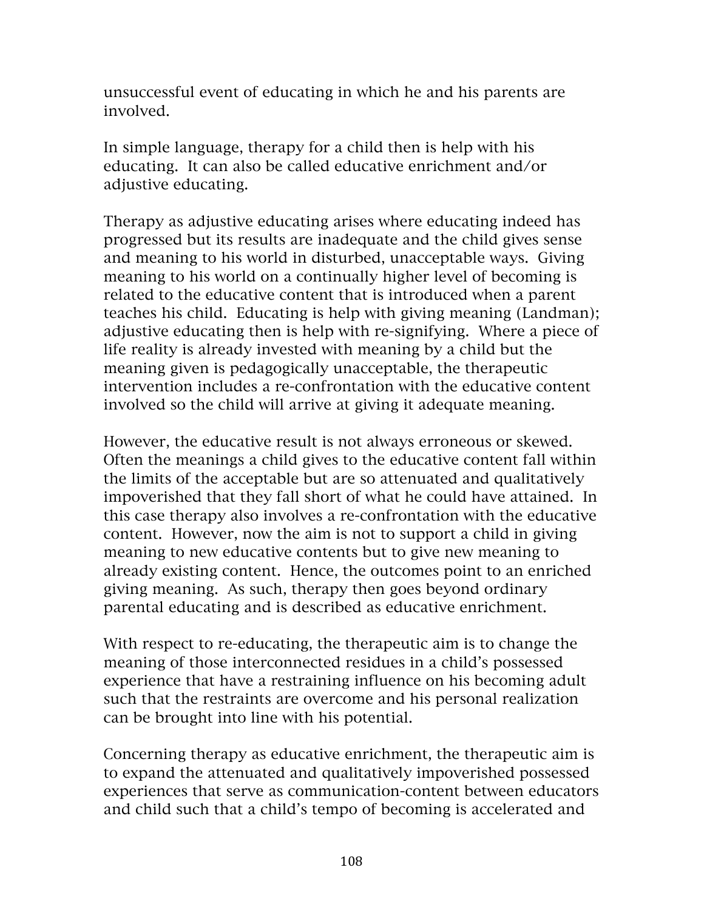unsuccessful event of educating in which he and his parents are involved.

In simple language, therapy for a child then is help with his educating. It can also be called educative enrichment and/or adjustive educating.

Therapy as adjustive educating arises where educating indeed has progressed but its results are inadequate and the child gives sense and meaning to his world in disturbed, unacceptable ways. Giving meaning to his world on a continually higher level of becoming is related to the educative content that is introduced when a parent teaches his child. Educating is help with giving meaning (Landman); adjustive educating then is help with re-signifying. Where a piece of life reality is already invested with meaning by a child but the meaning given is pedagogically unacceptable, the therapeutic intervention includes a re-confrontation with the educative content involved so the child will arrive at giving it adequate meaning.

However, the educative result is not always erroneous or skewed. Often the meanings a child gives to the educative content fall within the limits of the acceptable but are so attenuated and qualitatively impoverished that they fall short of what he could have attained. In this case therapy also involves a re-confrontation with the educative content. However, now the aim is not to support a child in giving meaning to new educative contents but to give new meaning to already existing content. Hence, the outcomes point to an enriched giving meaning. As such, therapy then goes beyond ordinary parental educating and is described as educative enrichment.

With respect to re-educating, the therapeutic aim is to change the meaning of those interconnected residues in a child's possessed experience that have a restraining influence on his becoming adult such that the restraints are overcome and his personal realization can be brought into line with his potential.

Concerning therapy as educative enrichment, the therapeutic aim is to expand the attenuated and qualitatively impoverished possessed experiences that serve as communication-content between educators and child such that a child's tempo of becoming is accelerated and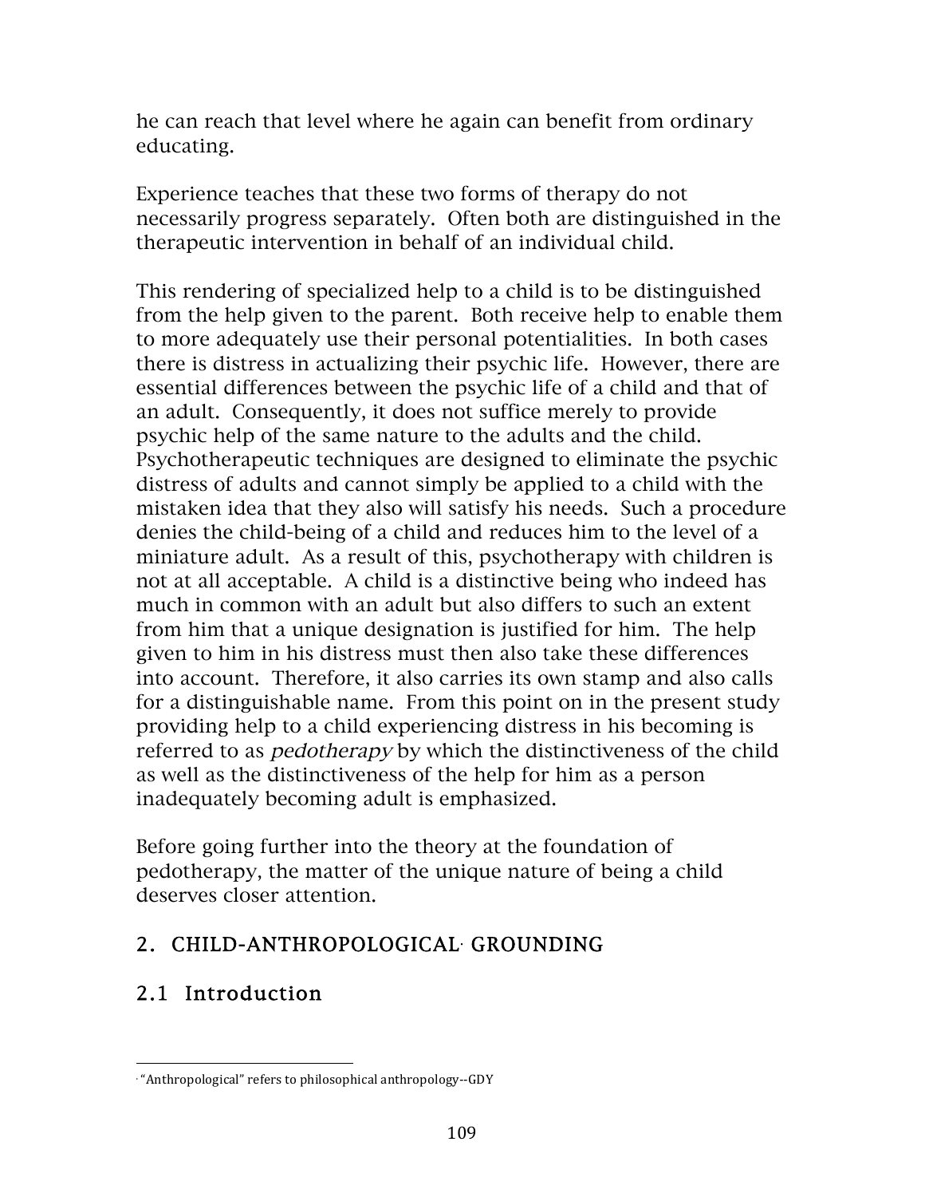he can reach that level where he again can benefit from ordinary educating.

Experience teaches that these two forms of therapy do not necessarily progress separately. Often both are distinguished in the therapeutic intervention in behalf of an individual child.

This rendering of specialized help to a child is to be distinguished from the help given to the parent. Both receive help to enable them to more adequately use their personal potentialities. In both cases there is distress in actualizing their psychic life. However, there are essential differences between the psychic life of a child and that of an adult. Consequently, it does not suffice merely to provide psychic help of the same nature to the adults and the child. Psychotherapeutic techniques are designed to eliminate the psychic distress of adults and cannot simply be applied to a child with the mistaken idea that they also will satisfy his needs. Such a procedure denies the child-being of a child and reduces him to the level of a miniature adult. As a result of this, psychotherapy with children is not at all acceptable. A child is a distinctive being who indeed has much in common with an adult but also differs to such an extent from him that a unique designation is justified for him. The help given to him in his distress must then also take these differences into account. Therefore, it also carries its own stamp and also calls for a distinguishable name. From this point on in the present study providing help to a child experiencing distress in his becoming is referred to as *pedotherapy* by which the distinctiveness of the child as well as the distinctiveness of the help for him as a person inadequately becoming adult is emphasized.

Before going further into the theory at the foundation of pedotherapy, the matter of the unique nature of being a child deserves closer attention.

## 2. CHILD-ANTHROPOLOGICAL[*] GROUNDING

### 2.1 Introduction

[*] "Anthropological" refers to philosophical anthropology--GDY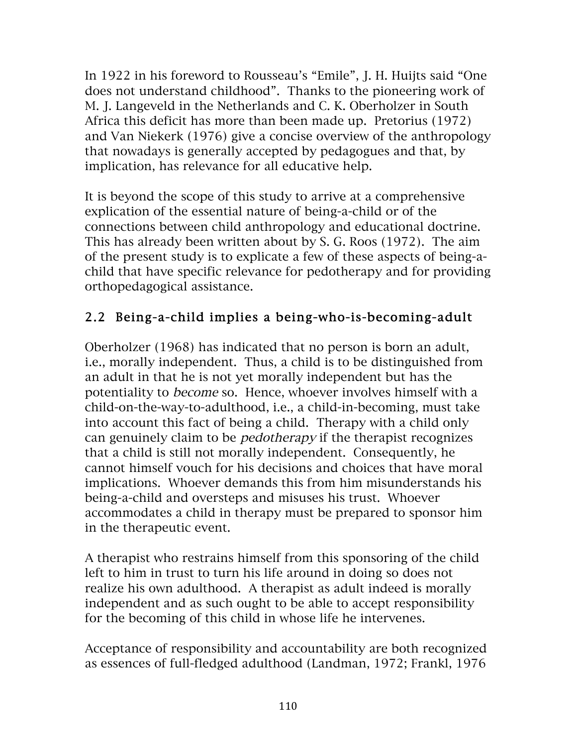In 1922 in his foreword to Rousseau's "Emile", J. H. Huijts said "One does not understand childhood". Thanks to the pioneering work of M. J. Langeveld in the Netherlands and C. K. Oberholzer in South Africa this deficit has more than been made up. Pretorius (1972) and Van Niekerk (1976) give a concise overview of the anthropology that nowadays is generally accepted by pedagogues and that, by implication, has relevance for all educative help.

It is beyond the scope of this study to arrive at a comprehensive explication of the essential nature of being-a-child or of the connections between child anthropology and educational doctrine. This has already been written about by S. G. Roos (1972). The aim of the present study is to explicate a few of these aspects of being-a-child that have specific relevance for pedotherapy and for providing orthopedagogical assistance.

## 2.2 Being-a-child implies a being-who-is-becoming-adult

Oberholzer (1968) has indicated that no person is born an adult, i.e., morally independent. Thus, a child is to be distinguished from an adult in that he is not yet morally independent but has the potentiality to *become* so. Hence, whoever involves himself with a child-on-the-way-to-adulthood, i.e., a child-in-becoming, must take into account this fact of being a child. Therapy with a child only can genuinely claim to be *pedotherapy* if the therapist recognizes that a child is still not morally independent. Consequently, he cannot himself vouch for his decisions and choices that have moral implications. Whoever demands this from him misunderstands his being-a-child and oversteps and misuses his trust. Whoever accommodates a child in therapy must be prepared to sponsor him in the therapeutic event.

A therapist who restrains himself from this sponsoring of the child left to him in trust to turn his life around in doing so does not realize his own adulthood. A therapist as adult indeed is morally independent and as such ought to be able to accept responsibility for the becoming of this child in whose life he intervenes.

Acceptance of responsibility and accountability are both recognized as essences of full-fledged adulthood (Landman, 1972; Frankl, 1976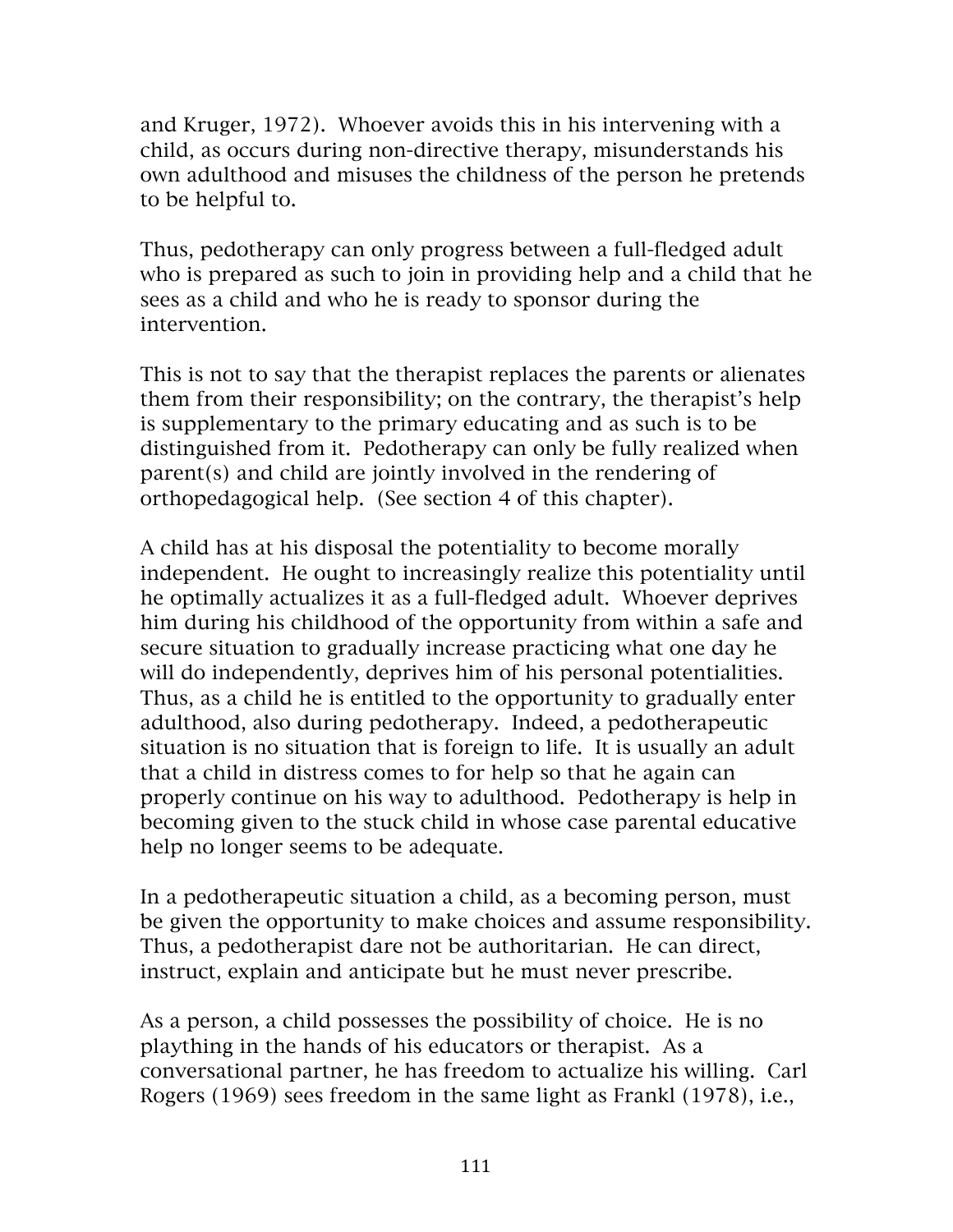and Kruger, 1972). Whoever avoids this in his intervening with a child, as occurs during non-directive therapy, misunderstands his own adulthood and misuses the childness of the person he pretends to be helpful to.

Thus, pedotherapy can only progress between a full-fledged adult who is prepared as such to join in providing help and a child that he sees as a child and who he is ready to sponsor during the intervention.

This is not to say that the therapist replaces the parents or alienates them from their responsibility; on the contrary, the therapist's help is supplementary to the primary educating and as such is to be distinguished from it. Pedotherapy can only be fully realized when parent(s) and child are jointly involved in the rendering of orthopedagogical help. (See section 4 of this chapter).

A child has at his disposal the potentiality to become morally independent. He ought to increasingly realize this potentiality until he optimally actualizes it as a full-fledged adult. Whoever deprives him during his childhood of the opportunity from within a safe and secure situation to gradually increase practicing what one day he will do independently, deprives him of his personal potentialities. Thus, as a child he is entitled to the opportunity to gradually enter adulthood, also during pedotherapy. Indeed, a pedotherapeutic situation is no situation that is foreign to life. It is usually an adult that a child in distress comes to for help so that he again can properly continue on his way to adulthood. Pedotherapy is help in becoming given to the stuck child in whose case parental educative help no longer seems to be adequate.

In a pedotherapeutic situation a child, as a becoming person, must be given the opportunity to make choices and assume responsibility. Thus, a pedotherapist dare not be authoritarian. He can direct, instruct, explain and anticipate but he must never prescribe.

As a person, a child possesses the possibility of choice. He is no plaything in the hands of his educators or therapist. As a conversational partner, he has freedom to actualize his willing. Carl Rogers (1969) sees freedom in the same light as Frankl (1978), i.e.,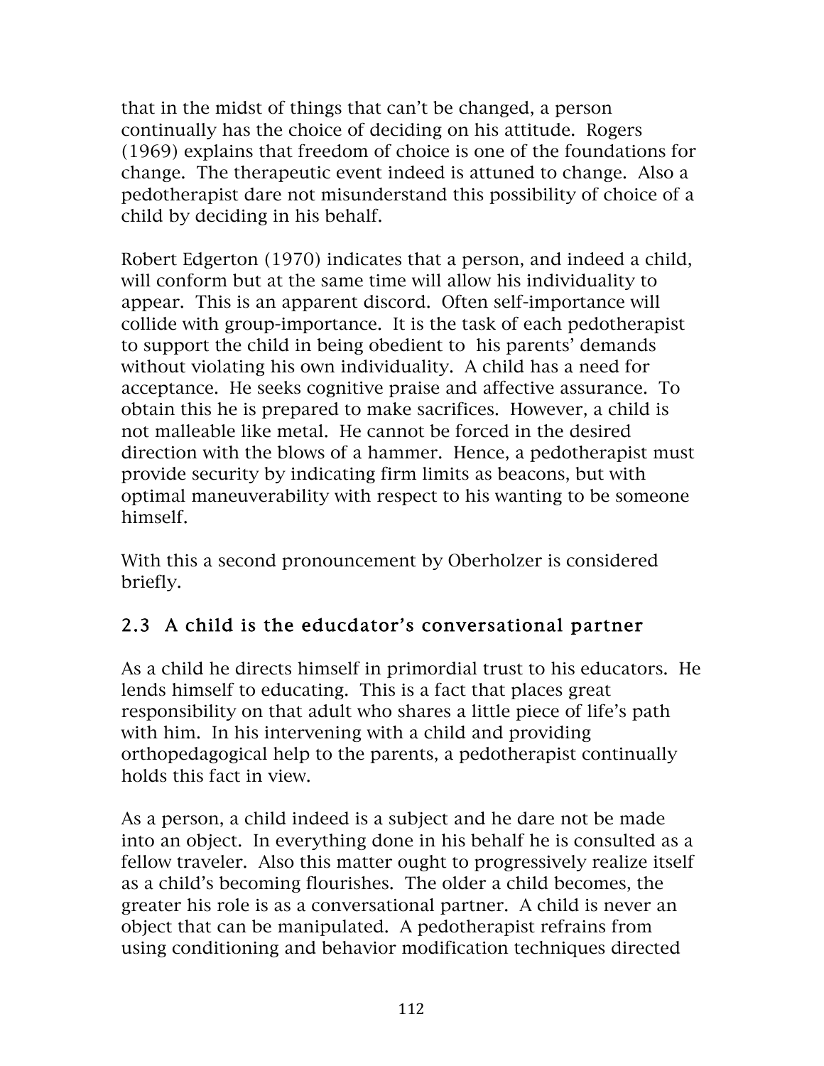that in the midst of things that can't be changed, a person continually has the choice of deciding on his attitude. Rogers (1969) explains that freedom of choice is one of the foundations for change. The therapeutic event indeed is attuned to change. Also a pedotherapist dare not misunderstand this possibility of choice of a child by deciding in his behalf.

Robert Edgerton (1970) indicates that a person, and indeed a child, will conform but at the same time will allow his individuality to appear. This is an apparent discord. Often self-importance will collide with group-importance. It is the task of each pedotherapist to support the child in being obedient to his parents' demands without violating his own individuality. A child has a need for acceptance. He seeks cognitive praise and affective assurance. To obtain this he is prepared to make sacrifices. However, a child is not malleable like metal. He cannot be forced in the desired direction with the blows of a hammer. Hence, a pedotherapist must provide security by indicating firm limits as beacons, but with optimal maneuverability with respect to his wanting to be someone himself.

With this a second pronouncement by Oberholzer is considered briefly.

## 2.3 A child is the educdator's conversational partner

As a child he directs himself in primordial trust to his educators. He lends himself to educating. This is a fact that places great responsibility on that adult who shares a little piece of life's path with him. In his intervening with a child and providing orthopedagogical help to the parents, a pedotherapist continually holds this fact in view.

As a person, a child indeed is a subject and he dare not be made into an object. In everything done in his behalf he is consulted as a fellow traveler. Also this matter ought to progressively realize itself as a child's becoming flourishes. The older a child becomes, the greater his role is as a conversational partner. A child is never an object that can be manipulated. A pedotherapist refrains from using conditioning and behavior modification techniques directed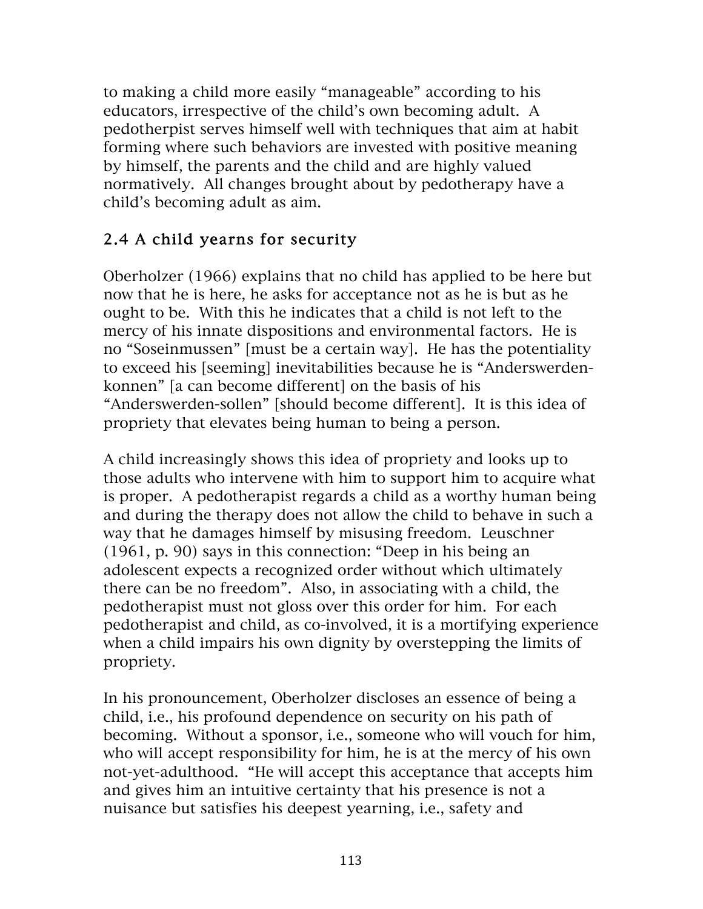to making a child more easily "manageable" according to his educators, irrespective of the child's own becoming adult. A pedotherpist serves himself well with techniques that aim at habit forming where such behaviors are invested with positive meaning by himself, the parents and the child and are highly valued normatively. All changes brought about by pedotherapy have a child's becoming adult as aim.

## 2.4 A child yearns for security

Oberholzer (1966) explains that no child has applied to be here but now that he is here, he asks for acceptance not as he is but as he ought to be. With this he indicates that a child is not left to the mercy of his innate dispositions and environmental factors. He is no "Soseinmussen" [must be a certain way]. He has the potentiality to exceed his [seeming] inevitabilities because he is "Anderswerden-konnen" [a can become different] on the basis of his "Anderswerden-sollen" [should become different]. It is this idea of propriety that elevates being human to being a person.

A child increasingly shows this idea of propriety and looks up to those adults who intervene with him to support him to acquire what is proper. A pedotherapist regards a child as a worthy human being and during the therapy does not allow the child to behave in such a way that he damages himself by misusing freedom. Leuschner (1961, p. 90) says in this connection: "Deep in his being an adolescent expects a recognized order without which ultimately there can be no freedom". Also, in associating with a child, the pedotherapist must not gloss over this order for him. For each pedotherapist and child, as co-involved, it is a mortifying experience when a child impairs his own dignity by overstepping the limits of propriety.

In his pronouncement, Oberholzer discloses an essence of being a child, i.e., his profound dependence on security on his path of becoming. Without a sponsor, i.e., someone who will vouch for him, who will accept responsibility for him, he is at the mercy of his own not-yet-adulthood. "He will accept this acceptance that accepts him and gives him an intuitive certainty that his presence is not a nuisance but satisfies his deepest yearning, i.e., safety and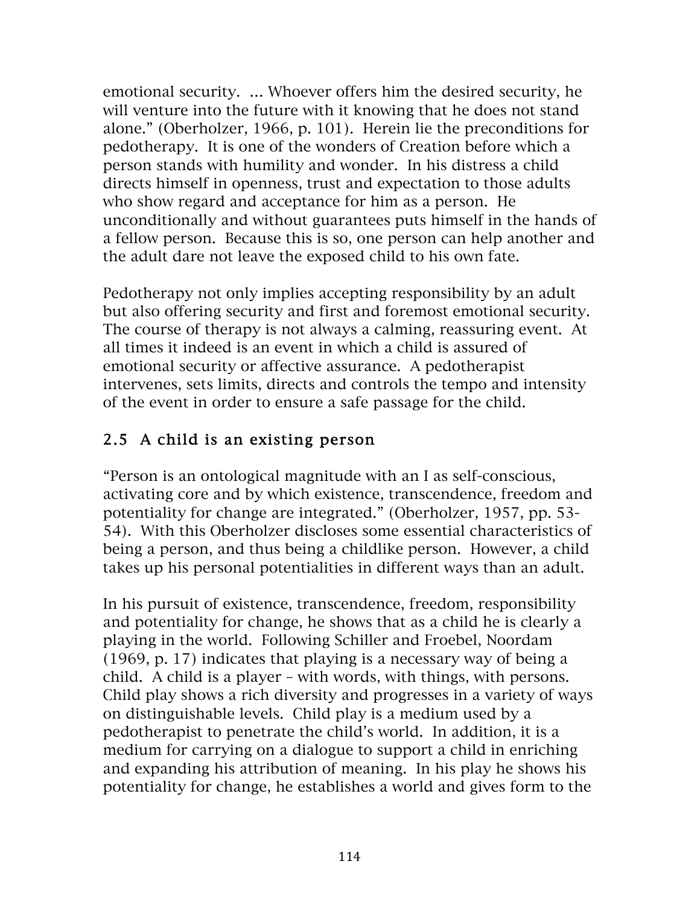emotional security. ... Whoever offers him the desired security, he will venture into the future with it knowing that he does not stand alone." (Oberholzer, 1966, p. 101). Herein lie the preconditions for pedotherapy. It is one of the wonders of Creation before which a person stands with humility and wonder. In his distress a child directs himself in openness, trust and expectation to those adults who show regard and acceptance for him as a person. He unconditionally and without guarantees puts himself in the hands of a fellow person. Because this is so, one person can help another and the adult dare not leave the exposed child to his own fate.

Pedotherapy not only implies accepting responsibility by an adult but also offering security and first and foremost emotional security. The course of therapy is not always a calming, reassuring event. At all times it indeed is an event in which a child is assured of emotional security or affective assurance. A pedotherapist intervenes, sets limits, directs and controls the tempo and intensity of the event in order to ensure a safe passage for the child.

## 2.5 A child is an existing person

"Person is an ontological magnitude with an I as self-conscious, activating core and by which existence, transcendence, freedom and potentiality for change are integrated." (Oberholzer, 1957, pp. 53-54). With this Oberholzer discloses some essential characteristics of being a person, and thus being a childlike person. However, a child takes up his personal potentialities in different ways than an adult.

In his pursuit of existence, transcendence, freedom, responsibility and potentiality for change, he shows that as a child he is clearly a playing in the world. Following Schiller and Froebel, Noordam (1969, p. 17) indicates that playing is a necessary way of being a child. A child is a player – with words, with things, with persons. Child play shows a rich diversity and progresses in a variety of ways on distinguishable levels. Child play is a medium used by a pedotherapist to penetrate the child's world. In addition, it is a medium for carrying on a dialogue to support a child in enriching and expanding his attribution of meaning. In his play he shows his potentiality for change, he establishes a world and gives form to the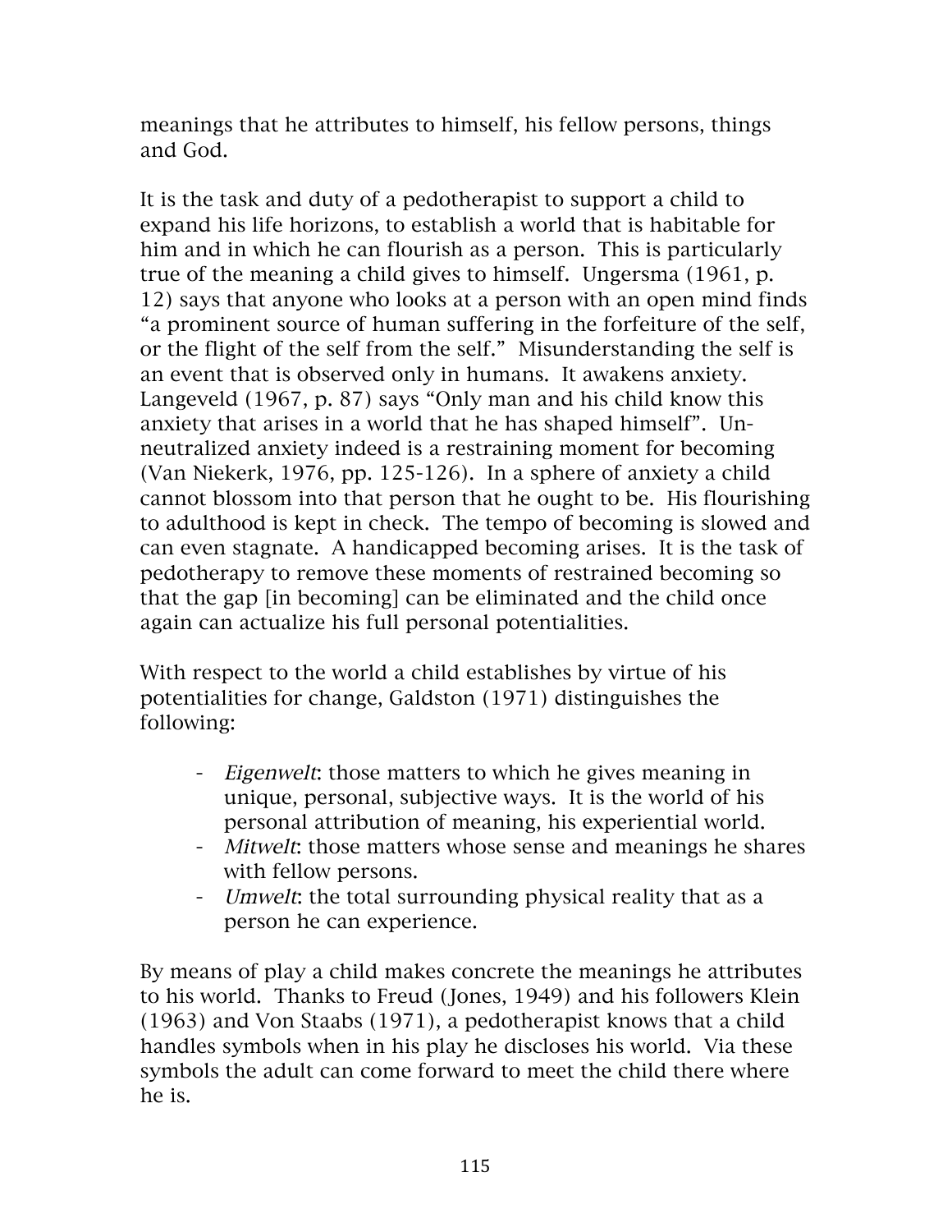meanings that he attributes to himself, his fellow persons, things and God.

It is the task and duty of a pedotherapist to support a child to expand his life horizons, to establish a world that is habitable for him and in which he can flourish as a person. This is particularly true of the meaning a child gives to himself. Ungersma (1961, p. 12) says that anyone who looks at a person with an open mind finds "a prominent source of human suffering in the forfeiture of the self, or the flight of the self from the self." Misunderstanding the self is an event that is observed only in humans. It awakens anxiety. Langeveld (1967, p. 87) says "Only man and his child know this anxiety that arises in a world that he has shaped himself". Un-neutralized anxiety indeed is a restraining moment for becoming (Van Niekerk, 1976, pp. 125-126). In a sphere of anxiety a child cannot blossom into that person that he ought to be. His flourishing to adulthood is kept in check. The tempo of becoming is slowed and can even stagnate. A handicapped becoming arises. It is the task of pedotherapy to remove these moments of restrained becoming so that the gap [in becoming] can be eliminated and the child once again can actualize his full personal potentialities.

With respect to the world a child establishes by virtue of his potentialities for change, Galdston (1971) distinguishes the following:

- *Eigenwelt*: those matters to which he gives meaning in unique, personal, subjective ways. It is the world of his personal attribution of meaning, his experiential world.
- *Mitwelt*: those matters whose sense and meanings he shares with fellow persons.
- *Umwelt*: the total surrounding physical reality that as a person he can experience.

By means of play a child makes concrete the meanings he attributes to his world. Thanks to Freud (Jones, 1949) and his followers Klein (1963) and Von Staabs (1971), a pedotherapist knows that a child handles symbols when in his play he discloses his world. Via these symbols the adult can come forward to meet the child there where he is.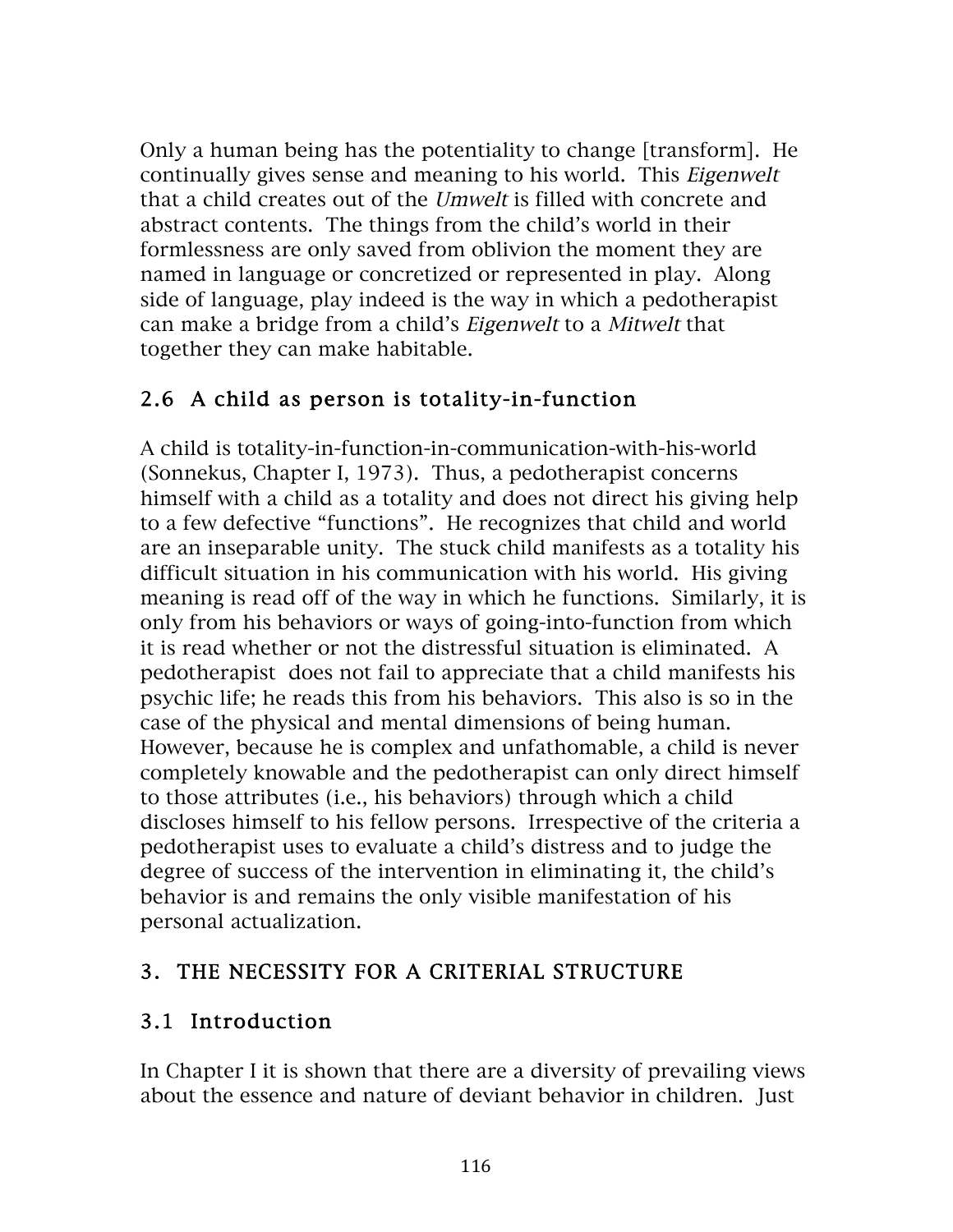Only a human being has the potentiality to change [transform]. He continually gives sense and meaning to his world. This *Eigenwelt* that a child creates out of the *Umwelt* is filled with concrete and abstract contents. The things from the child's world in their formlessness are only saved from oblivion the moment they are named in language or concretized or represented in play. Along side of language, play indeed is the way in which a pedotherapist can make a bridge from a child's *Eigenwelt* to a *Mitwelt* that together they can make habitable.

### 2.6 A child as person is totality-in-function

A child is totality-in-function-in-communication-with-his-world (Sonnekus, Chapter I, 1973). Thus, a pedotherapist concerns himself with a child as a totality and does not direct his giving help to a few defective "functions". He recognizes that child and world are an inseparable unity. The stuck child manifests as a totality his difficult situation in his communication with his world. His giving meaning is read off of the way in which he functions. Similarly, it is only from his behaviors or ways of going-into-function from which it is read whether or not the distressful situation is eliminated. A pedotherapist does not fail to appreciate that a child manifests his psychic life; he reads this from his behaviors. This also is so in the case of the physical and mental dimensions of being human. However, because he is complex and unfathomable, a child is never completely knowable and the pedotherapist can only direct himself to those attributes (i.e., his behaviors) through which a child discloses himself to his fellow persons. Irrespective of the criteria a pedotherapist uses to evaluate a child's distress and to judge the degree of success of the intervention in eliminating it, the child's behavior is and remains the only visible manifestation of his personal actualization.

## 3. THE NECESSITY FOR A CRITERIAL STRUCTURE

### 3.1 Introduction

In Chapter I it is shown that there are a diversity of prevailing views about the essence and nature of deviant behavior in children. Just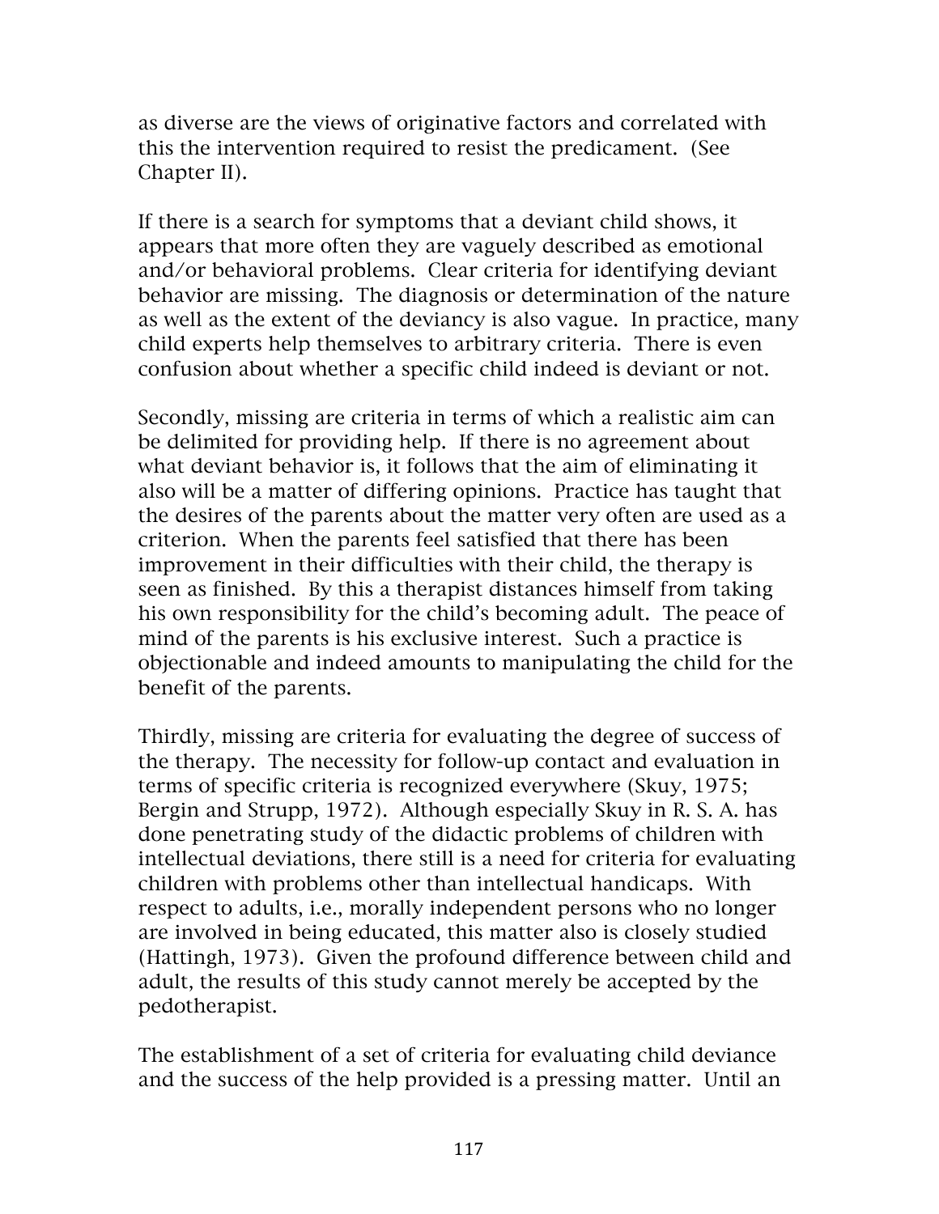as diverse are the views of originative factors and correlated with this the intervention required to resist the predicament. (See Chapter II).

If there is a search for symptoms that a deviant child shows, it appears that more often they are vaguely described as emotional and/or behavioral problems. Clear criteria for identifying deviant behavior are missing. The diagnosis or determination of the nature as well as the extent of the deviancy is also vague. In practice, many child experts help themselves to arbitrary criteria. There is even confusion about whether a specific child indeed is deviant or not.

Secondly, missing are criteria in terms of which a realistic aim can be delimited for providing help. If there is no agreement about what deviant behavior is, it follows that the aim of eliminating it also will be a matter of differing opinions. Practice has taught that the desires of the parents about the matter very often are used as a criterion. When the parents feel satisfied that there has been improvement in their difficulties with their child, the therapy is seen as finished. By this a therapist distances himself from taking his own responsibility for the child's becoming adult. The peace of mind of the parents is his exclusive interest. Such a practice is objectionable and indeed amounts to manipulating the child for the benefit of the parents.

Thirdly, missing are criteria for evaluating the degree of success of the therapy. The necessity for follow-up contact and evaluation in terms of specific criteria is recognized everywhere (Skuy, 1975; Bergin and Strupp, 1972). Although especially Skuy in R. S. A. has done penetrating study of the didactic problems of children with intellectual deviations, there still is a need for criteria for evaluating children with problems other than intellectual handicaps. With respect to adults, i.e., morally independent persons who no longer are involved in being educated, this matter also is closely studied (Hattingh, 1973). Given the profound difference between child and adult, the results of this study cannot merely be accepted by the pedotherapist.

The establishment of a set of criteria for evaluating child deviance and the success of the help provided is a pressing matter. Until an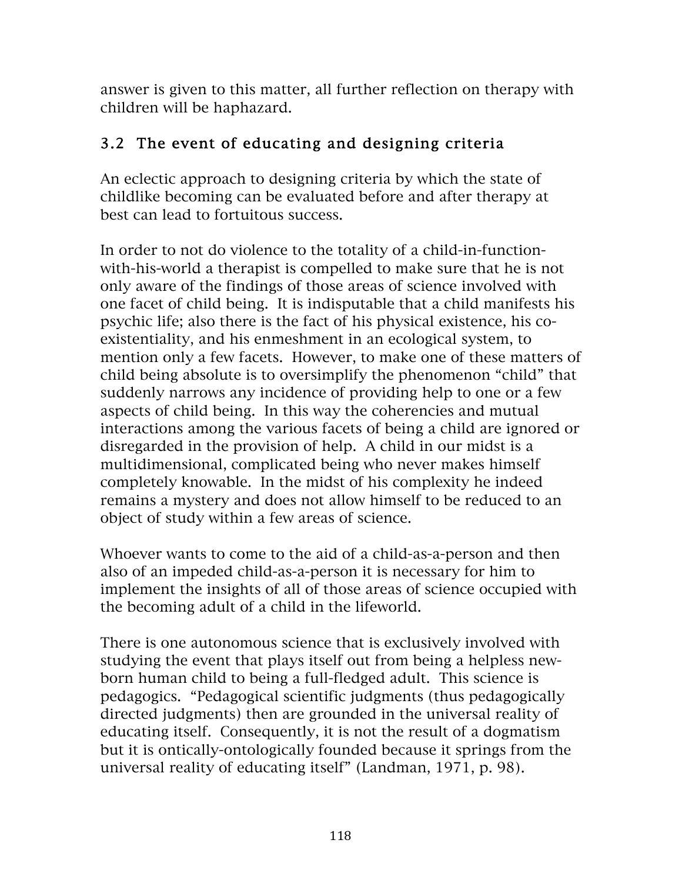answer is given to this matter, all further reflection on therapy with children will be haphazard.

### 3.2 The event of educating and designing criteria

An eclectic approach to designing criteria by which the state of childlike becoming can be evaluated before and after therapy at best can lead to fortuitous success.

In order to not do violence to the totality of a child-in-function-with-his-world a therapist is compelled to make sure that he is not only aware of the findings of those areas of science involved with one facet of child being. It is indisputable that a child manifests his psychic life; also there is the fact of his physical existence, his co-existentiality, and his enmeshment in an ecological system, to mention only a few facets. However, to make one of these matters of child being absolute is to oversimplify the phenomenon "child" that suddenly narrows any incidence of providing help to one or a few aspects of child being. In this way the coherencies and mutual interactions among the various facets of being a child are ignored or disregarded in the provision of help. A child in our midst is a multidimensional, complicated being who never makes himself completely knowable. In the midst of his complexity he indeed remains a mystery and does not allow himself to be reduced to an object of study within a few areas of science.

Whoever wants to come to the aid of a child-as-a-person and then also of an impeded child-as-a-person it is necessary for him to implement the insights of all of those areas of science occupied with the becoming adult of a child in the lifeworld.

There is one autonomous science that is exclusively involved with studying the event that plays itself out from being a helpless new-born human child to being a full-fledged adult. This science is pedagogics. "Pedagogical scientific judgments (thus pedagogically directed judgments) then are grounded in the universal reality of educating itself. Consequently, it is not the result of a dogmatism but it is ontically-ontologically founded because it springs from the universal reality of educating itself" (Landman, 1971, p. 98).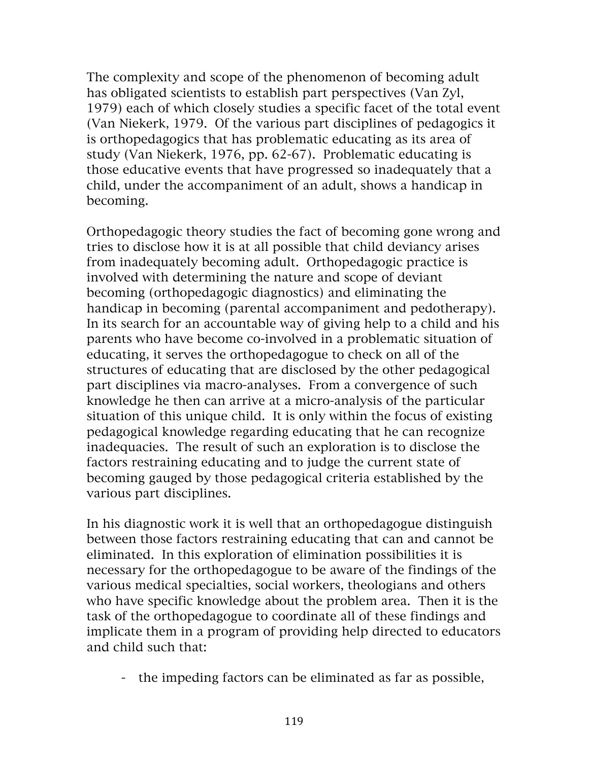The complexity and scope of the phenomenon of becoming adult has obligated scientists to establish part perspectives (Van Zyl, 1979) each of which closely studies a specific facet of the total event (Van Niekerk, 1979. Of the various part disciplines of pedagogics it is orthopedagogics that has problematic educating as its area of study (Van Niekerk, 1976, pp. 62-67). Problematic educating is those educative events that have progressed so inadequately that a child, under the accompaniment of an adult, shows a handicap in becoming.

Orthopedagogic theory studies the fact of becoming gone wrong and tries to disclose how it is at all possible that child deviancy arises from inadequately becoming adult. Orthopedagogic practice is involved with determining the nature and scope of deviant becoming (orthopedagogic diagnostics) and eliminating the handicap in becoming (parental accompaniment and pedotherapy). In its search for an accountable way of giving help to a child and his parents who have become co-involved in a problematic situation of educating, it serves the orthopedagogue to check on all of the structures of educating that are disclosed by the other pedagogical part disciplines via macro-analyses. From a convergence of such knowledge he then can arrive at a micro-analysis of the particular situation of this unique child. It is only within the focus of existing pedagogical knowledge regarding educating that he can recognize inadequacies. The result of such an exploration is to disclose the factors restraining educating and to judge the current state of becoming gauged by those pedagogical criteria established by the various part disciplines.

In his diagnostic work it is well that an orthopedagogue distinguish between those factors restraining educating that can and cannot be eliminated. In this exploration of elimination possibilities it is necessary for the orthopedagogue to be aware of the findings of the various medical specialties, social workers, theologians and others who have specific knowledge about the problem area. Then it is the task of the orthopedagogue to coordinate all of these findings and implicate them in a program of providing help directed to educators and child such that:

- the impeding factors can be eliminated as far as possible,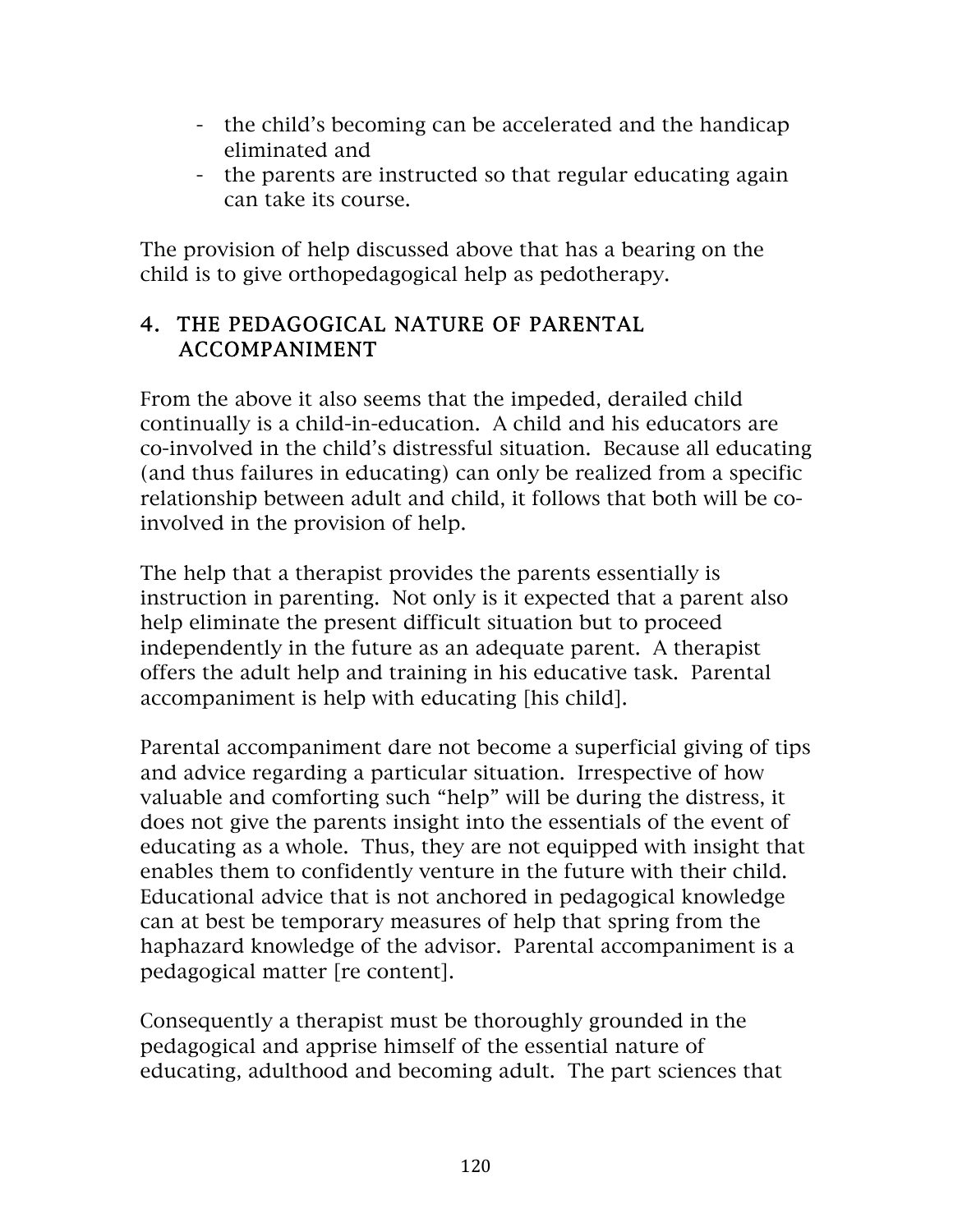- the child's becoming can be accelerated and the handicap eliminated and
- the parents are instructed so that regular educating again can take its course.

The provision of help discussed above that has a bearing on the child is to give orthopedagogical help as pedotherapy.

## 4. THE PEDAGOGICAL NATURE OF PARENTAL ACCOMPANIMENT

From the above it also seems that the impeded, derailed child continually is a child-in-education. A child and his educators are co-involved in the child's distressful situation. Because all educating (and thus failures in educating) can only be realized from a specific relationship between adult and child, it follows that both will be co-involved in the provision of help.

The help that a therapist provides the parents essentially is instruction in parenting. Not only is it expected that a parent also help eliminate the present difficult situation but to proceed independently in the future as an adequate parent. A therapist offers the adult help and training in his educative task. Parental accompaniment is help with educating [his child].

Parental accompaniment dare not become a superficial giving of tips and advice regarding a particular situation. Irrespective of how valuable and comforting such "help" will be during the distress, it does not give the parents insight into the essentials of the event of educating as a whole. Thus, they are not equipped with insight that enables them to confidently venture in the future with their child. Educational advice that is not anchored in pedagogical knowledge can at best be temporary measures of help that spring from the haphazard knowledge of the advisor. Parental accompaniment is a pedagogical matter [re content].

Consequently a therapist must be thoroughly grounded in the pedagogical and apprise himself of the essential nature of educating, adulthood and becoming adult. The part sciences that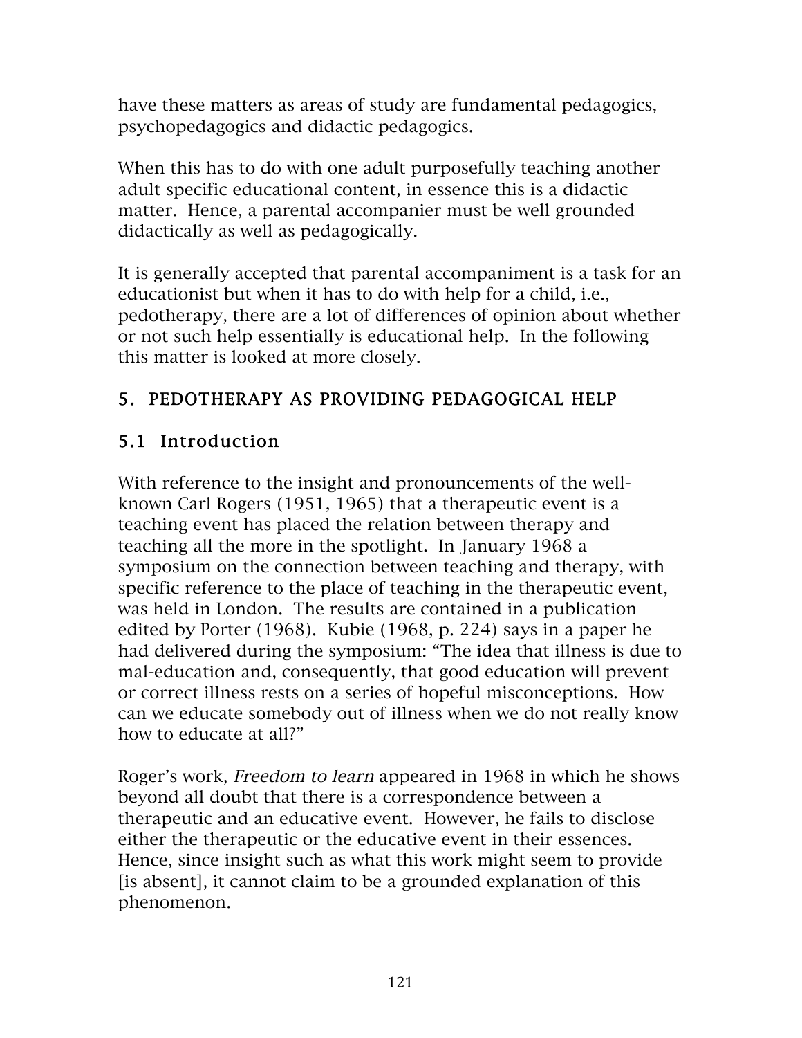have these matters as areas of study are fundamental pedagogics, psychopedagogics and didactic pedagogics.

When this has to do with one adult purposefully teaching another adult specific educational content, in essence this is a didactic matter. Hence, a parental accompanier must be well grounded didactically as well as pedagogically.

It is generally accepted that parental accompaniment is a task for an educationist but when it has to do with help for a child, i.e., pedotherapy, there are a lot of differences of opinion about whether or not such help essentially is educational help. In the following this matter is looked at more closely.

## 5. PEDOTHERAPY AS PROVIDING PEDAGOGICAL HELP

### 5.1 Introduction

With reference to the insight and pronouncements of the well-known Carl Rogers (1951, 1965) that a therapeutic event is a teaching event has placed the relation between therapy and teaching all the more in the spotlight. In January 1968 a symposium on the connection between teaching and therapy, with specific reference to the place of teaching in the therapeutic event, was held in London. The results are contained in a publication edited by Porter (1968). Kubie (1968, p. 224) says in a paper he had delivered during the symposium: "The idea that illness is due to mal-education and, consequently, that good education will prevent or correct illness rests on a series of hopeful misconceptions. How can we educate somebody out of illness when we do not really know how to educate at all?"

Roger's work, *Freedom to learn* appeared in 1968 in which he shows beyond all doubt that there is a correspondence between a therapeutic and an educative event. However, he fails to disclose either the therapeutic or the educative event in their essences. Hence, since insight such as what this work might seem to provide [is absent], it cannot claim to be a grounded explanation of this phenomenon.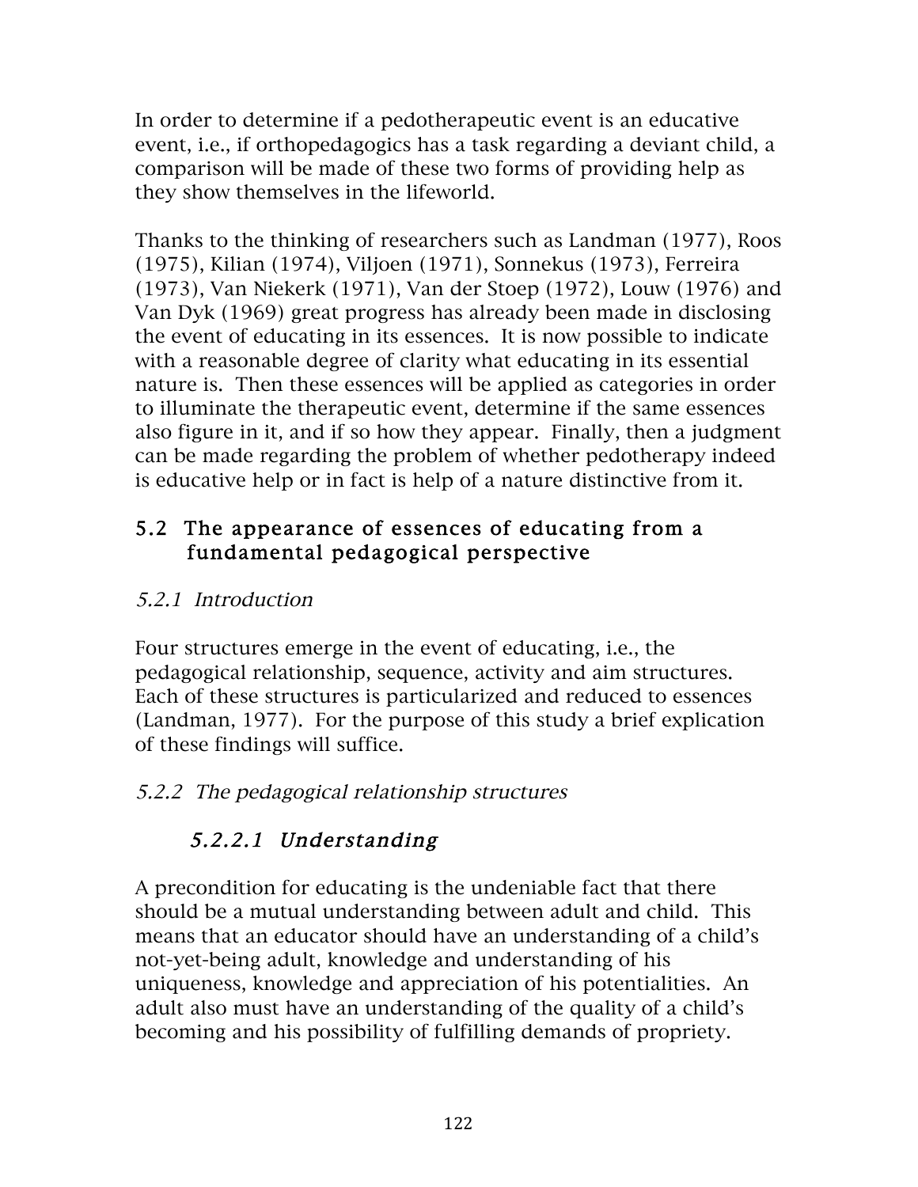In order to determine if a pedotherapeutic event is an educative event, i.e., if orthopedagogics has a task regarding a deviant child, a comparison will be made of these two forms of providing help as they show themselves in the lifeworld.

Thanks to the thinking of researchers such as Landman (1977), Roos (1975), Kilian (1974), Viljoen (1971), Sonnekus (1973), Ferreira (1973), Van Niekerk (1971), Van der Stoep (1972), Louw (1976) and Van Dyk (1969) great progress has already been made in disclosing the event of educating in its essences. It is now possible to indicate with a reasonable degree of clarity what educating in its essential nature is. Then these essences will be applied as categories in order to illuminate the therapeutic event, determine if the same essences also figure in it, and if so how they appear. Finally, then a judgment can be made regarding the problem of whether pedotherapy indeed is educative help or in fact is help of a nature distinctive from it.

## 5.2 The appearance of essences of educating from a fundamental pedagogical perspective

### *5.2.1 Introduction*

Four structures emerge in the event of educating, i.e., the pedagogical relationship, sequence, activity and aim structures. Each of these structures is particularized and reduced to essences (Landman, 1977). For the purpose of this study a brief explication of these findings will suffice.

### *5.2.2 The pedagogical relationship structures*

#### *5.2.2.1 Understanding*

A precondition for educating is the undeniable fact that there should be a mutual understanding between adult and child. This means that an educator should have an understanding of a child's not-yet-being adult, knowledge and understanding of his uniqueness, knowledge and appreciation of his potentialities. An adult also must have an understanding of the quality of a child's becoming and his possibility of fulfilling demands of propriety.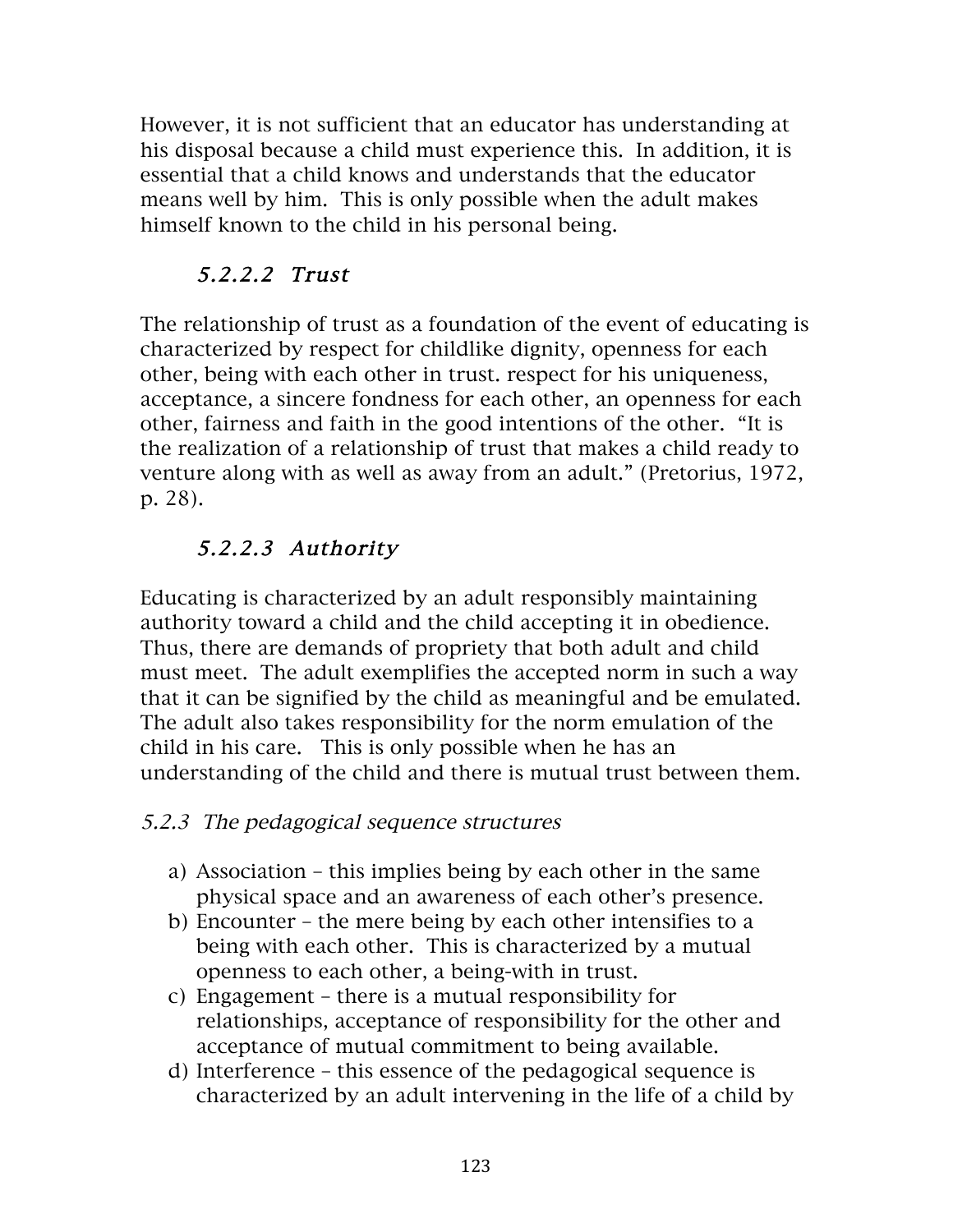However, it is not sufficient that an educator has understanding at his disposal because a child must experience this. In addition, it is essential that a child knows and understands that the educator means well by him. This is only possible when the adult makes himself known to the child in his personal being.

#### *5.2.2.2 Trust*

The relationship of trust as a foundation of the event of educating is characterized by respect for childlike dignity, openness for each other, being with each other in trust. respect for his uniqueness, acceptance, a sincere fondness for each other, an openness for each other, fairness and faith in the good intentions of the other. "It is the realization of a relationship of trust that makes a child ready to venture along with as well as away from an adult." (Pretorius, 1972, p. 28).

#### *5.2.2.3 Authority*

Educating is characterized by an adult responsibly maintaining authority toward a child and the child accepting it in obedience. Thus, there are demands of propriety that both adult and child must meet. The adult exemplifies the accepted norm in such a way that it can be signified by the child as meaningful and be emulated. The adult also takes responsibility for the norm emulation of the child in his care. This is only possible when he has an understanding of the child and there is mutual trust between them.

### *5.2.3 The pedagogical sequence structures*

a) Association – this implies being by each other in the same physical space and an awareness of each other's presence.
b) Encounter – the mere being by each other intensifies to a being with each other. This is characterized by a mutual openness to each other, a being-with in trust.
c) Engagement – there is a mutual responsibility for relationships, acceptance of responsibility for the other and acceptance of mutual commitment to being available.
d) Interference – this essence of the pedagogical sequence is characterized by an adult intervening in the life of a child by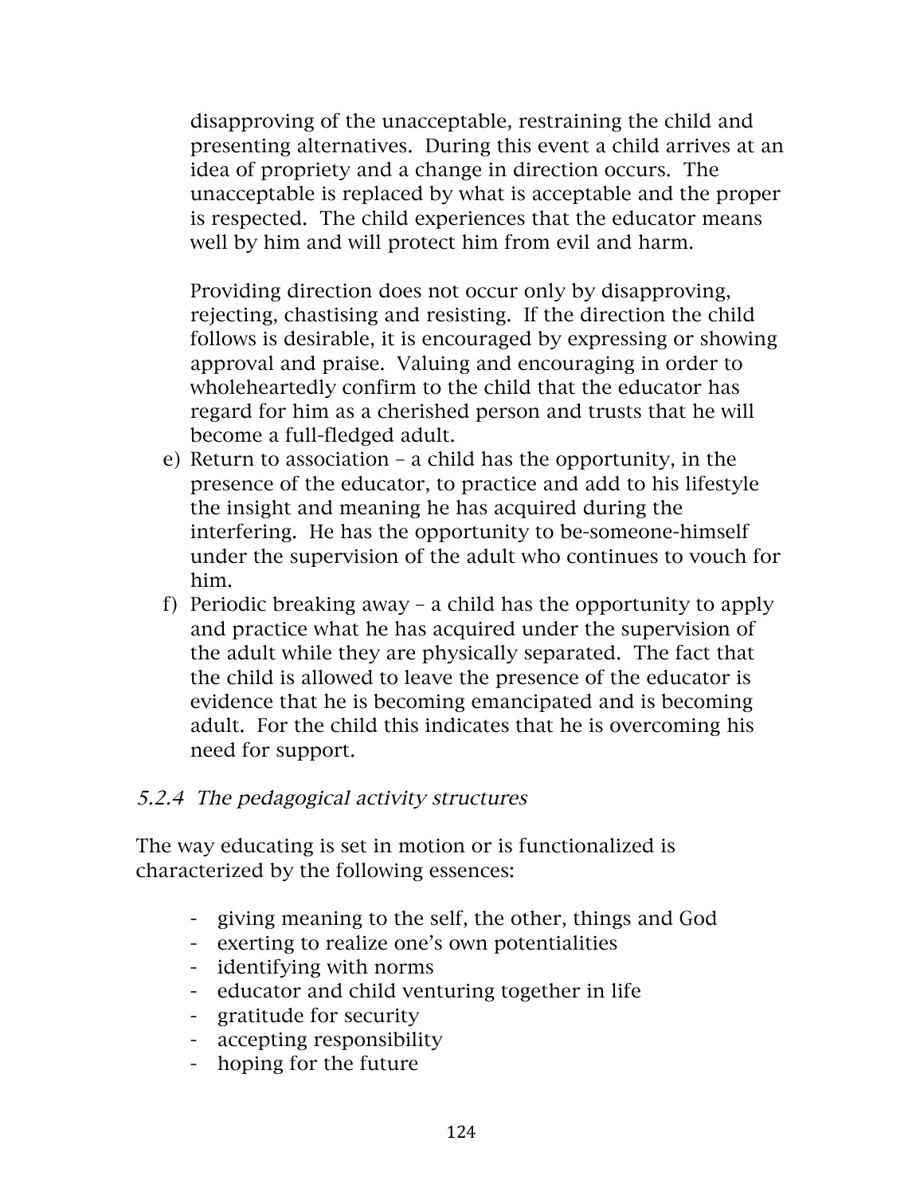disapproving of the unacceptable, restraining the child and presenting alternatives. During this event a child arrives at an idea of propriety and a change in direction occurs. The unacceptable is replaced by what is acceptable and the proper is respected. The child experiences that the educator means well by him and will protect him from evil and harm.

Providing direction does not occur only by disapproving, rejecting, chastising and resisting. If the direction the child follows is desirable, it is encouraged by expressing or showing approval and praise. Valuing and encouraging in order to wholeheartedly confirm to the child that the educator has regard for him as a cherished person and trusts that he will become a full-fledged adult.

e) Return to association – a child has the opportunity, in the presence of the educator, to practice and add to his lifestyle the insight and meaning he has acquired during the interfering. He has the opportunity to be-someone-himself under the supervision of the adult who continues to vouch for him.
f) Periodic breaking away – a child has the opportunity to apply and practice what he has acquired under the supervision of the adult while they are physically separated. The fact that the child is allowed to leave the presence of the educator is evidence that he is becoming emancipated and is becoming adult. For the child this indicates that he is overcoming his need for support.

### *5.2.4 The pedagogical activity structures*

The way educating is set in motion or is functionalized is characterized by the following essences:

- giving meaning to the self, the other, things and God
- exerting to realize one's own potentialities
- identifying with norms
- educator and child venturing together in life
- gratitude for security
- accepting responsibility
- hoping for the future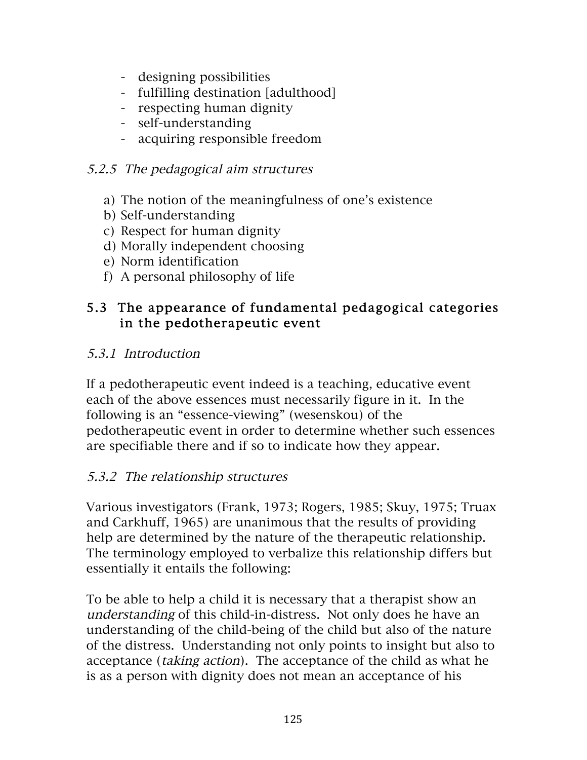- designing possibilities
- fulfilling destination [adulthood]
- respecting human dignity
- self-understanding
- acquiring responsible freedom

### *5.2.5 The pedagogical aim structures*

a) The notion of the meaningfulness of one's existence
b) Self-understanding
c) Respect for human dignity
d) Morally independent choosing
e) Norm identification
f) A personal philosophy of life

## 5.3 The appearance of fundamental pedagogical categories in the pedotherapeutic event

### *5.3.1 Introduction*

If a pedotherapeutic event indeed is a teaching, educative event each of the above essences must necessarily figure in it. In the following is an "essence-viewing" (wesenskou) of the pedotherapeutic event in order to determine whether such essences are specifiable there and if so to indicate how they appear.

### *5.3.2 The relationship structures*

Various investigators (Frank, 1973; Rogers, 1985; Skuy, 1975; Truax and Carkhuff, 1965) are unanimous that the results of providing help are determined by the nature of the therapeutic relationship. The terminology employed to verbalize this relationship differs but essentially it entails the following:

To be able to help a child it is necessary that a therapist show an *understanding* of this child-in-distress. Not only does he have an understanding of the child-being of the child but also of the nature of the distress. Understanding not only points to insight but also to acceptance (*taking action*). The acceptance of the child as what he is as a person with dignity does not mean an acceptance of his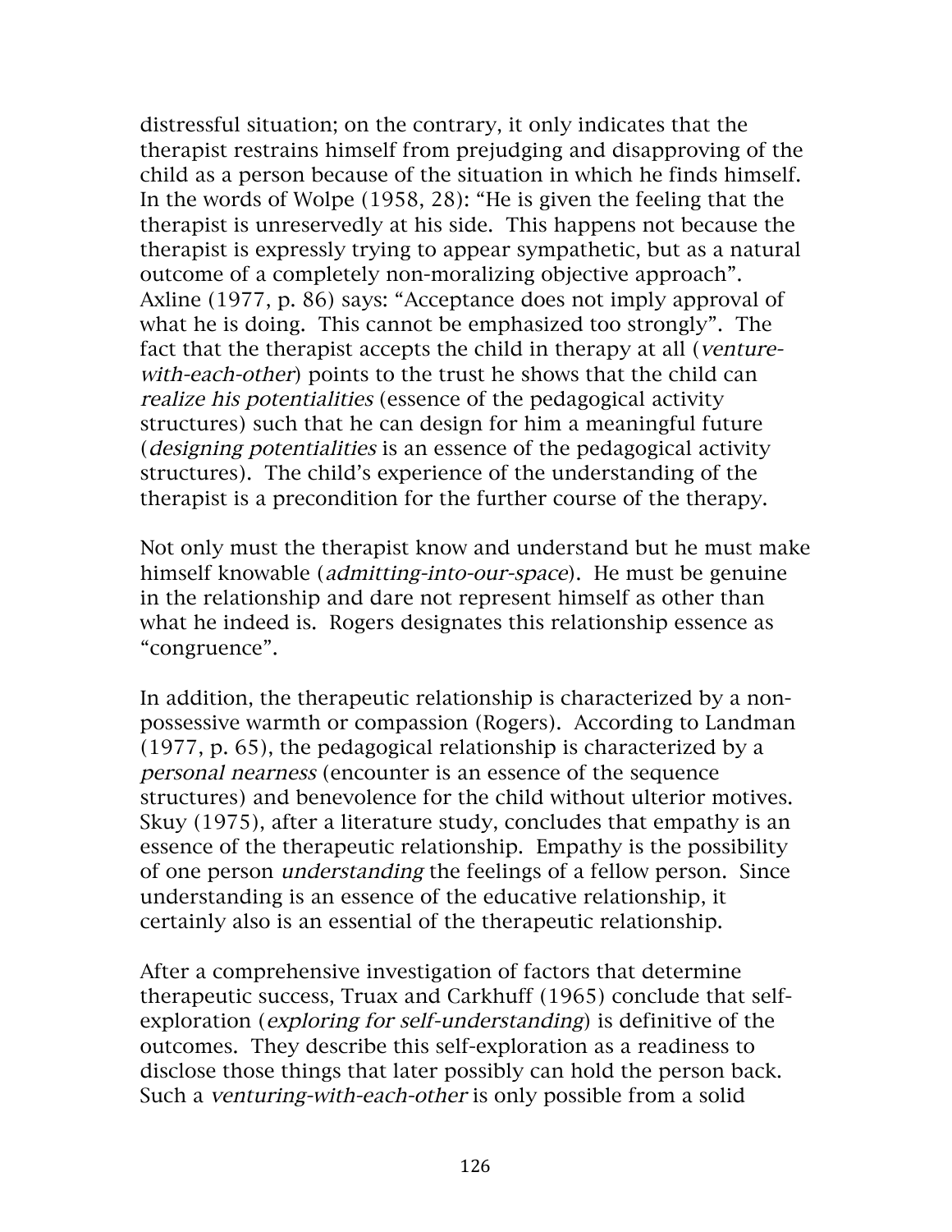distressful situation; on the contrary, it only indicates that the therapist restrains himself from prejudging and disapproving of the child as a person because of the situation in which he finds himself. In the words of Wolpe (1958, 28): "He is given the feeling that the therapist is unreservedly at his side. This happens not because the therapist is expressly trying to appear sympathetic, but as a natural outcome of a completely non-moralizing objective approach". Axline (1977, p. 86) says: "Acceptance does not imply approval of what he is doing. This cannot be emphasized too strongly". The fact that the therapist accepts the child in therapy at all (*venture-with-each-other*) points to the trust he shows that the child can *realize his potentialities* (essence of the pedagogical activity structures) such that he can design for him a meaningful future (*designing potentialities* is an essence of the pedagogical activity structures). The child's experience of the understanding of the therapist is a precondition for the further course of the therapy.

Not only must the therapist know and understand but he must make himself knowable (*admitting-into-our-space*). He must be genuine in the relationship and dare not represent himself as other than what he indeed is. Rogers designates this relationship essence as "congruence".

In addition, the therapeutic relationship is characterized by a non-possessive warmth or compassion (Rogers). According to Landman (1977, p. 65), the pedagogical relationship is characterized by a *personal nearness* (encounter is an essence of the sequence structures) and benevolence for the child without ulterior motives. Skuy (1975), after a literature study, concludes that empathy is an essence of the therapeutic relationship. Empathy is the possibility of one person *understanding* the feelings of a fellow person. Since understanding is an essence of the educative relationship, it certainly also is an essential of the therapeutic relationship.

After a comprehensive investigation of factors that determine therapeutic success, Truax and Carkhuff (1965) conclude that self-exploration (*exploring for self-understanding*) is definitive of the outcomes. They describe this self-exploration as a readiness to disclose those things that later possibly can hold the person back. Such a *venturing-with-each-other* is only possible from a solid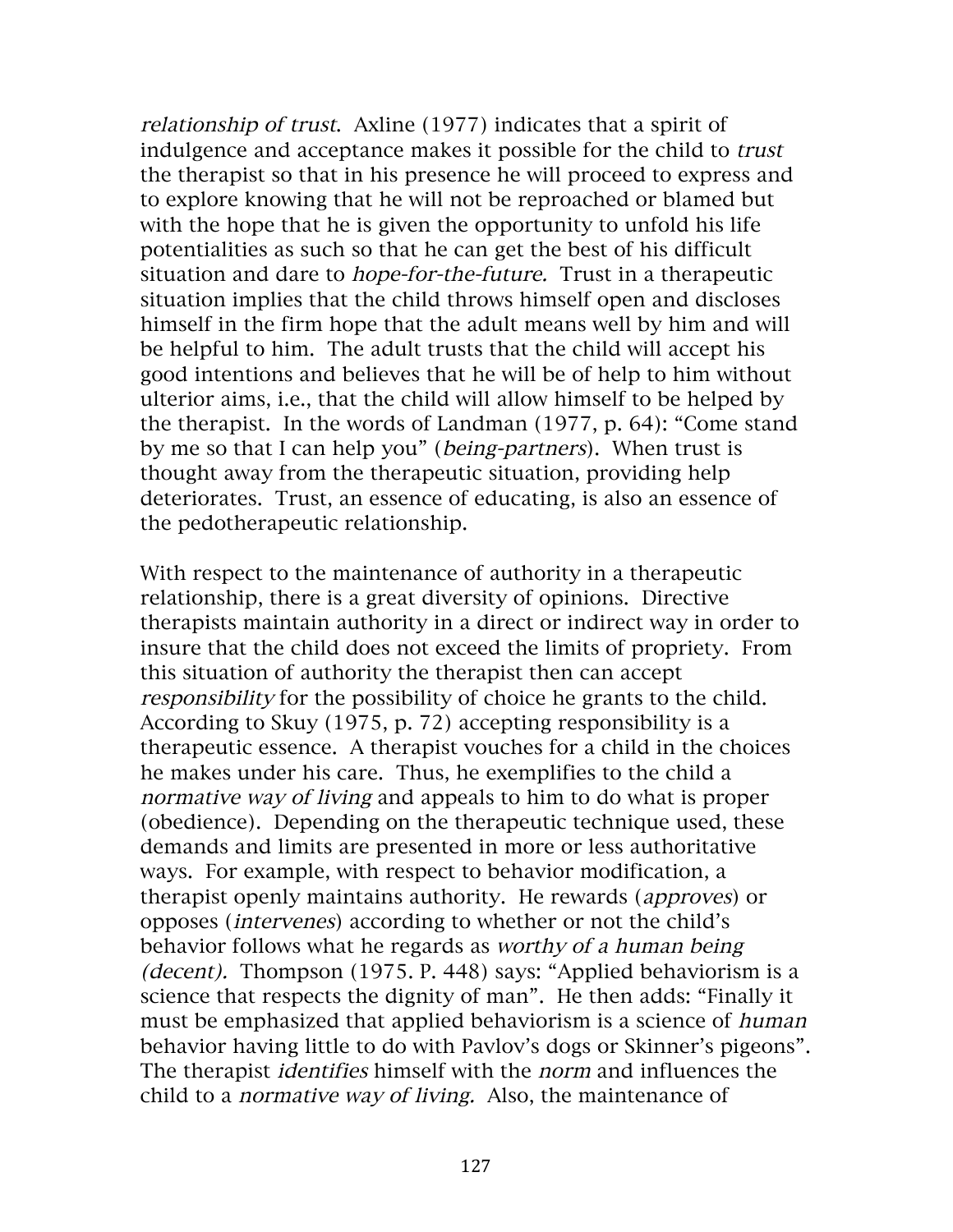*relationship of trust*. Axline (1977) indicates that a spirit of indulgence and acceptance makes it possible for the child to *trust* the therapist so that in his presence he will proceed to express and to explore knowing that he will not be reproached or blamed but with the hope that he is given the opportunity to unfold his life potentialities as such so that he can get the best of his difficult situation and dare to *hope-for-the-future.* Trust in a therapeutic situation implies that the child throws himself open and discloses himself in the firm hope that the adult means well by him and will be helpful to him. The adult trusts that the child will accept his good intentions and believes that he will be of help to him without ulterior aims, i.e., that the child will allow himself to be helped by the therapist. In the words of Landman (1977, p. 64): "Come stand by me so that I can help you" (*being-partners*). When trust is thought away from the therapeutic situation, providing help deteriorates. Trust, an essence of educating, is also an essence of the pedotherapeutic relationship.

With respect to the maintenance of authority in a therapeutic relationship, there is a great diversity of opinions. Directive therapists maintain authority in a direct or indirect way in order to insure that the child does not exceed the limits of propriety. From this situation of authority the therapist then can accept *responsibility* for the possibility of choice he grants to the child. According to Skuy (1975, p. 72) accepting responsibility is a therapeutic essence. A therapist vouches for a child in the choices he makes under his care. Thus, he exemplifies to the child a *normative way of living* and appeals to him to do what is proper (obedience). Depending on the therapeutic technique used, these demands and limits are presented in more or less authoritative ways. For example, with respect to behavior modification, a therapist openly maintains authority. He rewards (*approves*) or opposes (*intervenes*) according to whether or not the child's behavior follows what he regards as *worthy of a human being (decent).* Thompson (1975. P. 448) says: "Applied behaviorism is a science that respects the dignity of man". He then adds: "Finally it must be emphasized that applied behaviorism is a science of *human* behavior having little to do with Pavlov's dogs or Skinner's pigeons". The therapist *identifies* himself with the *norm* and influences the child to a *normative way of living.* Also, the maintenance of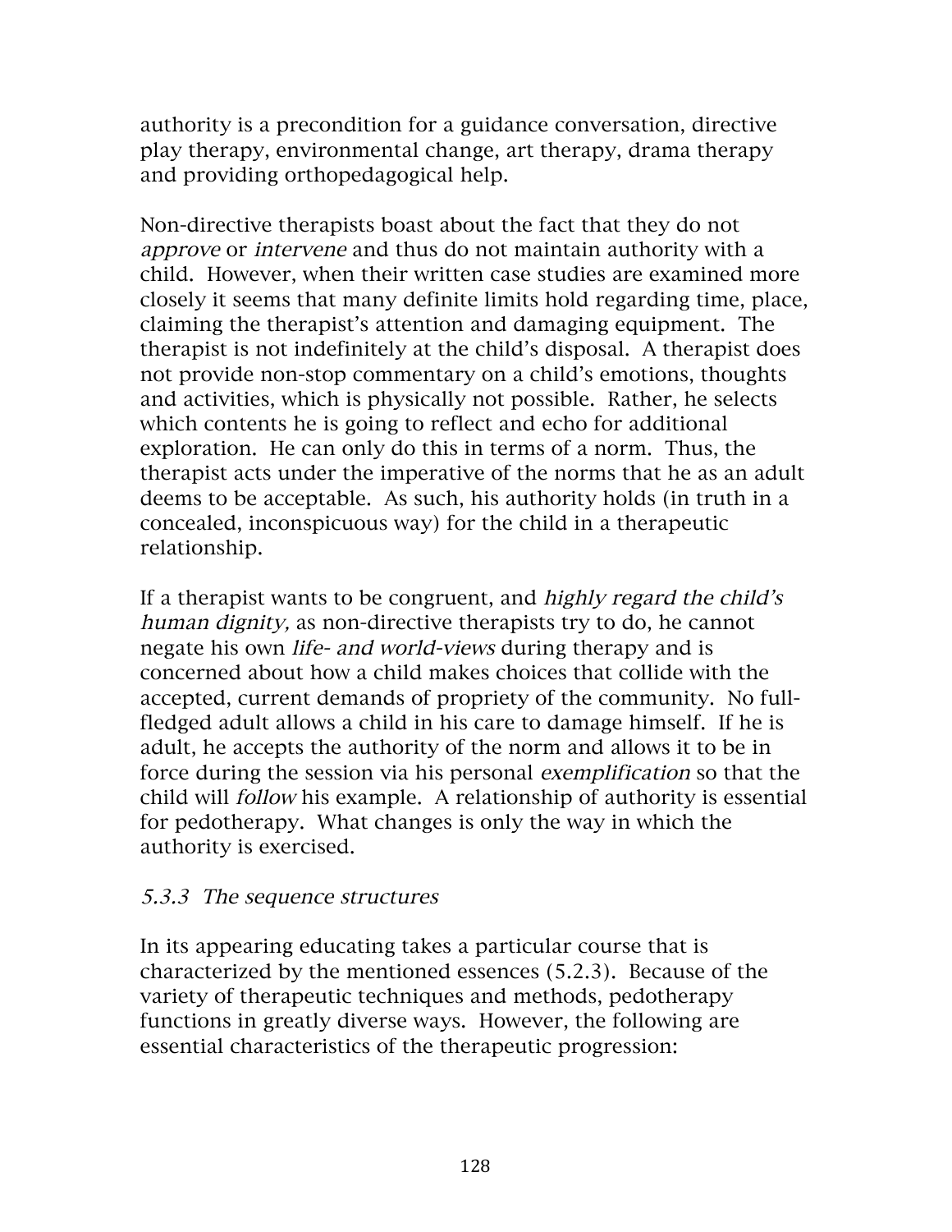authority is a precondition for a guidance conversation, directive play therapy, environmental change, art therapy, drama therapy and providing orthopedagogical help.

Non-directive therapists boast about the fact that they do not *approve* or *intervene* and thus do not maintain authority with a child. However, when their written case studies are examined more closely it seems that many definite limits hold regarding time, place, claiming the therapist's attention and damaging equipment. The therapist is not indefinitely at the child's disposal. A therapist does not provide non-stop commentary on a child's emotions, thoughts and activities, which is physically not possible. Rather, he selects which contents he is going to reflect and echo for additional exploration. He can only do this in terms of a norm. Thus, the therapist acts under the imperative of the norms that he as an adult deems to be acceptable. As such, his authority holds (in truth in a concealed, inconspicuous way) for the child in a therapeutic relationship.

If a therapist wants to be congruent, and *highly regard the child's human dignity,* as non-directive therapists try to do, he cannot negate his own *life- and world-views* during therapy and is concerned about how a child makes choices that collide with the accepted, current demands of propriety of the community. No full-fledged adult allows a child in his care to damage himself. If he is adult, he accepts the authority of the norm and allows it to be in force during the session via his personal *exemplification* so that the child will *follow* his example. A relationship of authority is essential for pedotherapy. What changes is only the way in which the authority is exercised.

### *5.3.3 The sequence structures*

In its appearing educating takes a particular course that is characterized by the mentioned essences (5.2.3). Because of the variety of therapeutic techniques and methods, pedotherapy functions in greatly diverse ways. However, the following are essential characteristics of the therapeutic progression: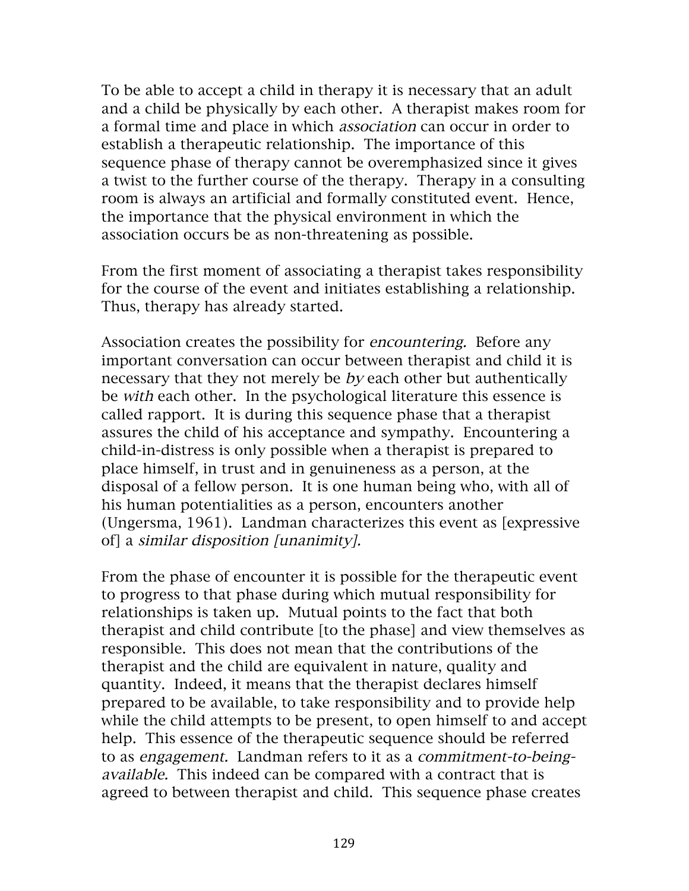To be able to accept a child in therapy it is necessary that an adult and a child be physically by each other. A therapist makes room for a formal time and place in which *association* can occur in order to establish a therapeutic relationship. The importance of this sequence phase of therapy cannot be overemphasized since it gives a twist to the further course of the therapy. Therapy in a consulting room is always an artificial and formally constituted event. Hence, the importance that the physical environment in which the association occurs be as non-threatening as possible.

From the first moment of associating a therapist takes responsibility for the course of the event and initiates establishing a relationship. Thus, therapy has already started.

Association creates the possibility for *encountering.* Before any important conversation can occur between therapist and child it is necessary that they not merely be *by* each other but authentically be *with* each other. In the psychological literature this essence is called rapport. It is during this sequence phase that a therapist assures the child of his acceptance and sympathy. Encountering a child-in-distress is only possible when a therapist is prepared to place himself, in trust and in genuineness as a person, at the disposal of a fellow person. It is one human being who, with all of his human potentialities as a person, encounters another (Ungersma, 1961). Landman characterizes this event as [expressive of] a *similar disposition [unanimity].*

From the phase of encounter it is possible for the therapeutic event to progress to that phase during which mutual responsibility for relationships is taken up. Mutual points to the fact that both therapist and child contribute [to the phase] and view themselves as responsible. This does not mean that the contributions of the therapist and the child are equivalent in nature, quality and quantity. Indeed, it means that the therapist declares himself prepared to be available, to take responsibility and to provide help while the child attempts to be present, to open himself to and accept help. This essence of the therapeutic sequence should be referred to as *engagement.* Landman refers to it as a *commitment-to-being-available.* This indeed can be compared with a contract that is agreed to between therapist and child. This sequence phase creates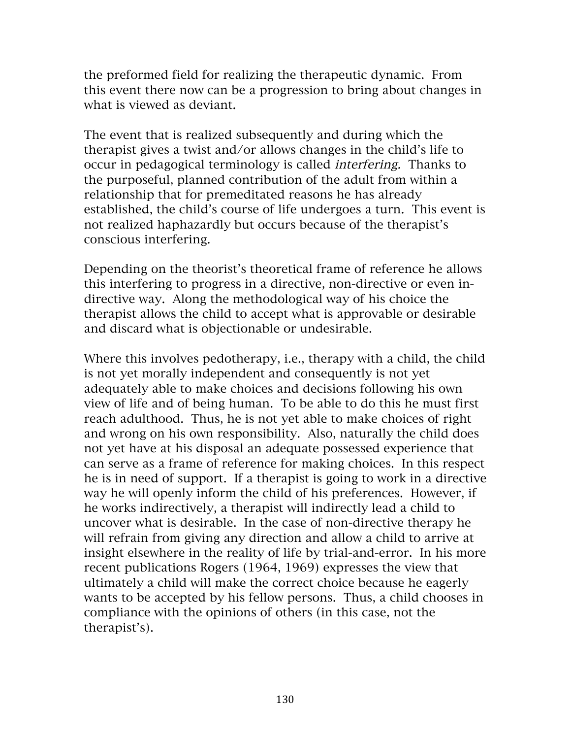the preformed field for realizing the therapeutic dynamic. From this event there now can be a progression to bring about changes in what is viewed as deviant.

The event that is realized subsequently and during which the therapist gives a twist and/or allows changes in the child's life to occur in pedagogical terminology is called *interfering*. Thanks to the purposeful, planned contribution of the adult from within a relationship that for premeditated reasons he has already established, the child's course of life undergoes a turn. This event is not realized haphazardly but occurs because of the therapist's conscious interfering.

Depending on the theorist's theoretical frame of reference he allows this interfering to progress in a directive, non-directive or even in-directive way. Along the methodological way of his choice the therapist allows the child to accept what is approvable or desirable and discard what is objectionable or undesirable.

Where this involves pedotherapy, i.e., therapy with a child, the child is not yet morally independent and consequently is not yet adequately able to make choices and decisions following his own view of life and of being human. To be able to do this he must first reach adulthood. Thus, he is not yet able to make choices of right and wrong on his own responsibility. Also, naturally the child does not yet have at his disposal an adequate possessed experience that can serve as a frame of reference for making choices. In this respect he is in need of support. If a therapist is going to work in a directive way he will openly inform the child of his preferences. However, if he works indirectively, a therapist will indirectly lead a child to uncover what is desirable. In the case of non-directive therapy he will refrain from giving any direction and allow a child to arrive at insight elsewhere in the reality of life by trial-and-error. In his more recent publications Rogers (1964, 1969) expresses the view that ultimately a child will make the correct choice because he eagerly wants to be accepted by his fellow persons. Thus, a child chooses in compliance with the opinions of others (in this case, not the therapist's).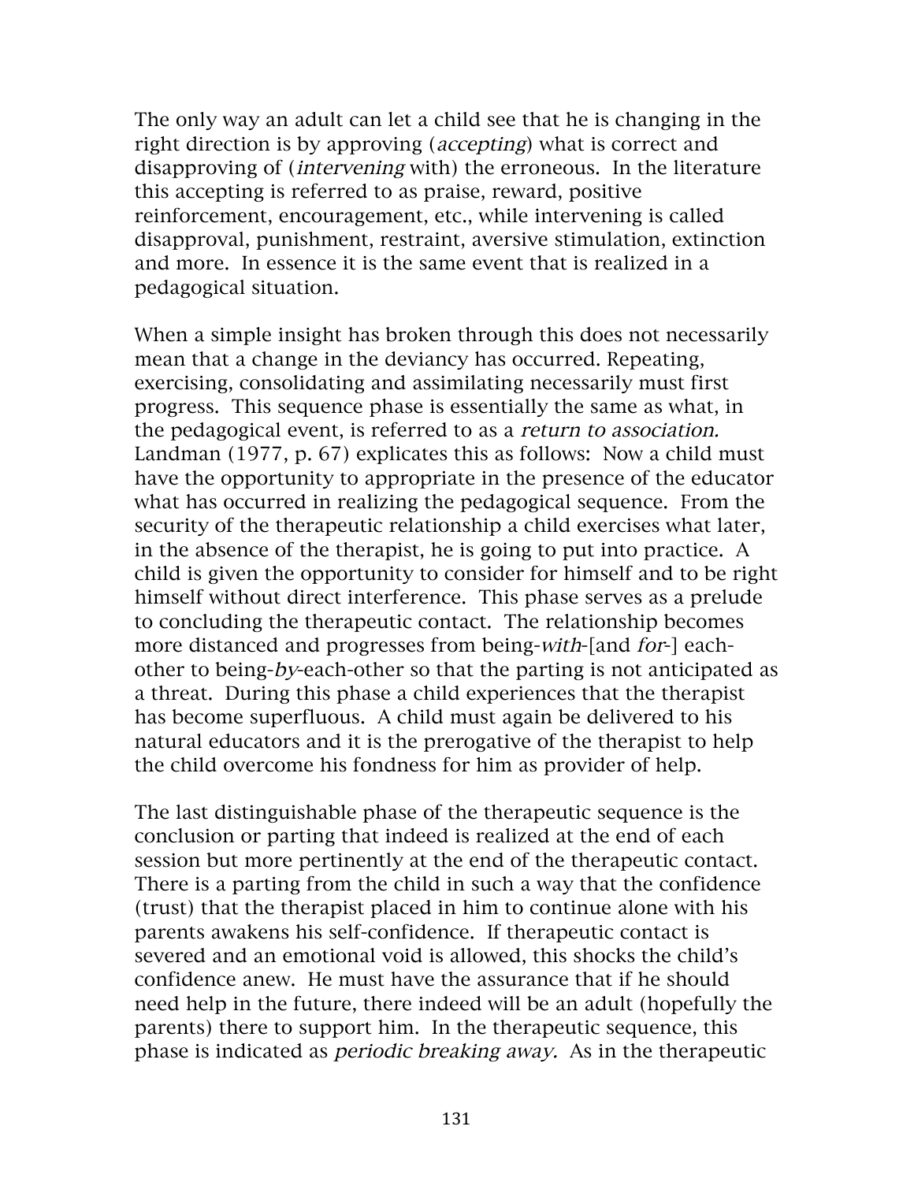The only way an adult can let a child see that he is changing in the right direction is by approving (*accepting*) what is correct and disapproving of (*intervening* with) the erroneous. In the literature this accepting is referred to as praise, reward, positive reinforcement, encouragement, etc., while intervening is called disapproval, punishment, restraint, aversive stimulation, extinction and more. In essence it is the same event that is realized in a pedagogical situation.

When a simple insight has broken through this does not necessarily mean that a change in the deviancy has occurred. Repeating, exercising, consolidating and assimilating necessarily must first progress. This sequence phase is essentially the same as what, in the pedagogical event, is referred to as a *return to association.* Landman (1977, p. 67) explicates this as follows: Now a child must have the opportunity to appropriate in the presence of the educator what has occurred in realizing the pedagogical sequence. From the security of the therapeutic relationship a child exercises what later, in the absence of the therapist, he is going to put into practice. A child is given the opportunity to consider for himself and to be right himself without direct interference. This phase serves as a prelude to concluding the therapeutic contact. The relationship becomes more distanced and progresses from being-*with*-[and *for*-] each-other to being-*by*-each-other so that the parting is not anticipated as a threat. During this phase a child experiences that the therapist has become superfluous. A child must again be delivered to his natural educators and it is the prerogative of the therapist to help the child overcome his fondness for him as provider of help.

The last distinguishable phase of the therapeutic sequence is the conclusion or parting that indeed is realized at the end of each session but more pertinently at the end of the therapeutic contact. There is a parting from the child in such a way that the confidence (trust) that the therapist placed in him to continue alone with his parents awakens his self-confidence. If therapeutic contact is severed and an emotional void is allowed, this shocks the child's confidence anew. He must have the assurance that if he should need help in the future, there indeed will be an adult (hopefully the parents) there to support him. In the therapeutic sequence, this phase is indicated as *periodic breaking away.* As in the therapeutic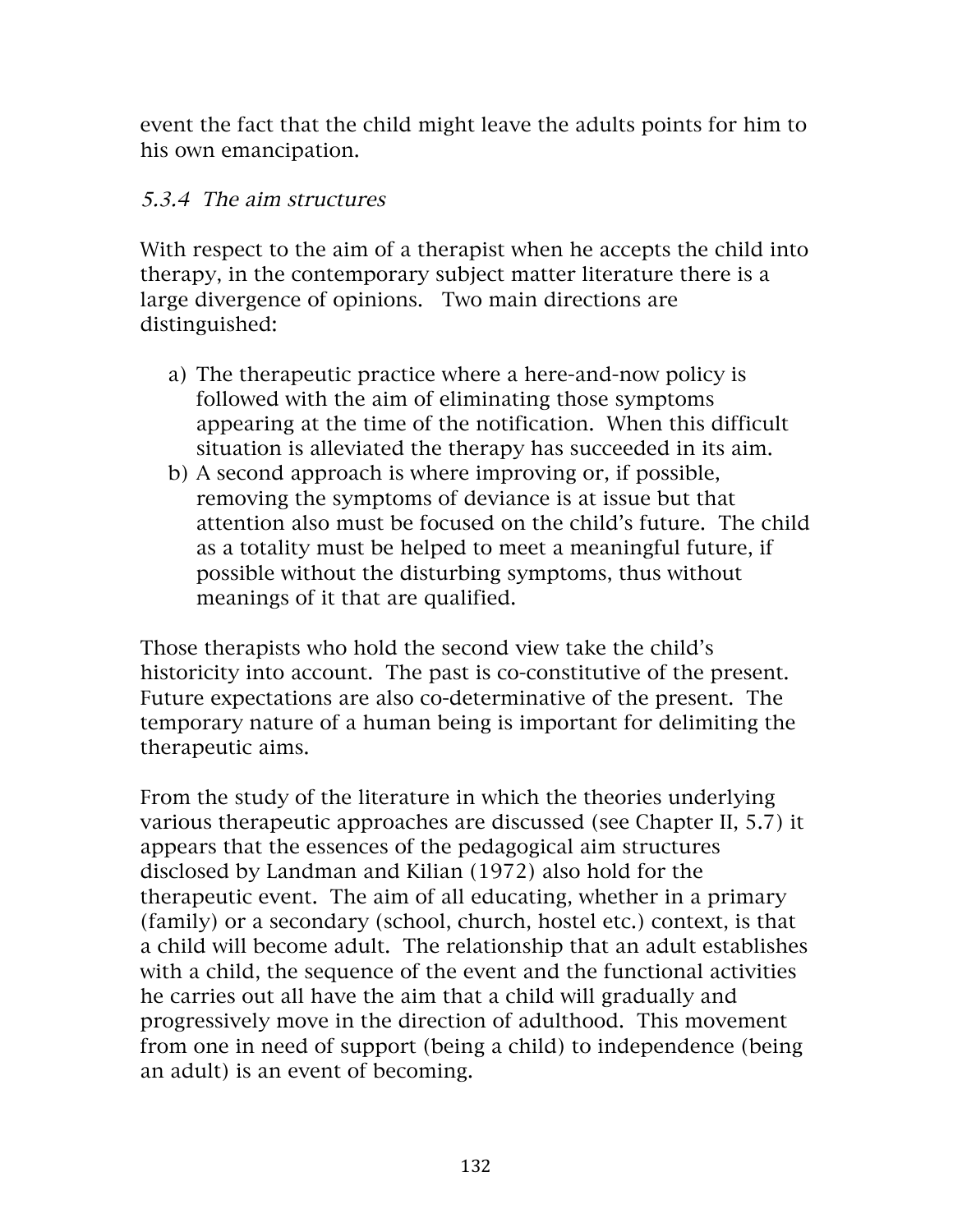event the fact that the child might leave the adults points for him to his own emancipation.

### *5.3.4 The aim structures*

With respect to the aim of a therapist when he accepts the child into therapy, in the contemporary subject matter literature there is a large divergence of opinions. Two main directions are distinguished:

a) The therapeutic practice where a here-and-now policy is followed with the aim of eliminating those symptoms appearing at the time of the notification. When this difficult situation is alleviated the therapy has succeeded in its aim.
b) A second approach is where improving or, if possible, removing the symptoms of deviance is at issue but that attention also must be focused on the child's future. The child as a totality must be helped to meet a meaningful future, if possible without the disturbing symptoms, thus without meanings of it that are qualified.

Those therapists who hold the second view take the child's historicity into account. The past is co-constitutive of the present. Future expectations are also co-determinative of the present. The temporary nature of a human being is important for delimiting the therapeutic aims.

From the study of the literature in which the theories underlying various therapeutic approaches are discussed (see Chapter II, 5.7) it appears that the essences of the pedagogical aim structures disclosed by Landman and Kilian (1972) also hold for the therapeutic event. The aim of all educating, whether in a primary (family) or a secondary (school, church, hostel etc.) context, is that a child will become adult. The relationship that an adult establishes with a child, the sequence of the event and the functional activities he carries out all have the aim that a child will gradually and progressively move in the direction of adulthood. This movement from one in need of support (being a child) to independence (being an adult) is an event of becoming.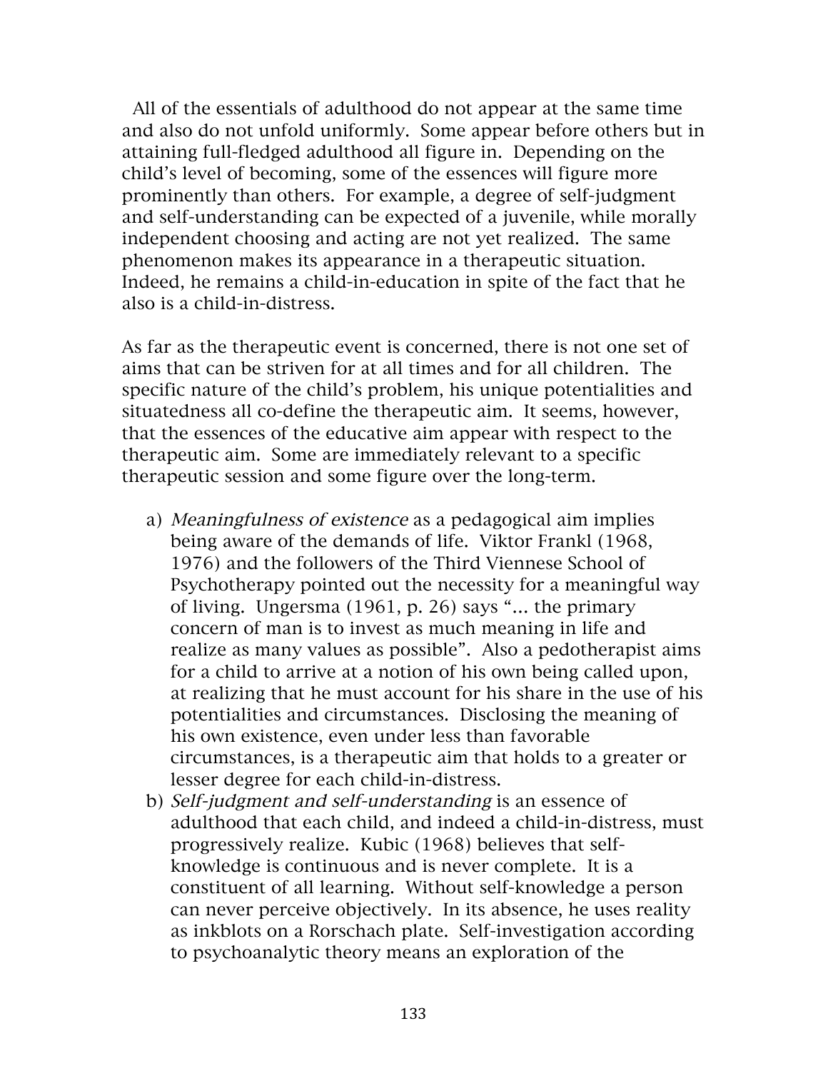All of the essentials of adulthood do not appear at the same time and also do not unfold uniformly. Some appear before others but in attaining full-fledged adulthood all figure in. Depending on the child's level of becoming, some of the essences will figure more prominently than others. For example, a degree of self-judgment and self-understanding can be expected of a juvenile, while morally independent choosing and acting are not yet realized. The same phenomenon makes its appearance in a therapeutic situation. Indeed, he remains a child-in-education in spite of the fact that he also is a child-in-distress.

As far as the therapeutic event is concerned, there is not one set of aims that can be striven for at all times and for all children. The specific nature of the child's problem, his unique potentialities and situatedness all co-define the therapeutic aim. It seems, however, that the essences of the educative aim appear with respect to the therapeutic aim. Some are immediately relevant to a specific therapeutic session and some figure over the long-term.

a) *Meaningfulness of existence* as a pedagogical aim implies being aware of the demands of life. Viktor Frankl (1968, 1976) and the followers of the Third Viennese School of Psychotherapy pointed out the necessity for a meaningful way of living. Ungersma (1961, p. 26) says "... the primary concern of man is to invest as much meaning in life and realize as many values as possible". Also a pedotherapist aims for a child to arrive at a notion of his own being called upon, at realizing that he must account for his share in the use of his potentialities and circumstances. Disclosing the meaning of his own existence, even under less than favorable circumstances, is a therapeutic aim that holds to a greater or lesser degree for each child-in-distress.
b) *Self-judgment and self-understanding* is an essence of adulthood that each child, and indeed a child-in-distress, must progressively realize. Kubic (1968) believes that self-knowledge is continuous and is never complete. It is a constituent of all learning. Without self-knowledge a person can never perceive objectively. In its absence, he uses reality as inkblots on a Rorschach plate. Self-investigation according to psychoanalytic theory means an exploration of the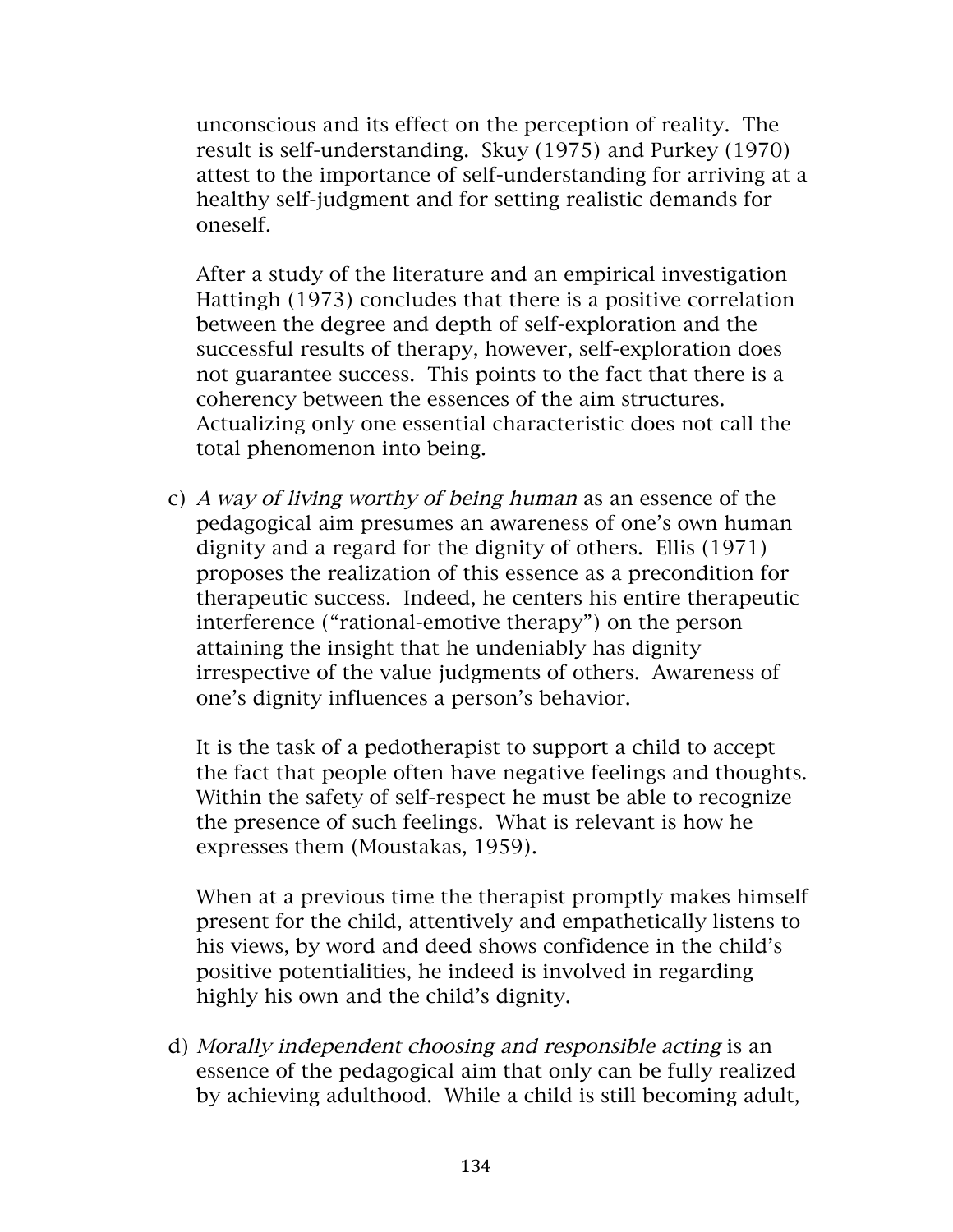unconscious and its effect on the perception of reality. The result is self-understanding. Skuy (1975) and Purkey (1970) attest to the importance of self-understanding for arriving at a healthy self-judgment and for setting realistic demands for oneself.

After a study of the literature and an empirical investigation Hattingh (1973) concludes that there is a positive correlation between the degree and depth of self-exploration and the successful results of therapy, however, self-exploration does not guarantee success. This points to the fact that there is a coherency between the essences of the aim structures. Actualizing only one essential characteristic does not call the total phenomenon into being.

c) *A way of living worthy of being human* as an essence of the pedagogical aim presumes an awareness of one's own human dignity and a regard for the dignity of others. Ellis (1971) proposes the realization of this essence as a precondition for therapeutic success. Indeed, he centers his entire therapeutic interference ("rational-emotive therapy") on the person attaining the insight that he undeniably has dignity irrespective of the value judgments of others. Awareness of one's dignity influences a person's behavior.

   It is the task of a pedotherapist to support a child to accept the fact that people often have negative feelings and thoughts. Within the safety of self-respect he must be able to recognize the presence of such feelings. What is relevant is how he expresses them (Moustakas, 1959).

   When at a previous time the therapist promptly makes himself present for the child, attentively and empathetically listens to his views, by word and deed shows confidence in the child's positive potentialities, he indeed is involved in regarding highly his own and the child's dignity.

d) *Morally independent choosing and responsible acting* is an essence of the pedagogical aim that only can be fully realized by achieving adulthood. While a child is still becoming adult,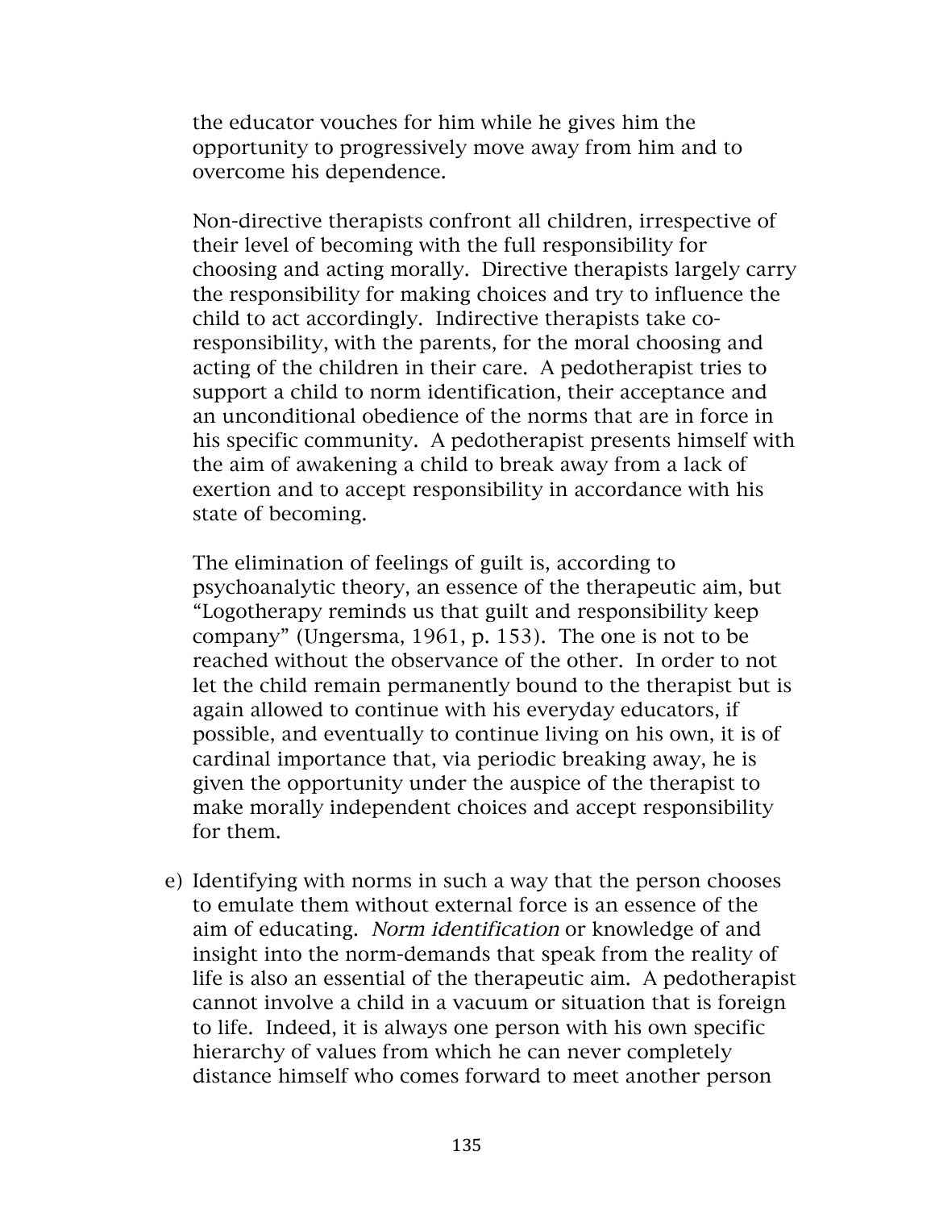the educator vouches for him while he gives him the opportunity to progressively move away from him and to overcome his dependence.

Non-directive therapists confront all children, irrespective of their level of becoming with the full responsibility for choosing and acting morally. Directive therapists largely carry the responsibility for making choices and try to influence the child to act accordingly. Indirective therapists take co-responsibility, with the parents, for the moral choosing and acting of the children in their care. A pedotherapist tries to support a child to norm identification, their acceptance and an unconditional obedience of the norms that are in force in his specific community. A pedotherapist presents himself with the aim of awakening a child to break away from a lack of exertion and to accept responsibility in accordance with his state of becoming.

The elimination of feelings of guilt is, according to psychoanalytic theory, an essence of the therapeutic aim, but "Logotherapy reminds us that guilt and responsibility keep company" (Ungersma, 1961, p. 153). The one is not to be reached without the observance of the other. In order to not let the child remain permanently bound to the therapist but is again allowed to continue with his everyday educators, if possible, and eventually to continue living on his own, it is of cardinal importance that, via periodic breaking away, he is given the opportunity under the auspice of the therapist to make morally independent choices and accept responsibility for them.

e) Identifying with norms in such a way that the person chooses to emulate them without external force is an essence of the aim of educating. *Norm identification* or knowledge of and insight into the norm-demands that speak from the reality of life is also an essential of the therapeutic aim. A pedotherapist cannot involve a child in a vacuum or situation that is foreign to life. Indeed, it is always one person with his own specific hierarchy of values from which he can never completely distance himself who comes forward to meet another person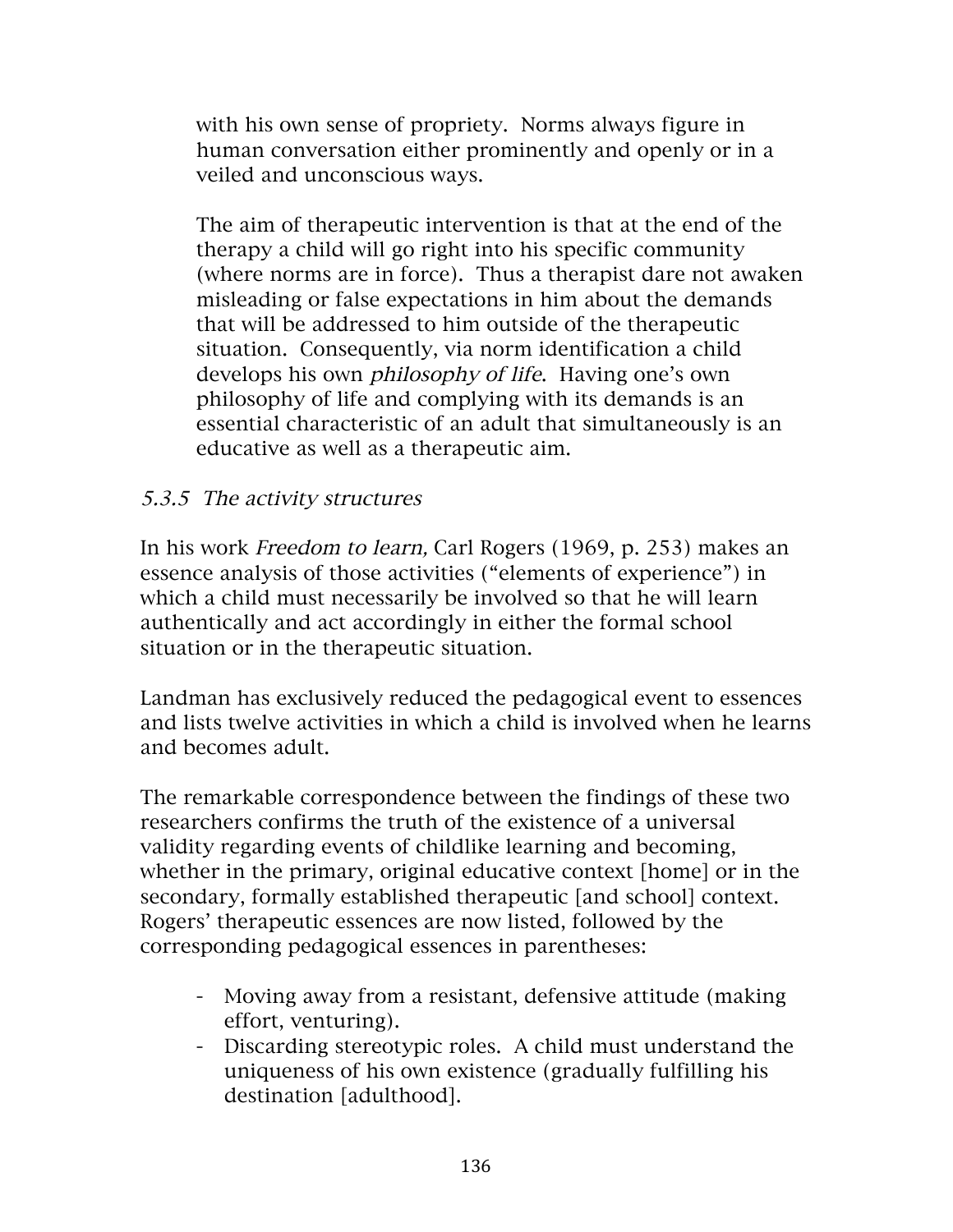with his own sense of propriety. Norms always figure in human conversation either prominently and openly or in a veiled and unconscious ways.

The aim of therapeutic intervention is that at the end of the therapy a child will go right into his specific community (where norms are in force). Thus a therapist dare not awaken misleading or false expectations in him about the demands that will be addressed to him outside of the therapeutic situation. Consequently, via norm identification a child develops his own *philosophy of life*. Having one's own philosophy of life and complying with its demands is an essential characteristic of an adult that simultaneously is an educative as well as a therapeutic aim.

### *5.3.5 The activity structures*

In his work *Freedom to learn,* Carl Rogers (1969, p. 253) makes an essence analysis of those activities ("elements of experience") in which a child must necessarily be involved so that he will learn authentically and act accordingly in either the formal school situation or in the therapeutic situation.

Landman has exclusively reduced the pedagogical event to essences and lists twelve activities in which a child is involved when he learns and becomes adult.

The remarkable correspondence between the findings of these two researchers confirms the truth of the existence of a universal validity regarding events of childlike learning and becoming, whether in the primary, original educative context [home] or in the secondary, formally established therapeutic [and school] context. Rogers' therapeutic essences are now listed, followed by the corresponding pedagogical essences in parentheses:

- Moving away from a resistant, defensive attitude (making effort, venturing).
- Discarding stereotypic roles. A child must understand the uniqueness of his own existence (gradually fulfilling his destination [adulthood].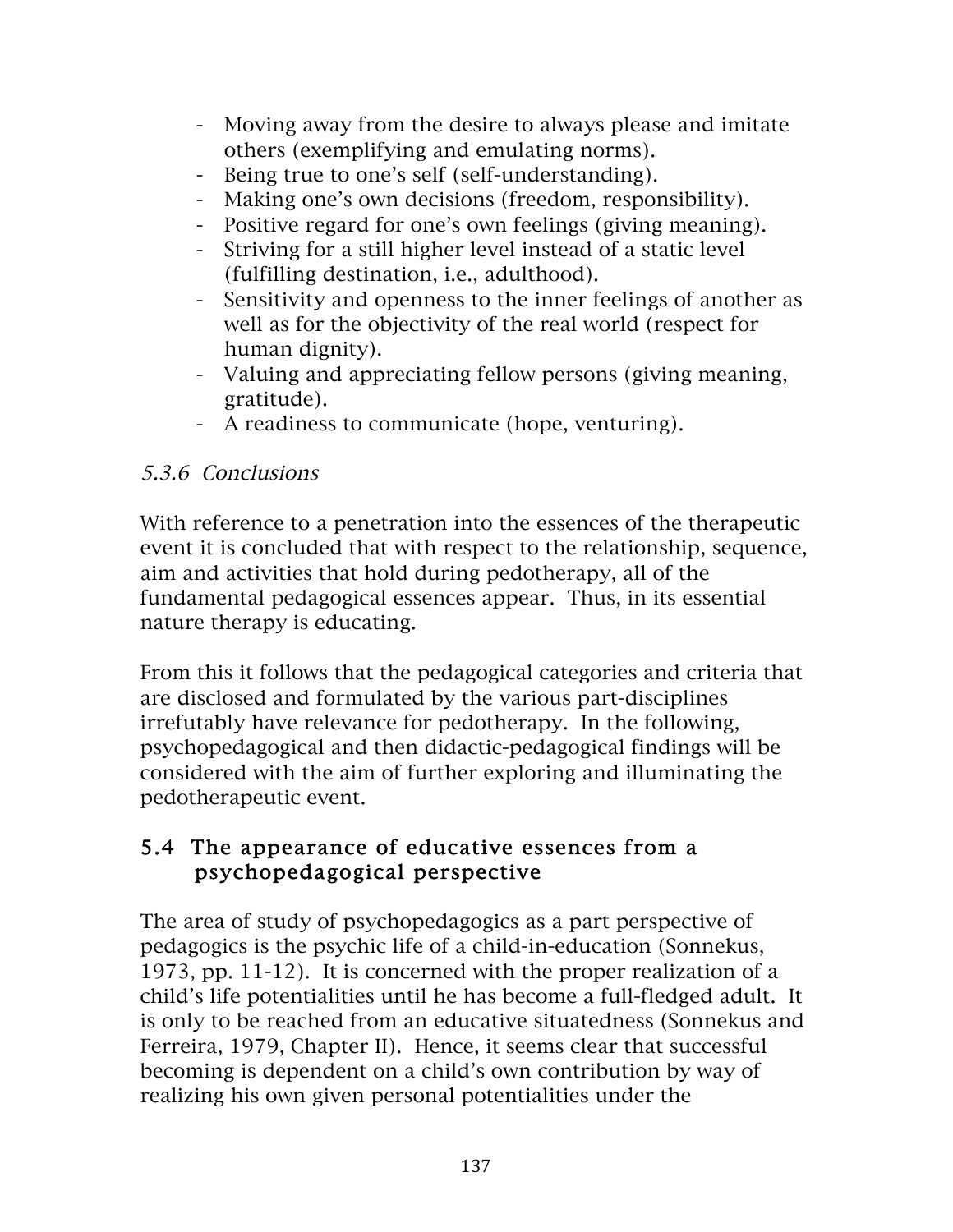- Moving away from the desire to always please and imitate others (exemplifying and emulating norms).
- Being true to one's self (self-understanding).
- Making one's own decisions (freedom, responsibility).
- Positive regard for one's own feelings (giving meaning).
- Striving for a still higher level instead of a static level (fulfilling destination, i.e., adulthood).
- Sensitivity and openness to the inner feelings of another as well as for the objectivity of the real world (respect for human dignity).
- Valuing and appreciating fellow persons (giving meaning, gratitude).
- A readiness to communicate (hope, venturing).

### *5.3.6 Conclusions*

With reference to a penetration into the essences of the therapeutic event it is concluded that with respect to the relationship, sequence, aim and activities that hold during pedotherapy, all of the fundamental pedagogical essences appear. Thus, in its essential nature therapy is educating.

From this it follows that the pedagogical categories and criteria that are disclosed and formulated by the various part-disciplines irrefutably have relevance for pedotherapy. In the following, psychopedagogical and then didactic-pedagogical findings will be considered with the aim of further exploring and illuminating the pedotherapeutic event.

## 5.4 The appearance of educative essences from a psychopedagogical perspective

The area of study of psychopedagogics as a part perspective of pedagogics is the psychic life of a child-in-education (Sonnekus, 1973, pp. 11-12). It is concerned with the proper realization of a child's life potentialities until he has become a full-fledged adult. It is only to be reached from an educative situatedness (Sonnekus and Ferreira, 1979, Chapter II). Hence, it seems clear that successful becoming is dependent on a child's own contribution by way of realizing his own given personal potentialities under the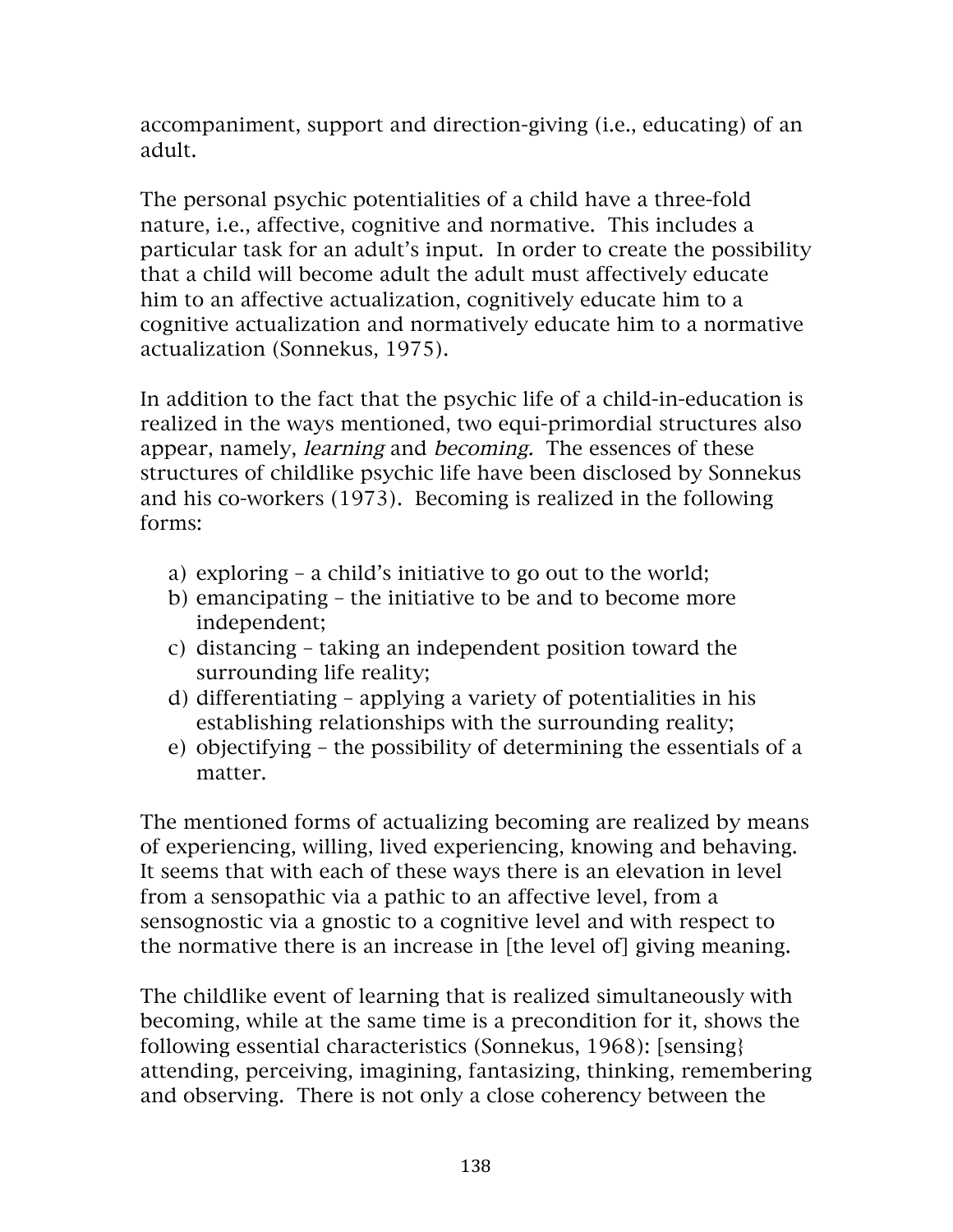accompaniment, support and direction-giving (i.e., educating) of an adult.

The personal psychic potentialities of a child have a three-fold nature, i.e., affective, cognitive and normative. This includes a particular task for an adult's input. In order to create the possibility that a child will become adult the adult must affectively educate him to an affective actualization, cognitively educate him to a cognitive actualization and normatively educate him to a normative actualization (Sonnekus, 1975).

In addition to the fact that the psychic life of a child-in-education is realized in the ways mentioned, two equi-primordial structures also appear, namely, *learning* and *becoming.* The essences of these structures of childlike psychic life have been disclosed by Sonnekus and his co-workers (1973). Becoming is realized in the following forms:

a) exploring – a child's initiative to go out to the world;
b) emancipating – the initiative to be and to become more independent;
c) distancing – taking an independent position toward the surrounding life reality;
d) differentiating – applying a variety of potentialities in his establishing relationships with the surrounding reality;
e) objectifying – the possibility of determining the essentials of a matter.

The mentioned forms of actualizing becoming are realized by means of experiencing, willing, lived experiencing, knowing and behaving. It seems that with each of these ways there is an elevation in level from a sensopathic via a pathic to an affective level, from a sensognostic via a gnostic to a cognitive level and with respect to the normative there is an increase in [the level of] giving meaning.

The childlike event of learning that is realized simultaneously with becoming, while at the same time is a precondition for it, shows the following essential characteristics (Sonnekus, 1968): [sensing} attending, perceiving, imagining, fantasizing, thinking, remembering and observing. There is not only a close coherency between the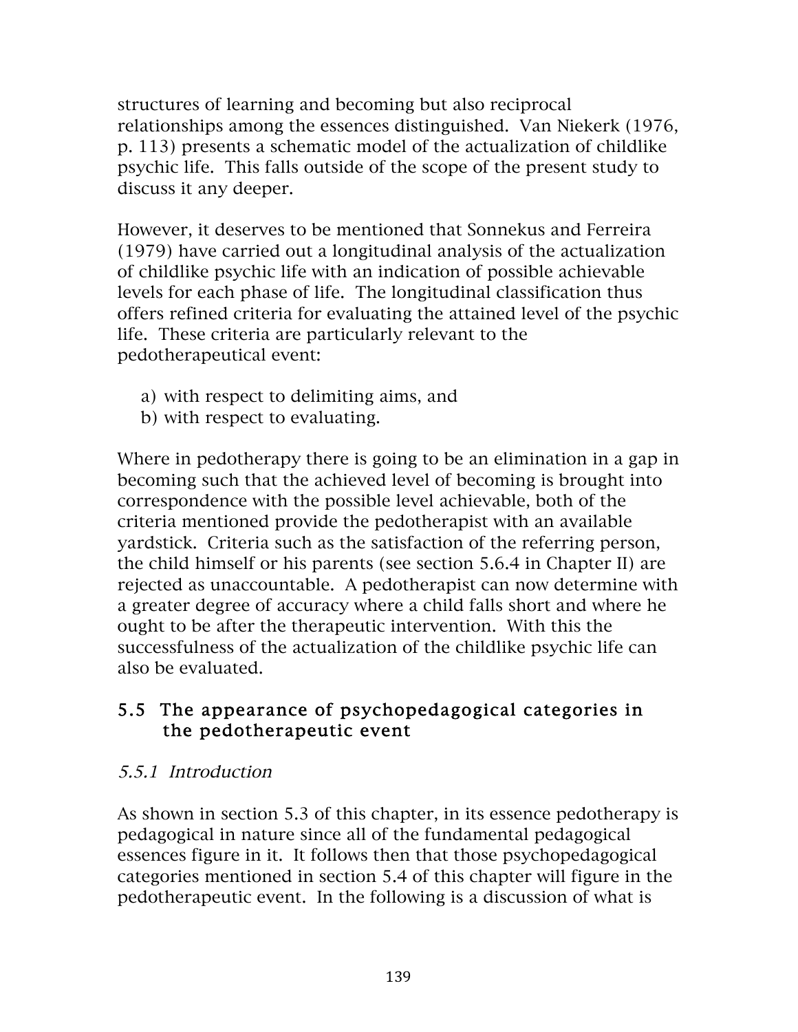structures of learning and becoming but also reciprocal relationships among the essences distinguished. Van Niekerk (1976, p. 113) presents a schematic model of the actualization of childlike psychic life. This falls outside of the scope of the present study to discuss it any deeper.

However, it deserves to be mentioned that Sonnekus and Ferreira (1979) have carried out a longitudinal analysis of the actualization of childlike psychic life with an indication of possible achievable levels for each phase of life. The longitudinal classification thus offers refined criteria for evaluating the attained level of the psychic life. These criteria are particularly relevant to the pedotherapeutical event:

a) with respect to delimiting aims, and
b) with respect to evaluating.

Where in pedotherapy there is going to be an elimination in a gap in becoming such that the achieved level of becoming is brought into correspondence with the possible level achievable, both of the criteria mentioned provide the pedotherapist with an available yardstick. Criteria such as the satisfaction of the referring person, the child himself or his parents (see section 5.6.4 in Chapter II) are rejected as unaccountable. A pedotherapist can now determine with a greater degree of accuracy where a child falls short and where he ought to be after the therapeutic intervention. With this the successfulness of the actualization of the childlike psychic life can also be evaluated.

## 5.5 The appearance of psychopedagogical categories in the pedotherapeutic event

### *5.5.1 Introduction*

As shown in section 5.3 of this chapter, in its essence pedotherapy is pedagogical in nature since all of the fundamental pedagogical essences figure in it. It follows then that those psychopedagogical categories mentioned in section 5.4 of this chapter will figure in the pedotherapeutic event. In the following is a discussion of what is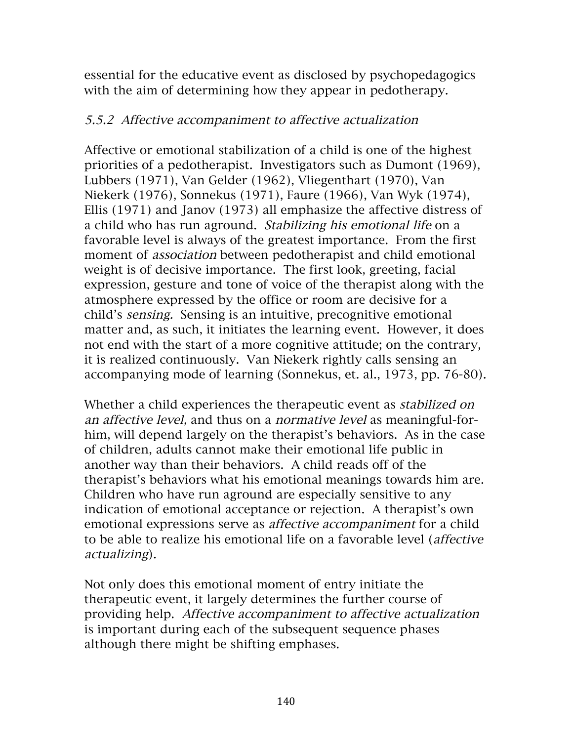essential for the educative event as disclosed by psychopedagogics with the aim of determining how they appear in pedotherapy.

### *5.5.2 Affective accompaniment to affective actualization*

Affective or emotional stabilization of a child is one of the highest priorities of a pedotherapist. Investigators such as Dumont (1969), Lubbers (1971), Van Gelder (1962), Vliegenthart (1970), Van Niekerk (1976), Sonnekus (1971), Faure (1966), Van Wyk (1974), Ellis (1971) and Janov (1973) all emphasize the affective distress of a child who has run aground. *Stabilizing his emotional life* on a favorable level is always of the greatest importance. From the first moment of *association* between pedotherapist and child emotional weight is of decisive importance. The first look, greeting, facial expression, gesture and tone of voice of the therapist along with the atmosphere expressed by the office or room are decisive for a child's *sensing.* Sensing is an intuitive, precognitive emotional matter and, as such, it initiates the learning event. However, it does not end with the start of a more cognitive attitude; on the contrary, it is realized continuously. Van Niekerk rightly calls sensing an accompanying mode of learning (Sonnekus, et. al., 1973, pp. 76-80).

Whether a child experiences the therapeutic event as *stabilized on an affective level,* and thus on a *normative level* as meaningful-for-him, will depend largely on the therapist's behaviors. As in the case of children, adults cannot make their emotional life public in another way than their behaviors. A child reads off of the therapist's behaviors what his emotional meanings towards him are. Children who have run aground are especially sensitive to any indication of emotional acceptance or rejection. A therapist's own emotional expressions serve as *affective accompaniment* for a child to be able to realize his emotional life on a favorable level (*affective actualizing*).

Not only does this emotional moment of entry initiate the therapeutic event, it largely determines the further course of providing help. *Affective accompaniment to affective actualization* is important during each of the subsequent sequence phases although there might be shifting emphases.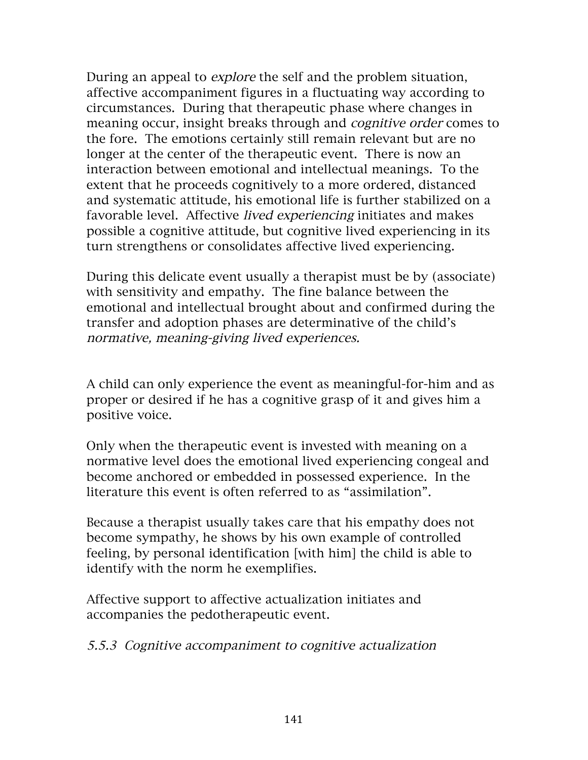During an appeal to *explore* the self and the problem situation, affective accompaniment figures in a fluctuating way according to circumstances. During that therapeutic phase where changes in meaning occur, insight breaks through and *cognitive order* comes to the fore. The emotions certainly still remain relevant but are no longer at the center of the therapeutic event. There is now an interaction between emotional and intellectual meanings. To the extent that he proceeds cognitively to a more ordered, distanced and systematic attitude, his emotional life is further stabilized on a favorable level. Affective *lived experiencing* initiates and makes possible a cognitive attitude, but cognitive lived experiencing in its turn strengthens or consolidates affective lived experiencing.

During this delicate event usually a therapist must be by (associate) with sensitivity and empathy. The fine balance between the emotional and intellectual brought about and confirmed during the transfer and adoption phases are determinative of the child's *normative, meaning-giving lived experiences.*

A child can only experience the event as meaningful-for-him and as proper or desired if he has a cognitive grasp of it and gives him a positive voice.

Only when the therapeutic event is invested with meaning on a normative level does the emotional lived experiencing congeal and become anchored or embedded in possessed experience. In the literature this event is often referred to as "assimilation".

Because a therapist usually takes care that his empathy does not become sympathy, he shows by his own example of controlled feeling, by personal identification [with him] the child is able to identify with the norm he exemplifies.

Affective support to affective actualization initiates and accompanies the pedotherapeutic event.

### *5.5.3 Cognitive accompaniment to cognitive actualization*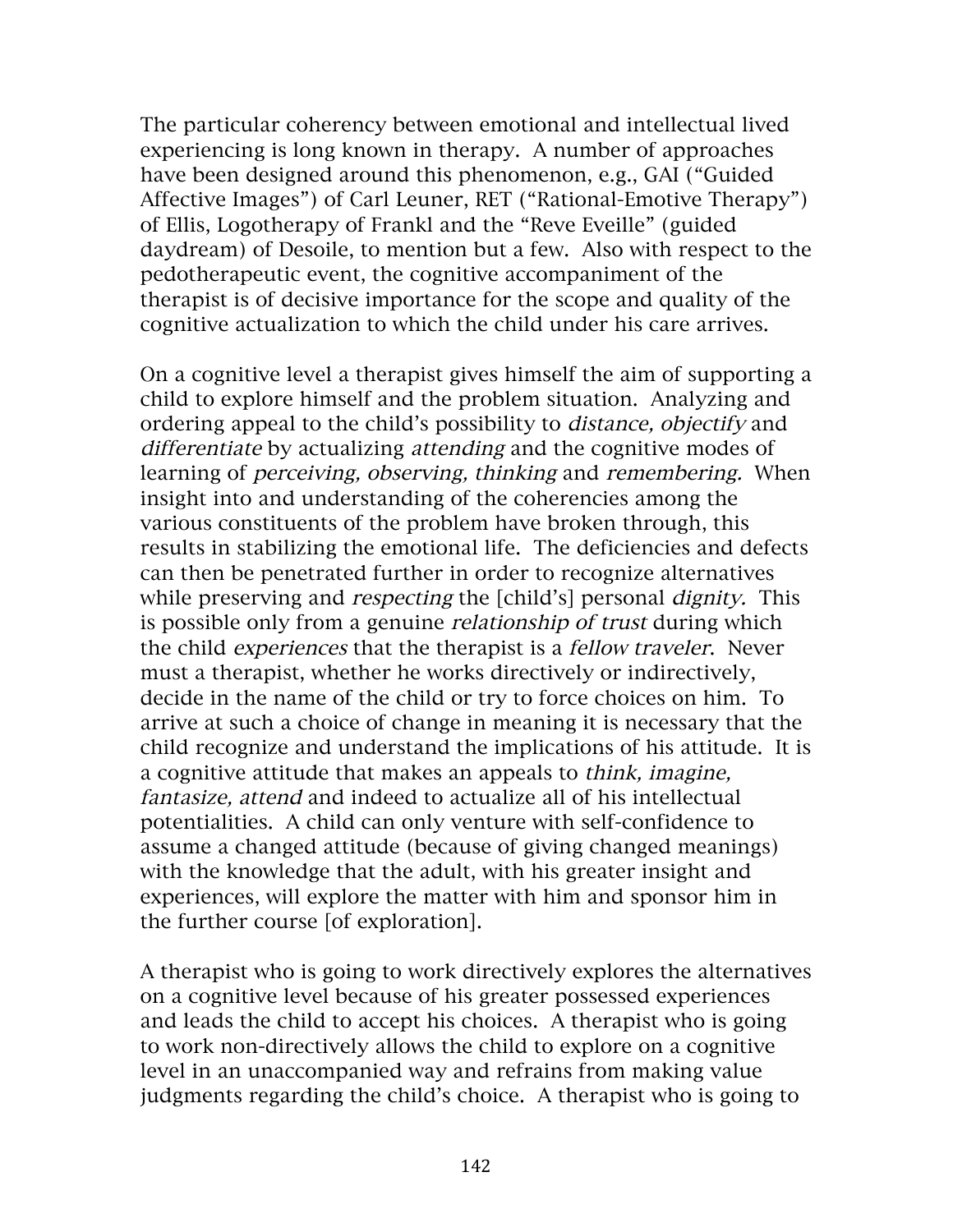The particular coherency between emotional and intellectual lived experiencing is long known in therapy. A number of approaches have been designed around this phenomenon, e.g., GAI ("Guided Affective Images") of Carl Leuner, RET ("Rational-Emotive Therapy") of Ellis, Logotherapy of Frankl and the "Reve Eveille" (guided daydream) of Desoile, to mention but a few. Also with respect to the pedotherapeutic event, the cognitive accompaniment of the therapist is of decisive importance for the scope and quality of the cognitive actualization to which the child under his care arrives.

On a cognitive level a therapist gives himself the aim of supporting a child to explore himself and the problem situation. Analyzing and ordering appeal to the child's possibility to *distance, objectify* and *differentiate* by actualizing *attending* and the cognitive modes of learning of *perceiving, observing, thinking* and *remembering.* When insight into and understanding of the coherencies among the various constituents of the problem have broken through, this results in stabilizing the emotional life. The deficiencies and defects can then be penetrated further in order to recognize alternatives while preserving and *respecting* the [child's] personal *dignity.* This is possible only from a genuine *relationship of trust* during which the child *experiences* that the therapist is a *fellow traveler.* Never must a therapist, whether he works directively or indirectively, decide in the name of the child or try to force choices on him. To arrive at such a choice of change in meaning it is necessary that the child recognize and understand the implications of his attitude. It is a cognitive attitude that makes an appeals to *think, imagine, fantasize, attend* and indeed to actualize all of his intellectual potentialities. A child can only venture with self-confidence to assume a changed attitude (because of giving changed meanings) with the knowledge that the adult, with his greater insight and experiences, will explore the matter with him and sponsor him in the further course [of exploration].

A therapist who is going to work directively explores the alternatives on a cognitive level because of his greater possessed experiences and leads the child to accept his choices. A therapist who is going to work non-directively allows the child to explore on a cognitive level in an unaccompanied way and refrains from making value judgments regarding the child's choice. A therapist who is going to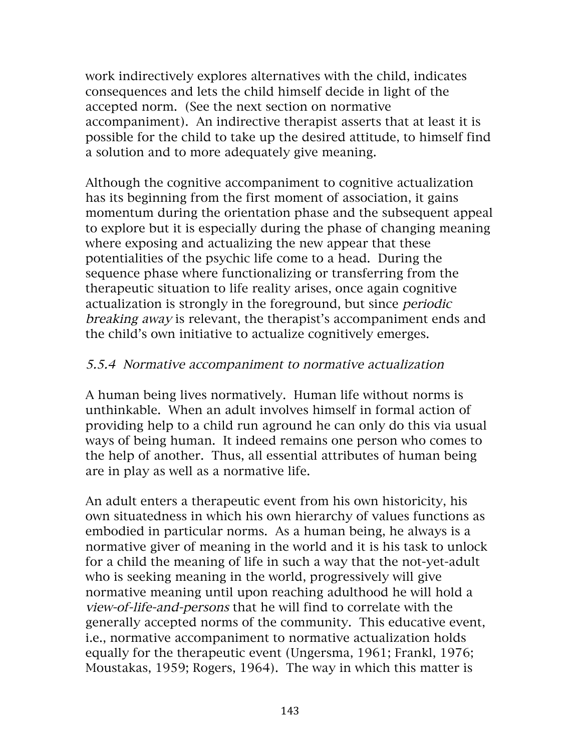work indirectively explores alternatives with the child, indicates consequences and lets the child himself decide in light of the accepted norm. (See the next section on normative accompaniment). An indirective therapist asserts that at least it is possible for the child to take up the desired attitude, to himself find a solution and to more adequately give meaning.

Although the cognitive accompaniment to cognitive actualization has its beginning from the first moment of association, it gains momentum during the orientation phase and the subsequent appeal to explore but it is especially during the phase of changing meaning where exposing and actualizing the new appear that these potentialities of the psychic life come to a head. During the sequence phase where functionalizing or transferring from the therapeutic situation to life reality arises, once again cognitive actualization is strongly in the foreground, but since *periodic breaking away* is relevant, the therapist's accompaniment ends and the child's own initiative to actualize cognitively emerges.

### *5.5.4 Normative accompaniment to normative actualization*

A human being lives normatively. Human life without norms is unthinkable. When an adult involves himself in formal action of providing help to a child run aground he can only do this via usual ways of being human. It indeed remains one person who comes to the help of another. Thus, all essential attributes of human being are in play as well as a normative life.

An adult enters a therapeutic event from his own historicity, his own situatedness in which his own hierarchy of values functions as embodied in particular norms. As a human being, he always is a normative giver of meaning in the world and it is his task to unlock for a child the meaning of life in such a way that the not-yet-adult who is seeking meaning in the world, progressively will give normative meaning until upon reaching adulthood he will hold a *view-of-life-and-persons* that he will find to correlate with the generally accepted norms of the community. This educative event, i.e., normative accompaniment to normative actualization holds equally for the therapeutic event (Ungersma, 1961; Frankl, 1976; Moustakas, 1959; Rogers, 1964). The way in which this matter is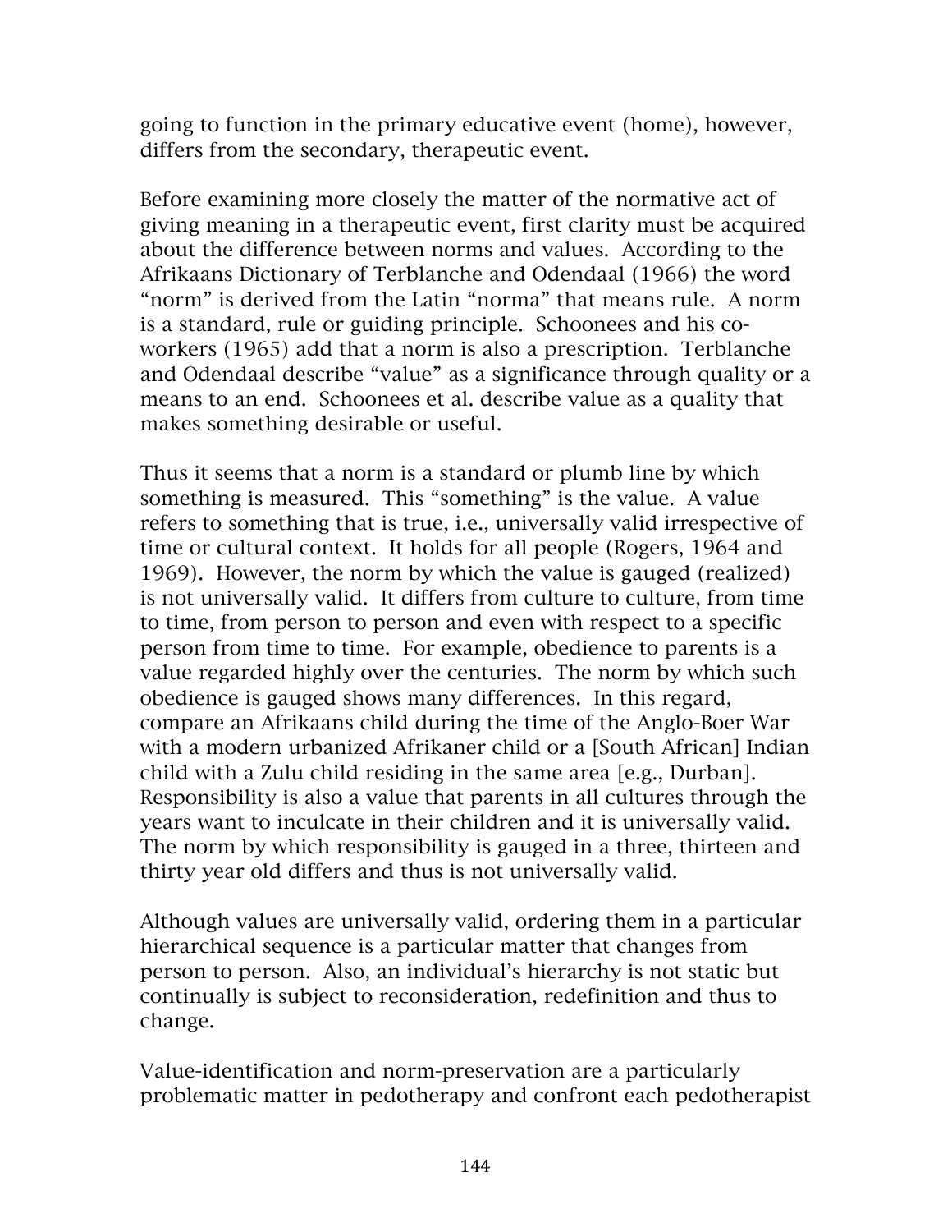going to function in the primary educative event (home), however, differs from the secondary, therapeutic event.

Before examining more closely the matter of the normative act of giving meaning in a therapeutic event, first clarity must be acquired about the difference between norms and values. According to the Afrikaans Dictionary of Terblanche and Odendaal (1966) the word "norm" is derived from the Latin "norma" that means rule. A norm is a standard, rule or guiding principle. Schoonees and his co-workers (1965) add that a norm is also a prescription. Terblanche and Odendaal describe "value" as a significance through quality or a means to an end. Schoonees et al. describe value as a quality that makes something desirable or useful.

Thus it seems that a norm is a standard or plumb line by which something is measured. This "something" is the value. A value refers to something that is true, i.e., universally valid irrespective of time or cultural context. It holds for all people (Rogers, 1964 and 1969). However, the norm by which the value is gauged (realized) is not universally valid. It differs from culture to culture, from time to time, from person to person and even with respect to a specific person from time to time. For example, obedience to parents is a value regarded highly over the centuries. The norm by which such obedience is gauged shows many differences. In this regard, compare an Afrikaans child during the time of the Anglo-Boer War with a modern urbanized Afrikaner child or a [South African] Indian child with a Zulu child residing in the same area [e.g., Durban]. Responsibility is also a value that parents in all cultures through the years want to inculcate in their children and it is universally valid. The norm by which responsibility is gauged in a three, thirteen and thirty year old differs and thus is not universally valid.

Although values are universally valid, ordering them in a particular hierarchical sequence is a particular matter that changes from person to person. Also, an individual's hierarchy is not static but continually is subject to reconsideration, redefinition and thus to change.

Value-identification and norm-preservation are a particularly problematic matter in pedotherapy and confront each pedotherapist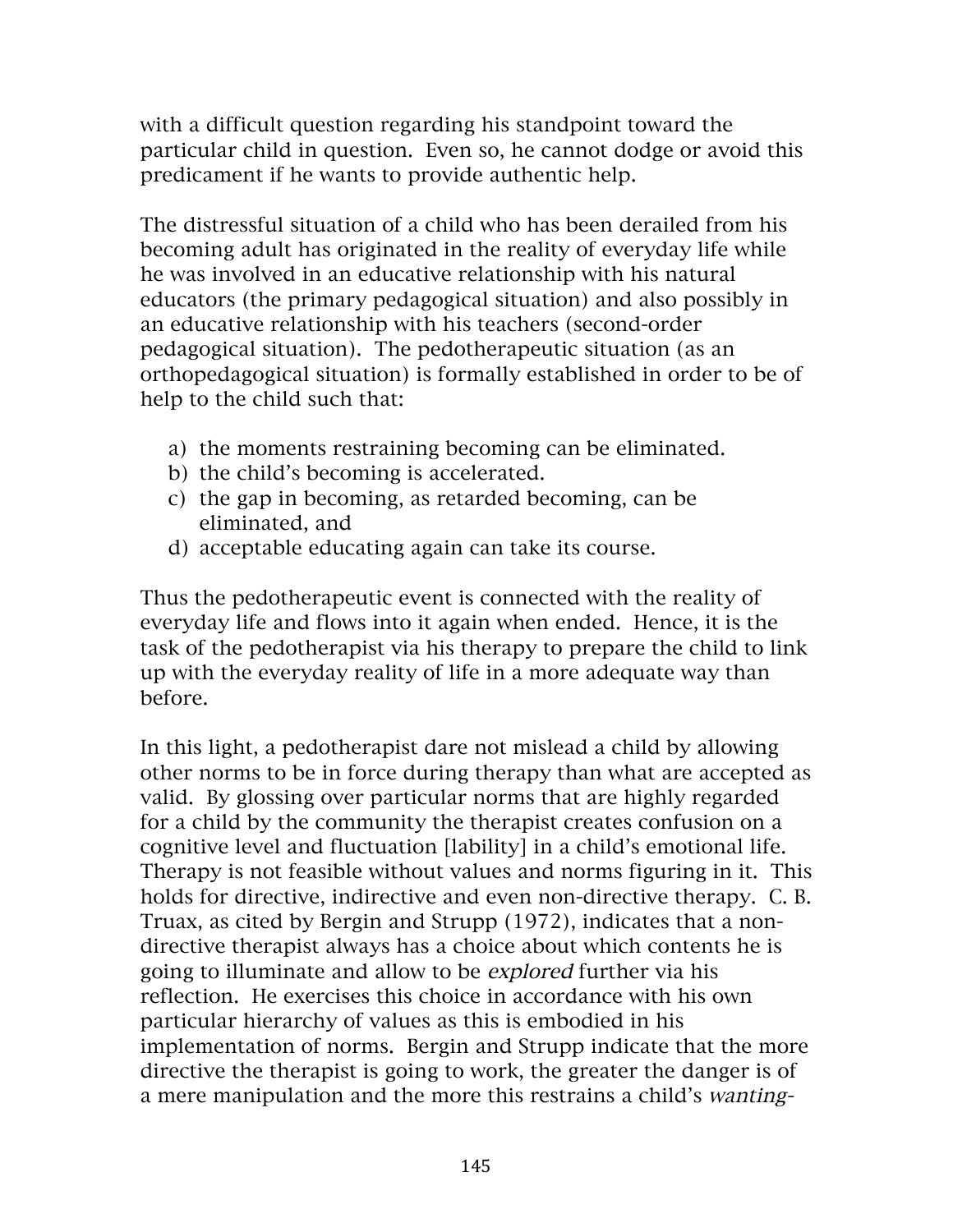with a difficult question regarding his standpoint toward the particular child in question. Even so, he cannot dodge or avoid this predicament if he wants to provide authentic help.

The distressful situation of a child who has been derailed from his becoming adult has originated in the reality of everyday life while he was involved in an educative relationship with his natural educators (the primary pedagogical situation) and also possibly in an educative relationship with his teachers (second-order pedagogical situation). The pedotherapeutic situation (as an orthopedagogical situation) is formally established in order to be of help to the child such that:

a) the moments restraining becoming can be eliminated.
b) the child's becoming is accelerated.
c) the gap in becoming, as retarded becoming, can be eliminated, and
d) acceptable educating again can take its course.

Thus the pedotherapeutic event is connected with the reality of everyday life and flows into it again when ended. Hence, it is the task of the pedotherapist via his therapy to prepare the child to link up with the everyday reality of life in a more adequate way than before.

In this light, a pedotherapist dare not mislead a child by allowing other norms to be in force during therapy than what are accepted as valid. By glossing over particular norms that are highly regarded for a child by the community the therapist creates confusion on a cognitive level and fluctuation [lability] in a child's emotional life. Therapy is not feasible without values and norms figuring in it. This holds for directive, indirective and even non-directive therapy. C. B. Truax, as cited by Bergin and Strupp (1972), indicates that a non-directive therapist always has a choice about which contents he is going to illuminate and allow to be *explored* further via his reflection. He exercises this choice in accordance with his own particular hierarchy of values as this is embodied in his implementation of norms. Bergin and Strupp indicate that the more directive the therapist is going to work, the greater the danger is of a mere manipulation and the more this restrains a child's *wanting-*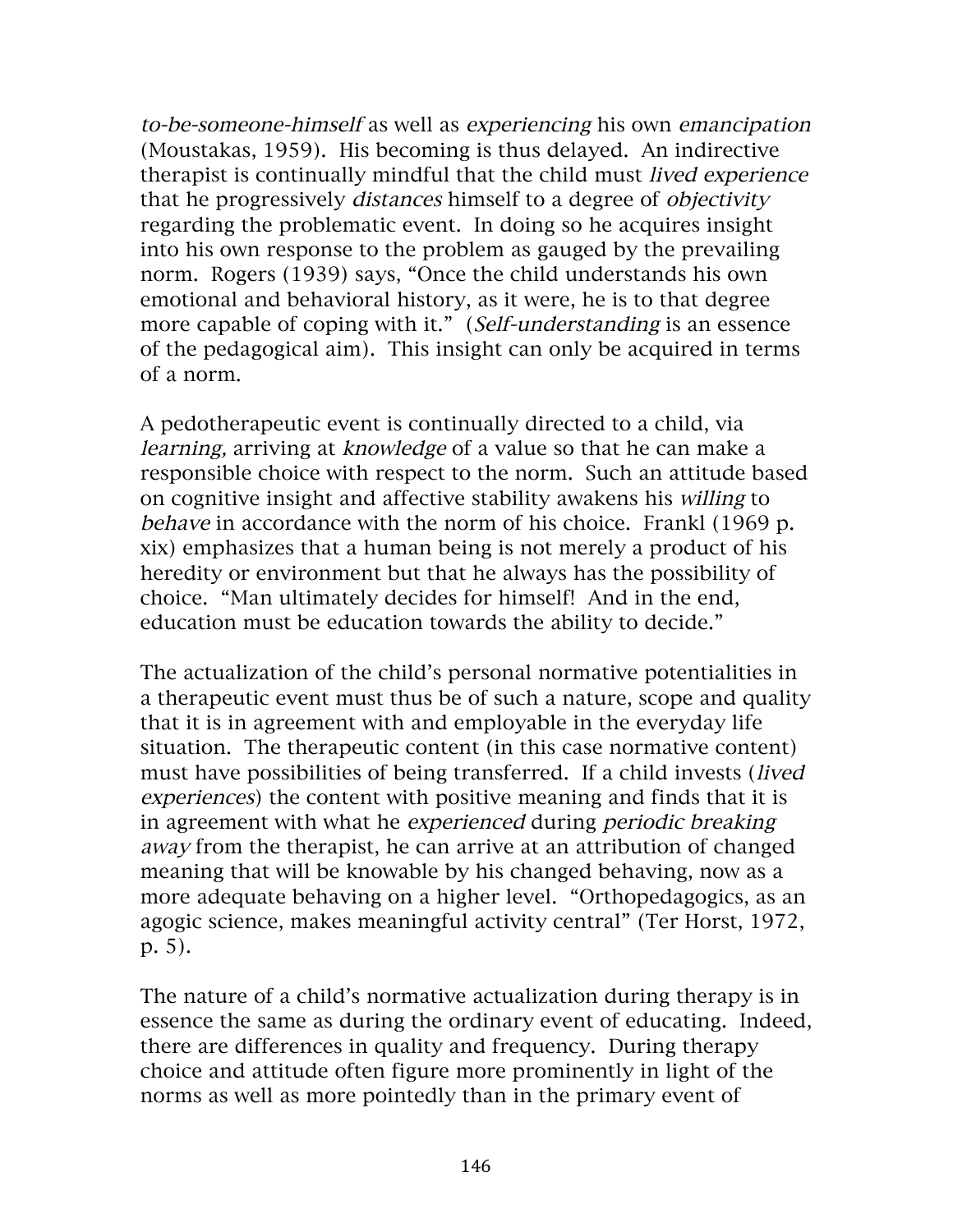*to-be-someone-himself* as well as *experiencing* his own *emancipation* (Moustakas, 1959). His becoming is thus delayed. An indirective therapist is continually mindful that the child must *lived experience* that he progressively *distances* himself to a degree of *objectivity* regarding the problematic event. In doing so he acquires insight into his own response to the problem as gauged by the prevailing norm. Rogers (1939) says, "Once the child understands his own emotional and behavioral history, as it were, he is to that degree more capable of coping with it." (*Self-understanding* is an essence of the pedagogical aim). This insight can only be acquired in terms of a norm.

A pedotherapeutic event is continually directed to a child, via *learning,* arriving at *knowledge* of a value so that he can make a responsible choice with respect to the norm. Such an attitude based on cognitive insight and affective stability awakens his *willing* to *behave* in accordance with the norm of his choice. Frankl (1969 p. xix) emphasizes that a human being is not merely a product of his heredity or environment but that he always has the possibility of choice. "Man ultimately decides for himself! And in the end, education must be education towards the ability to decide."

The actualization of the child's personal normative potentialities in a therapeutic event must thus be of such a nature, scope and quality that it is in agreement with and employable in the everyday life situation. The therapeutic content (in this case normative content) must have possibilities of being transferred. If a child invests (*lived experiences*) the content with positive meaning and finds that it is in agreement with what he *experienced* during *periodic breaking away* from the therapist, he can arrive at an attribution of changed meaning that will be knowable by his changed behaving, now as a more adequate behaving on a higher level. "Orthopedagogics, as an agogic science, makes meaningful activity central" (Ter Horst, 1972, p. 5).

The nature of a child's normative actualization during therapy is in essence the same as during the ordinary event of educating. Indeed, there are differences in quality and frequency. During therapy choice and attitude often figure more prominently in light of the norms as well as more pointedly than in the primary event of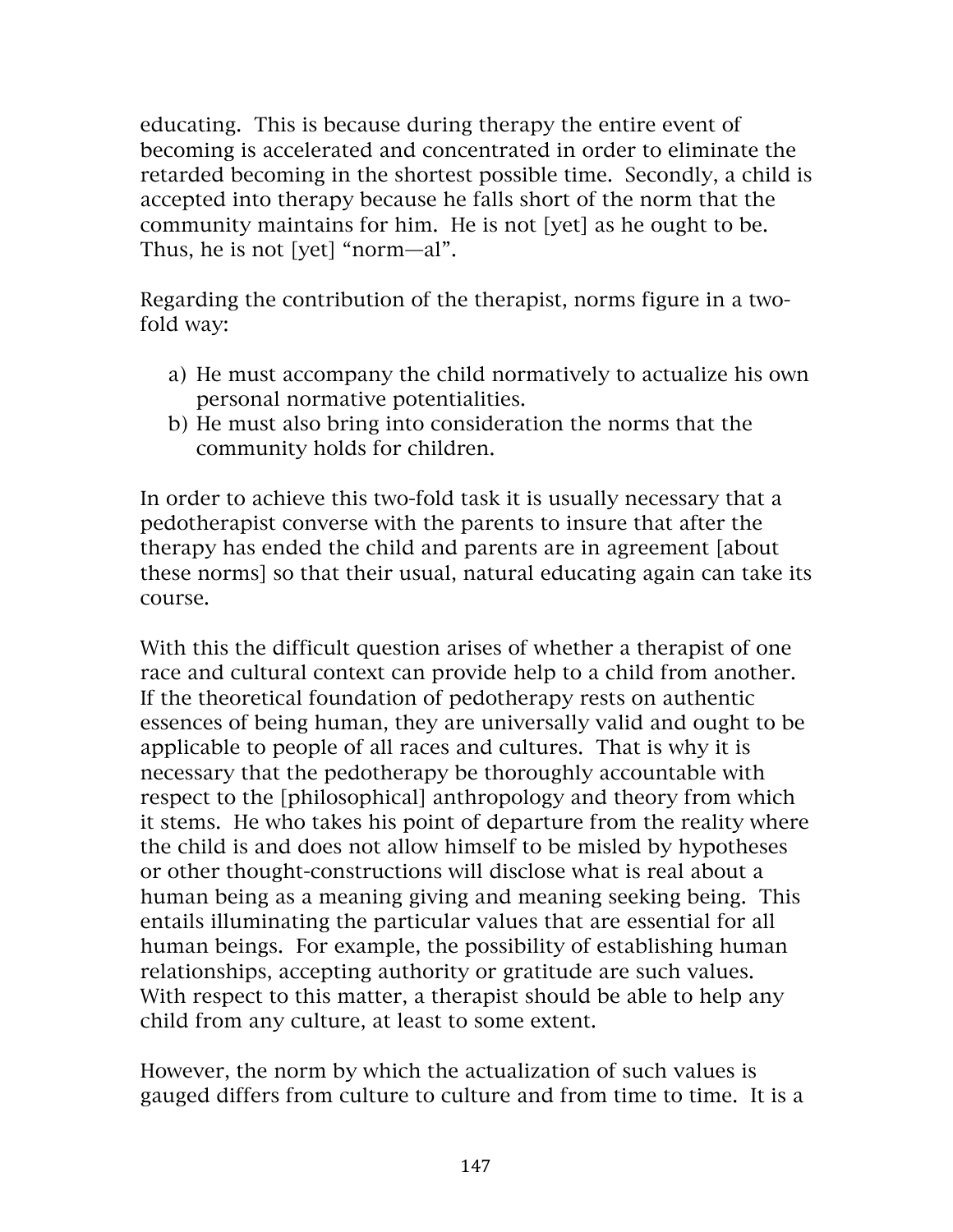educating. This is because during therapy the entire event of becoming is accelerated and concentrated in order to eliminate the retarded becoming in the shortest possible time. Secondly, a child is accepted into therapy because he falls short of the norm that the community maintains for him. He is not [yet] as he ought to be. Thus, he is not [yet] "norm—al".

Regarding the contribution of the therapist, norms figure in a two-fold way:

a) He must accompany the child normatively to actualize his own personal normative potentialities.
b) He must also bring into consideration the norms that the community holds for children.

In order to achieve this two-fold task it is usually necessary that a pedotherapist converse with the parents to insure that after the therapy has ended the child and parents are in agreement [about these norms] so that their usual, natural educating again can take its course.

With this the difficult question arises of whether a therapist of one race and cultural context can provide help to a child from another. If the theoretical foundation of pedotherapy rests on authentic essences of being human, they are universally valid and ought to be applicable to people of all races and cultures. That is why it is necessary that the pedotherapy be thoroughly accountable with respect to the [philosophical] anthropology and theory from which it stems. He who takes his point of departure from the reality where the child is and does not allow himself to be misled by hypotheses or other thought-constructions will disclose what is real about a human being as a meaning giving and meaning seeking being. This entails illuminating the particular values that are essential for all human beings. For example, the possibility of establishing human relationships, accepting authority or gratitude are such values. With respect to this matter, a therapist should be able to help any child from any culture, at least to some extent.

However, the norm by which the actualization of such values is gauged differs from culture to culture and from time to time. It is a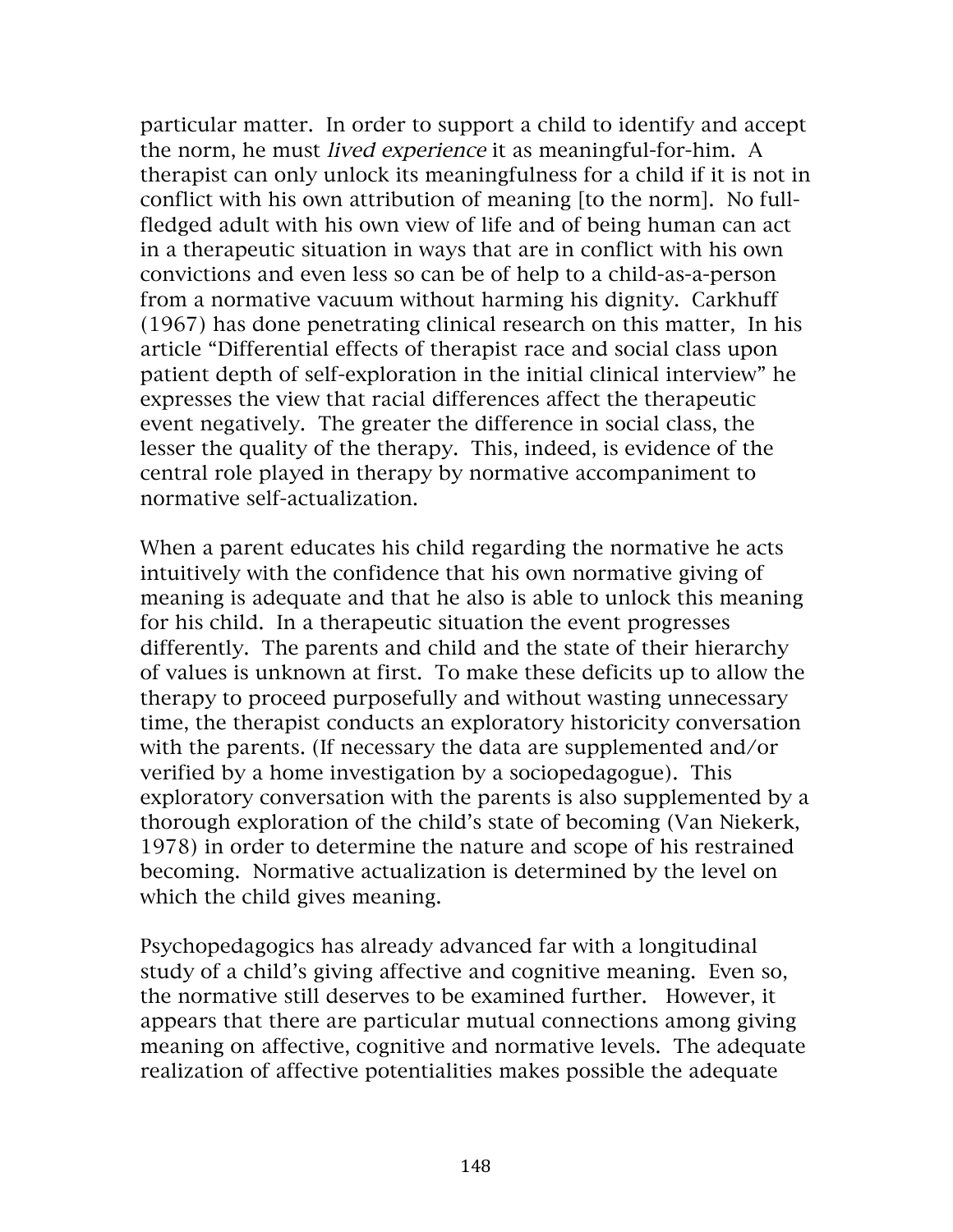particular matter. In order to support a child to identify and accept the norm, he must *lived experience* it as meaningful-for-him. A therapist can only unlock its meaningfulness for a child if it is not in conflict with his own attribution of meaning [to the norm]. No full-fledged adult with his own view of life and of being human can act in a therapeutic situation in ways that are in conflict with his own convictions and even less so can be of help to a child-as-a-person from a normative vacuum without harming his dignity. Carkhuff (1967) has done penetrating clinical research on this matter, In his article "Differential effects of therapist race and social class upon patient depth of self-exploration in the initial clinical interview" he expresses the view that racial differences affect the therapeutic event negatively. The greater the difference in social class, the lesser the quality of the therapy. This, indeed, is evidence of the central role played in therapy by normative accompaniment to normative self-actualization.

When a parent educates his child regarding the normative he acts intuitively with the confidence that his own normative giving of meaning is adequate and that he also is able to unlock this meaning for his child. In a therapeutic situation the event progresses differently. The parents and child and the state of their hierarchy of values is unknown at first. To make these deficits up to allow the therapy to proceed purposefully and without wasting unnecessary time, the therapist conducts an exploratory historicity conversation with the parents. (If necessary the data are supplemented and/or verified by a home investigation by a sociopedagogue). This exploratory conversation with the parents is also supplemented by a thorough exploration of the child's state of becoming (Van Niekerk, 1978) in order to determine the nature and scope of his restrained becoming. Normative actualization is determined by the level on which the child gives meaning.

Psychopedagogics has already advanced far with a longitudinal study of a child's giving affective and cognitive meaning. Even so, the normative still deserves to be examined further. However, it appears that there are particular mutual connections among giving meaning on affective, cognitive and normative levels. The adequate realization of affective potentialities makes possible the adequate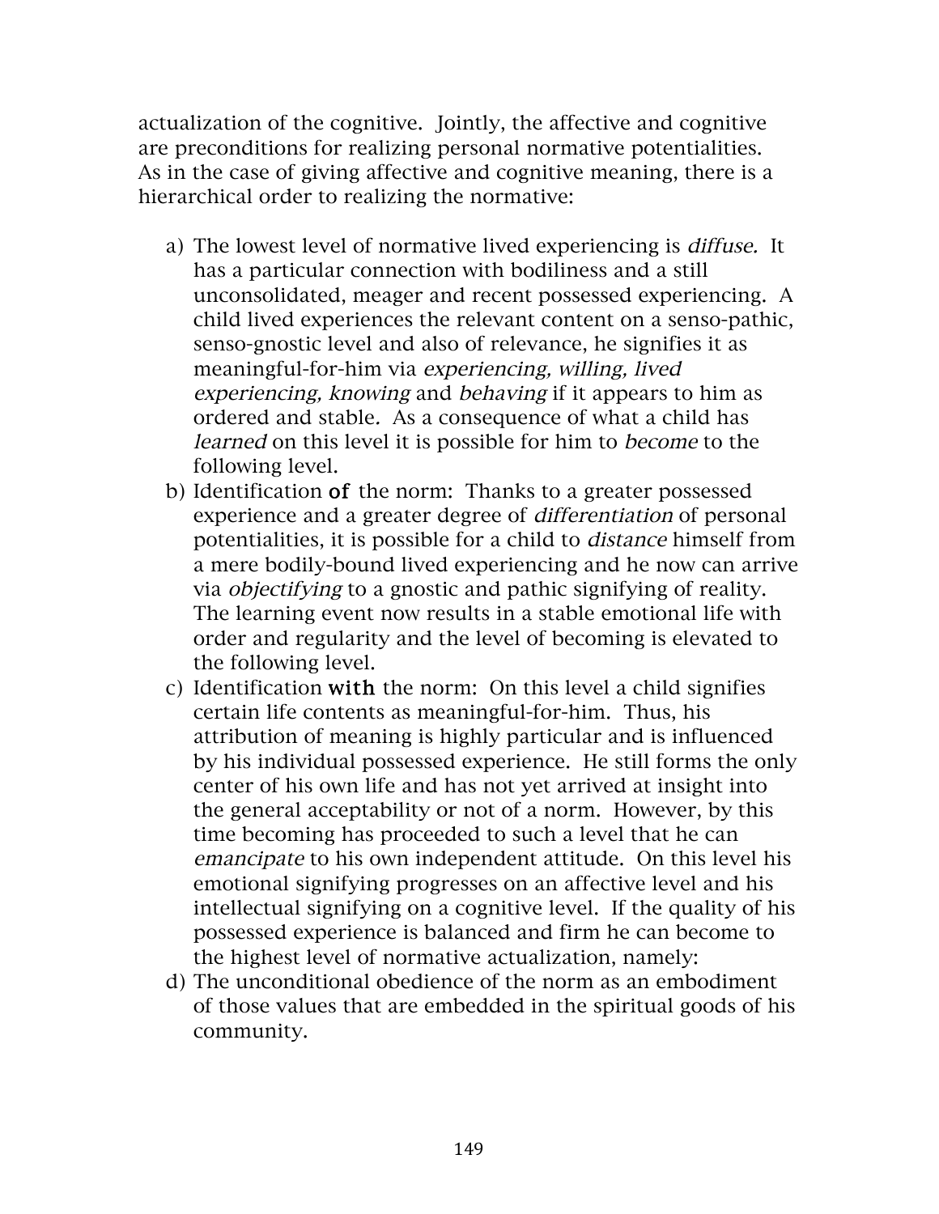actualization of the cognitive. Jointly, the affective and cognitive are preconditions for realizing personal normative potentialities. As in the case of giving affective and cognitive meaning, there is a hierarchical order to realizing the normative:

a) The lowest level of normative lived experiencing is *diffuse.* It has a particular connection with bodiliness and a still unconsolidated, meager and recent possessed experiencing. A child lived experiences the relevant content on a senso-pathic, senso-gnostic level and also of relevance, he signifies it as meaningful-for-him via *experiencing, willing, lived experiencing, knowing* and *behaving* if it appears to him as ordered and stable. As a consequence of what a child has *learned* on this level it is possible for him to *become* to the following level.
b) Identification **of** the norm: Thanks to a greater possessed experience and a greater degree of *differentiation* of personal potentialities, it is possible for a child to *distance* himself from a mere bodily-bound lived experiencing and he now can arrive via *objectifying* to a gnostic and pathic signifying of reality. The learning event now results in a stable emotional life with order and regularity and the level of becoming is elevated to the following level.
c) Identification **with** the norm: On this level a child signifies certain life contents as meaningful-for-him. Thus, his attribution of meaning is highly particular and is influenced by his individual possessed experience. He still forms the only center of his own life and has not yet arrived at insight into the general acceptability or not of a norm. However, by this time becoming has proceeded to such a level that he can *emancipate* to his own independent attitude. On this level his emotional signifying progresses on an affective level and his intellectual signifying on a cognitive level. If the quality of his possessed experience is balanced and firm he can become to the highest level of normative actualization, namely:
d) The unconditional obedience of the norm as an embodiment of those values that are embedded in the spiritual goods of his community.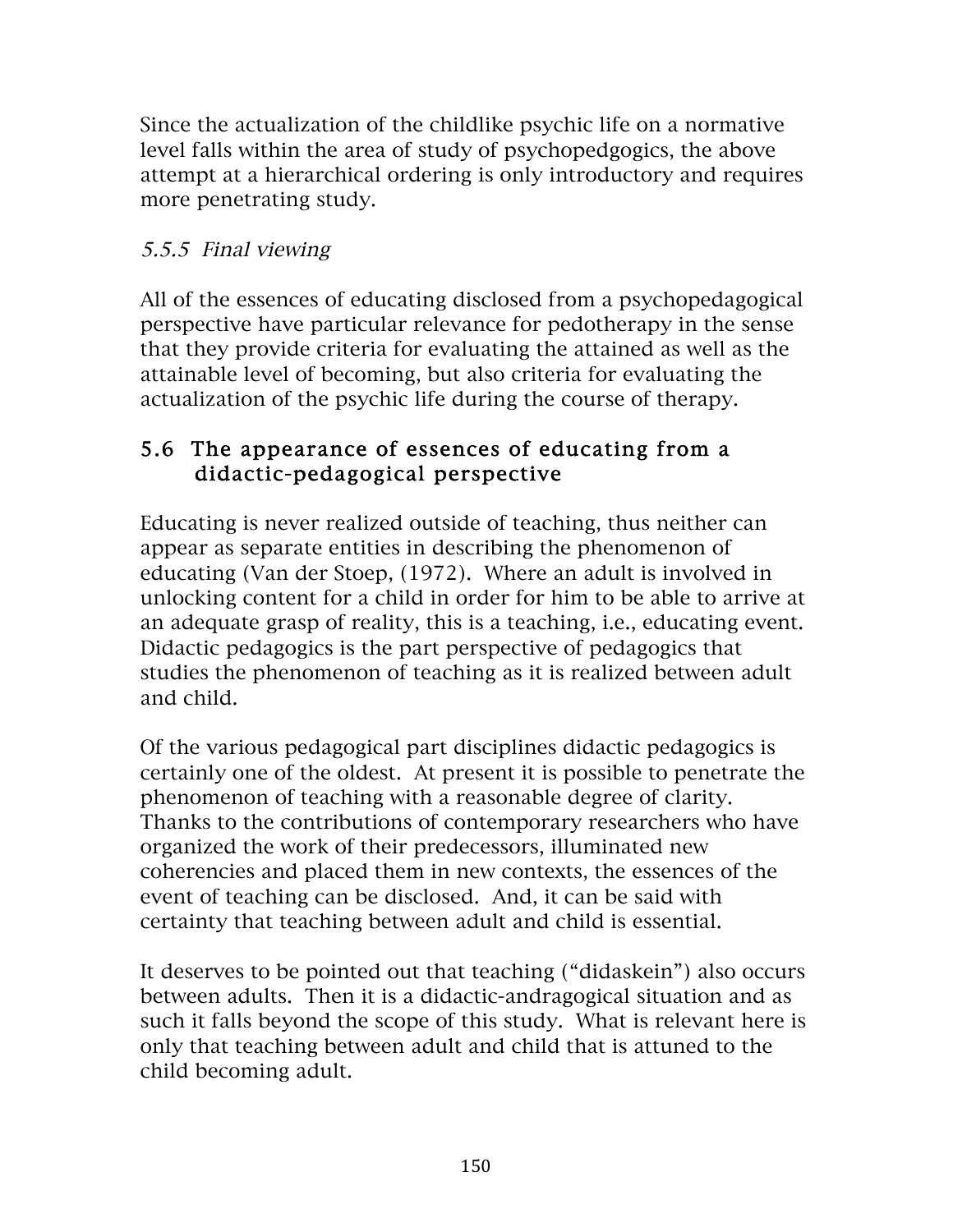Since the actualization of the childlike psychic life on a normative level falls within the area of study of psychopedgogics, the above attempt at a hierarchical ordering is only introductory and requires more penetrating study.

### *5.5.5 Final viewing*

All of the essences of educating disclosed from a psychopedagogical perspective have particular relevance for pedotherapy in the sense that they provide criteria for evaluating the attained as well as the attainable level of becoming, but also criteria for evaluating the actualization of the psychic life during the course of therapy.

## 5.6 The appearance of essences of educating from a didactic-pedagogical perspective

Educating is never realized outside of teaching, thus neither can appear as separate entities in describing the phenomenon of educating (Van der Stoep, (1972). Where an adult is involved in unlocking content for a child in order for him to be able to arrive at an adequate grasp of reality, this is a teaching, i.e., educating event. Didactic pedagogics is the part perspective of pedagogics that studies the phenomenon of teaching as it is realized between adult and child.

Of the various pedagogical part disciplines didactic pedagogics is certainly one of the oldest. At present it is possible to penetrate the phenomenon of teaching with a reasonable degree of clarity. Thanks to the contributions of contemporary researchers who have organized the work of their predecessors, illuminated new coherencies and placed them in new contexts, the essences of the event of teaching can be disclosed. And, it can be said with certainty that teaching between adult and child is essential.

It deserves to be pointed out that teaching ("didaskein") also occurs between adults. Then it is a didactic-andragogical situation and as such it falls beyond the scope of this study. What is relevant here is only that teaching between adult and child that is attuned to the child becoming adult.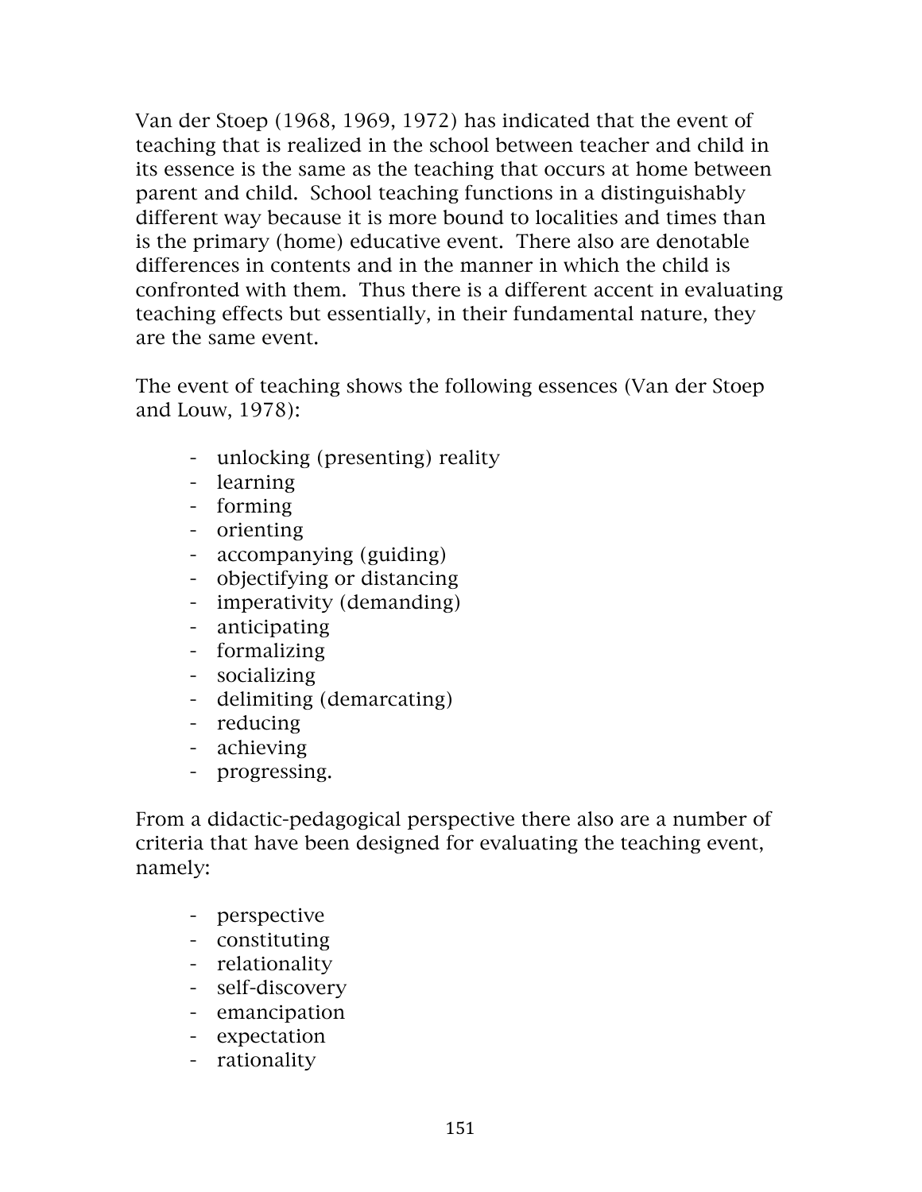Van der Stoep (1968, 1969, 1972) has indicated that the event of teaching that is realized in the school between teacher and child in its essence is the same as the teaching that occurs at home between parent and child.  School teaching functions in a distinguishably different way because it is more bound to localities and times than is the primary (home) educative event.  There also are denotable differences in contents and in the manner in which the child is confronted with them.  Thus there is a different accent in evaluating teaching effects but essentially, in their fundamental nature, they are the same event.

The event of teaching shows the following essences (Van der Stoep and Louw, 1978):

- unlocking (presenting) reality
- learning
- forming
- orienting
- accompanying (guiding)
- objectifying or distancing
- imperativity (demanding)
- anticipating
- formalizing
- socializing
- delimiting (demarcating)
- reducing
- achieving
- progressing.

From a didactic-pedagogical perspective there also are a number of criteria that have been designed for evaluating the teaching event, namely:

- perspective
- constituting
- relationality
- self-discovery
- emancipation
- expectation
- rationality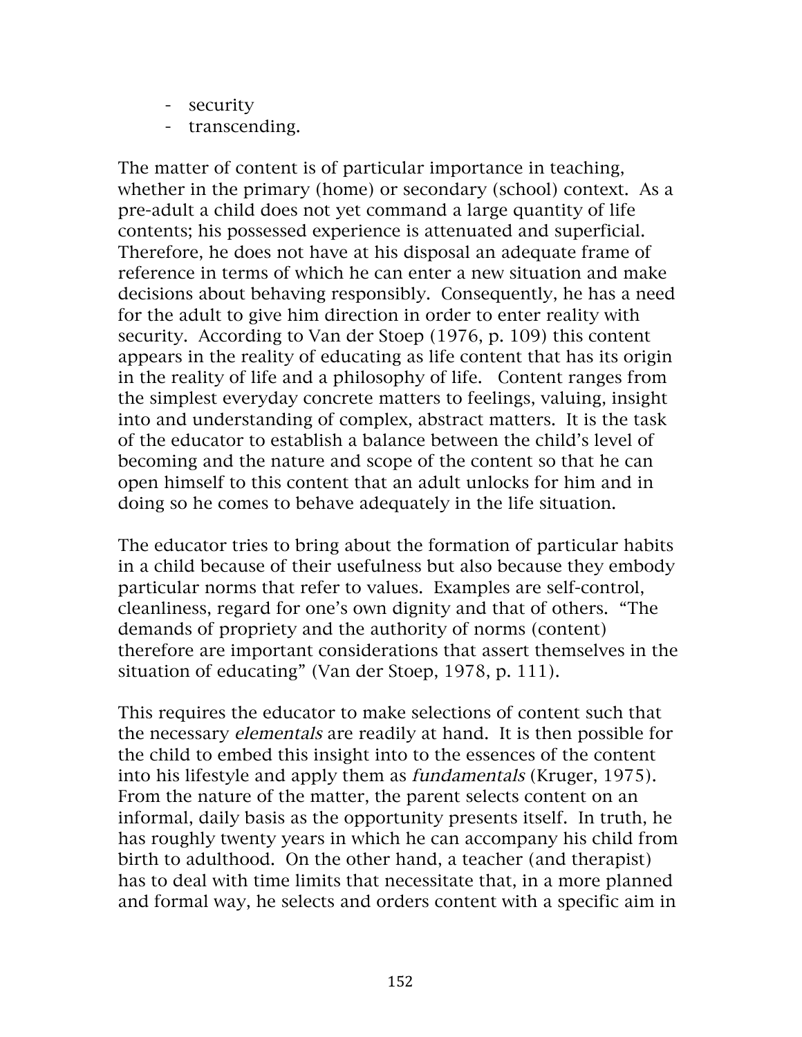- security
- transcending.

The matter of content is of particular importance in teaching, whether in the primary (home) or secondary (school) context. As a pre-adult a child does not yet command a large quantity of life contents; his possessed experience is attenuated and superficial. Therefore, he does not have at his disposal an adequate frame of reference in terms of which he can enter a new situation and make decisions about behaving responsibly. Consequently, he has a need for the adult to give him direction in order to enter reality with security. According to Van der Stoep (1976, p. 109) this content appears in the reality of educating as life content that has its origin in the reality of life and a philosophy of life. Content ranges from the simplest everyday concrete matters to feelings, valuing, insight into and understanding of complex, abstract matters. It is the task of the educator to establish a balance between the child's level of becoming and the nature and scope of the content so that he can open himself to this content that an adult unlocks for him and in doing so he comes to behave adequately in the life situation.

The educator tries to bring about the formation of particular habits in a child because of their usefulness but also because they embody particular norms that refer to values. Examples are self-control, cleanliness, regard for one's own dignity and that of others. "The demands of propriety and the authority of norms (content) therefore are important considerations that assert themselves in the situation of educating" (Van der Stoep, 1978, p. 111).

This requires the educator to make selections of content such that the necessary *elementals* are readily at hand. It is then possible for the child to embed this insight into to the essences of the content into his lifestyle and apply them as *fundamentals* (Kruger, 1975). From the nature of the matter, the parent selects content on an informal, daily basis as the opportunity presents itself. In truth, he has roughly twenty years in which he can accompany his child from birth to adulthood. On the other hand, a teacher (and therapist) has to deal with time limits that necessitate that, in a more planned and formal way, he selects and orders content with a specific aim in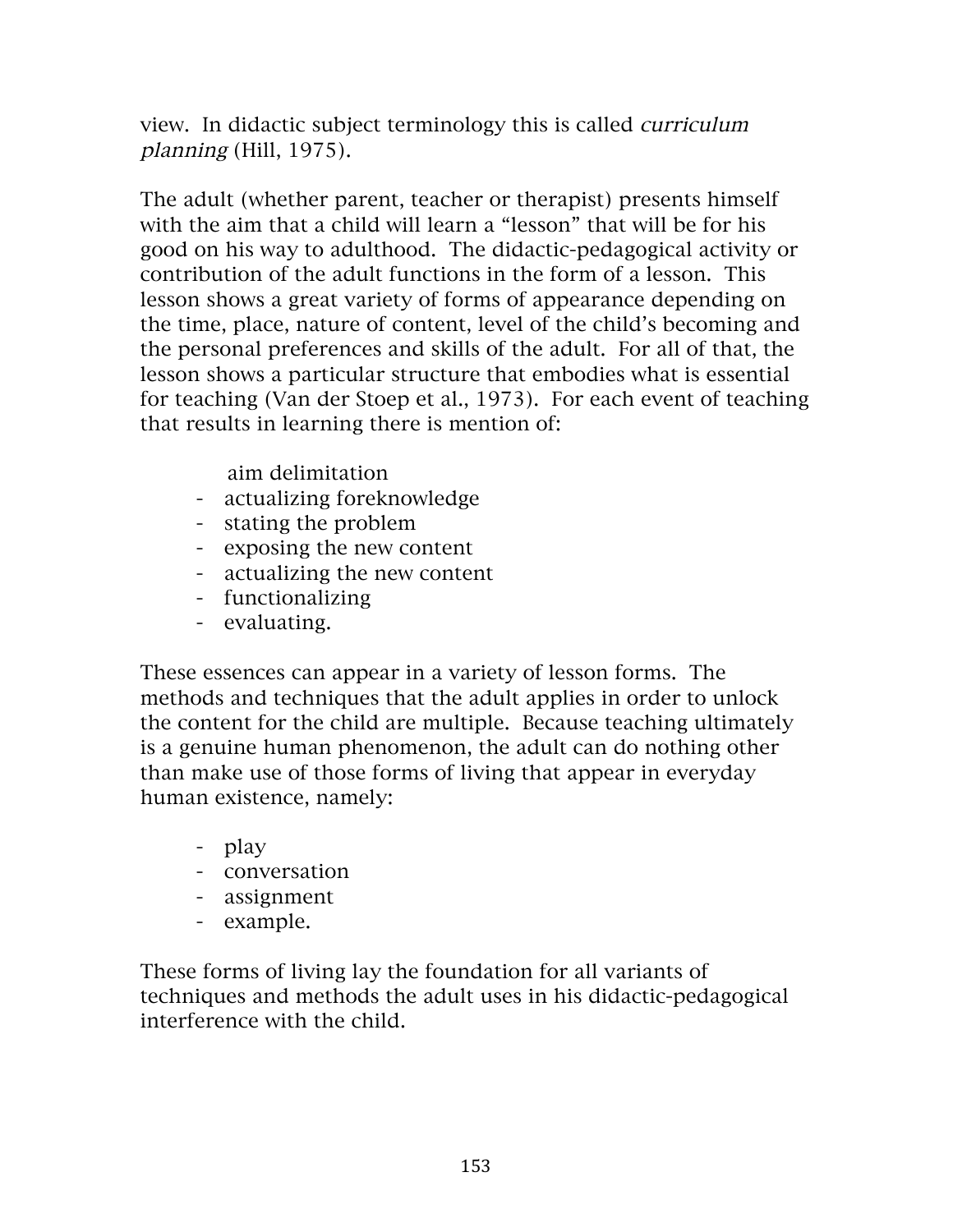view. In didactic subject terminology this is called *curriculum planning* (Hill, 1975).

The adult (whether parent, teacher or therapist) presents himself with the aim that a child will learn a "lesson" that will be for his good on his way to adulthood. The didactic-pedagogical activity or contribution of the adult functions in the form of a lesson. This lesson shows a great variety of forms of appearance depending on the time, place, nature of content, level of the child's becoming and the personal preferences and skills of the adult. For all of that, the lesson shows a particular structure that embodies what is essential for teaching (Van der Stoep et al., 1973). For each event of teaching that results in learning there is mention of:

- aim delimitation
- actualizing foreknowledge
- stating the problem
- exposing the new content
- actualizing the new content
- functionalizing
- evaluating.

These essences can appear in a variety of lesson forms. The methods and techniques that the adult applies in order to unlock the content for the child are multiple. Because teaching ultimately is a genuine human phenomenon, the adult can do nothing other than make use of those forms of living that appear in everyday human existence, namely:

- play
- conversation
- assignment
- example.

These forms of living lay the foundation for all variants of techniques and methods the adult uses in his didactic-pedagogical interference with the child.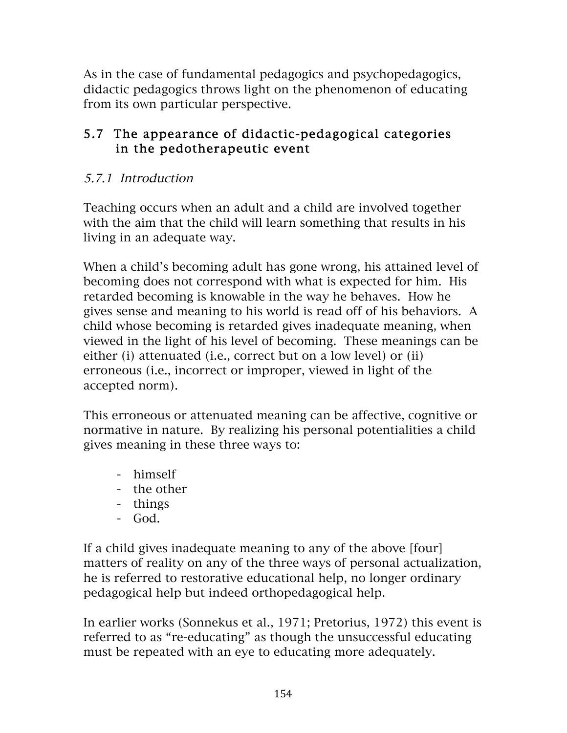As in the case of fundamental pedagogics and psychopedagogics, didactic pedagogics throws light on the phenomenon of educating from its own particular perspective.

## 5.7 The appearance of didactic-pedagogical categories in the pedotherapeutic event

### *5.7.1 Introduction*

Teaching occurs when an adult and a child are involved together with the aim that the child will learn something that results in his living in an adequate way.

When a child's becoming adult has gone wrong, his attained level of becoming does not correspond with what is expected for him. His retarded becoming is knowable in the way he behaves. How he gives sense and meaning to his world is read off of his behaviors. A child whose becoming is retarded gives inadequate meaning, when viewed in the light of his level of becoming. These meanings can be either (i) attenuated (i.e., correct but on a low level) or (ii) erroneous (i.e., incorrect or improper, viewed in light of the accepted norm).

This erroneous or attenuated meaning can be affective, cognitive or normative in nature. By realizing his personal potentialities a child gives meaning in these three ways to:

- himself
- the other
- things
- God.

If a child gives inadequate meaning to any of the above [four] matters of reality on any of the three ways of personal actualization, he is referred to restorative educational help, no longer ordinary pedagogical help but indeed orthopedagogical help.

In earlier works (Sonnekus et al., 1971; Pretorius, 1972) this event is referred to as "re-educating" as though the unsuccessful educating must be repeated with an eye to educating more adequately.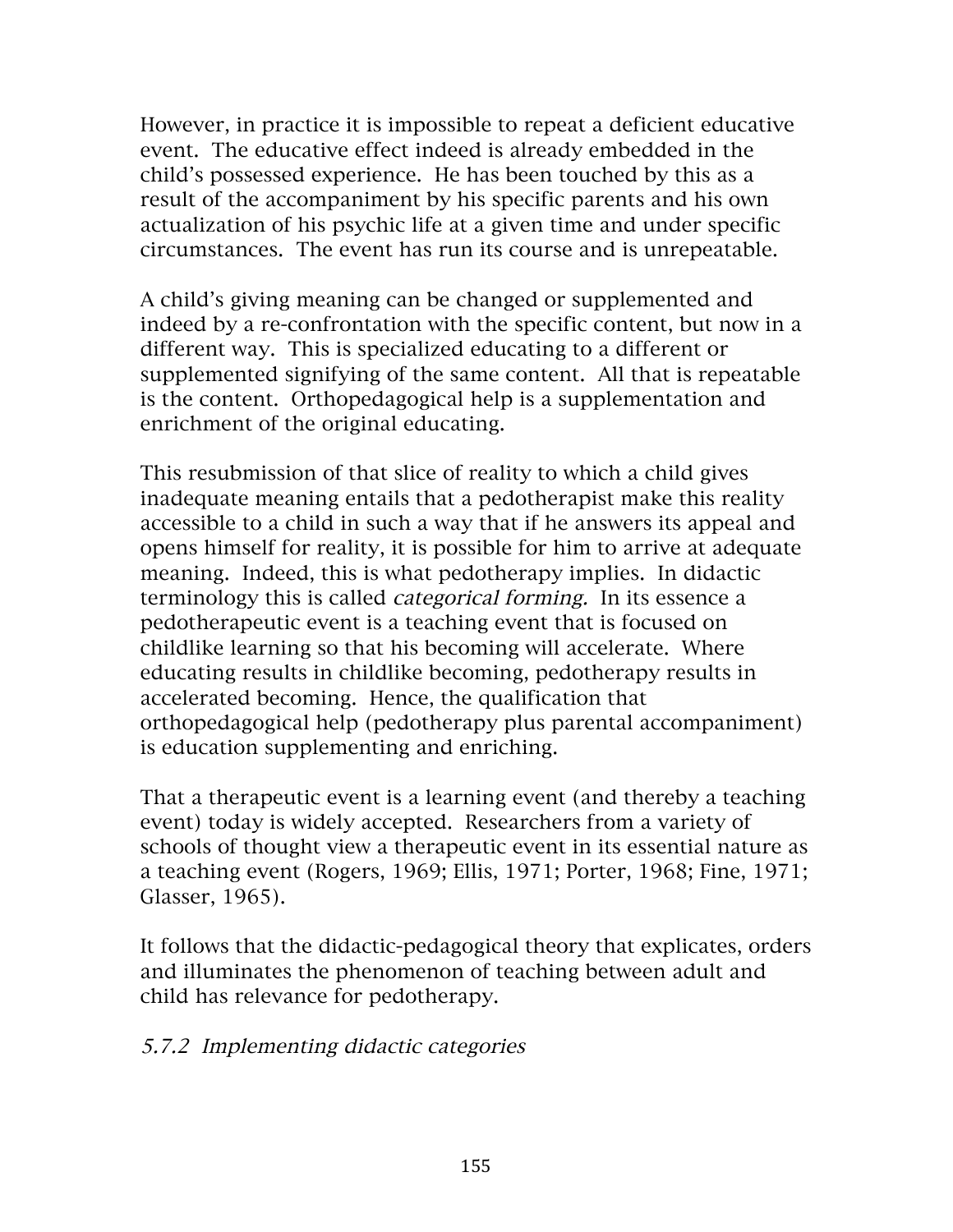However, in practice it is impossible to repeat a deficient educative event. The educative effect indeed is already embedded in the child's possessed experience. He has been touched by this as a result of the accompaniment by his specific parents and his own actualization of his psychic life at a given time and under specific circumstances. The event has run its course and is unrepeatable.

A child's giving meaning can be changed or supplemented and indeed by a re-confrontation with the specific content, but now in a different way. This is specialized educating to a different or supplemented signifying of the same content. All that is repeatable is the content. Orthopedagogical help is a supplementation and enrichment of the original educating.

This resubmission of that slice of reality to which a child gives inadequate meaning entails that a pedotherapist make this reality accessible to a child in such a way that if he answers its appeal and opens himself for reality, it is possible for him to arrive at adequate meaning. Indeed, this is what pedotherapy implies. In didactic terminology this is called *categorical forming.* In its essence a pedotherapeutic event is a teaching event that is focused on childlike learning so that his becoming will accelerate. Where educating results in childlike becoming, pedotherapy results in accelerated becoming. Hence, the qualification that orthopedagogical help (pedotherapy plus parental accompaniment) is education supplementing and enriching.

That a therapeutic event is a learning event (and thereby a teaching event) today is widely accepted. Researchers from a variety of schools of thought view a therapeutic event in its essential nature as a teaching event (Rogers, 1969; Ellis, 1971; Porter, 1968; Fine, 1971; Glasser, 1965).

It follows that the didactic-pedagogical theory that explicates, orders and illuminates the phenomenon of teaching between adult and child has relevance for pedotherapy.

### *5.7.2 Implementing didactic categories*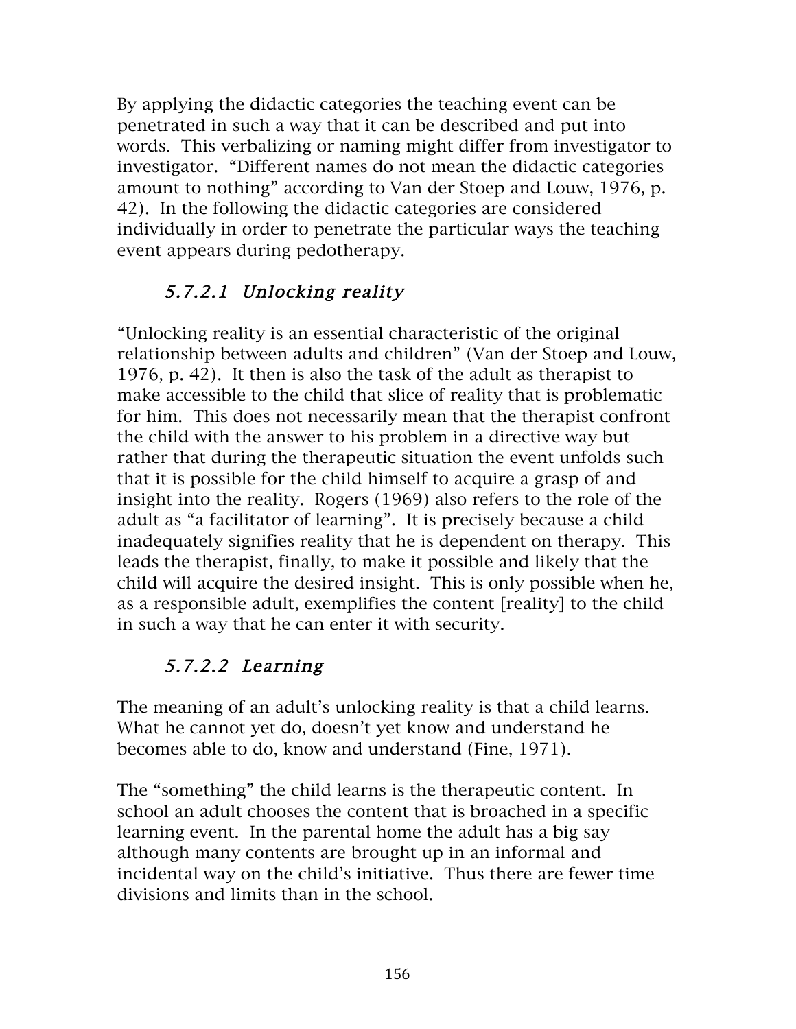By applying the didactic categories the teaching event can be penetrated in such a way that it can be described and put into words. This verbalizing or naming might differ from investigator to investigator. "Different names do not mean the didactic categories amount to nothing" according to Van der Stoep and Louw, 1976, p. 42). In the following the didactic categories are considered individually in order to penetrate the particular ways the teaching event appears during pedotherapy.

#### *5.7.2.1 Unlocking reality*

"Unlocking reality is an essential characteristic of the original relationship between adults and children" (Van der Stoep and Louw, 1976, p. 42). It then is also the task of the adult as therapist to make accessible to the child that slice of reality that is problematic for him. This does not necessarily mean that the therapist confront the child with the answer to his problem in a directive way but rather that during the therapeutic situation the event unfolds such that it is possible for the child himself to acquire a grasp of and insight into the reality. Rogers (1969) also refers to the role of the adult as "a facilitator of learning". It is precisely because a child inadequately signifies reality that he is dependent on therapy. This leads the therapist, finally, to make it possible and likely that the child will acquire the desired insight. This is only possible when he, as a responsible adult, exemplifies the content [reality] to the child in such a way that he can enter it with security.

#### *5.7.2.2 Learning*

The meaning of an adult's unlocking reality is that a child learns. What he cannot yet do, doesn't yet know and understand he becomes able to do, know and understand (Fine, 1971).

The "something" the child learns is the therapeutic content. In school an adult chooses the content that is broached in a specific learning event. In the parental home the adult has a big say although many contents are brought up in an informal and incidental way on the child's initiative. Thus there are fewer time divisions and limits than in the school.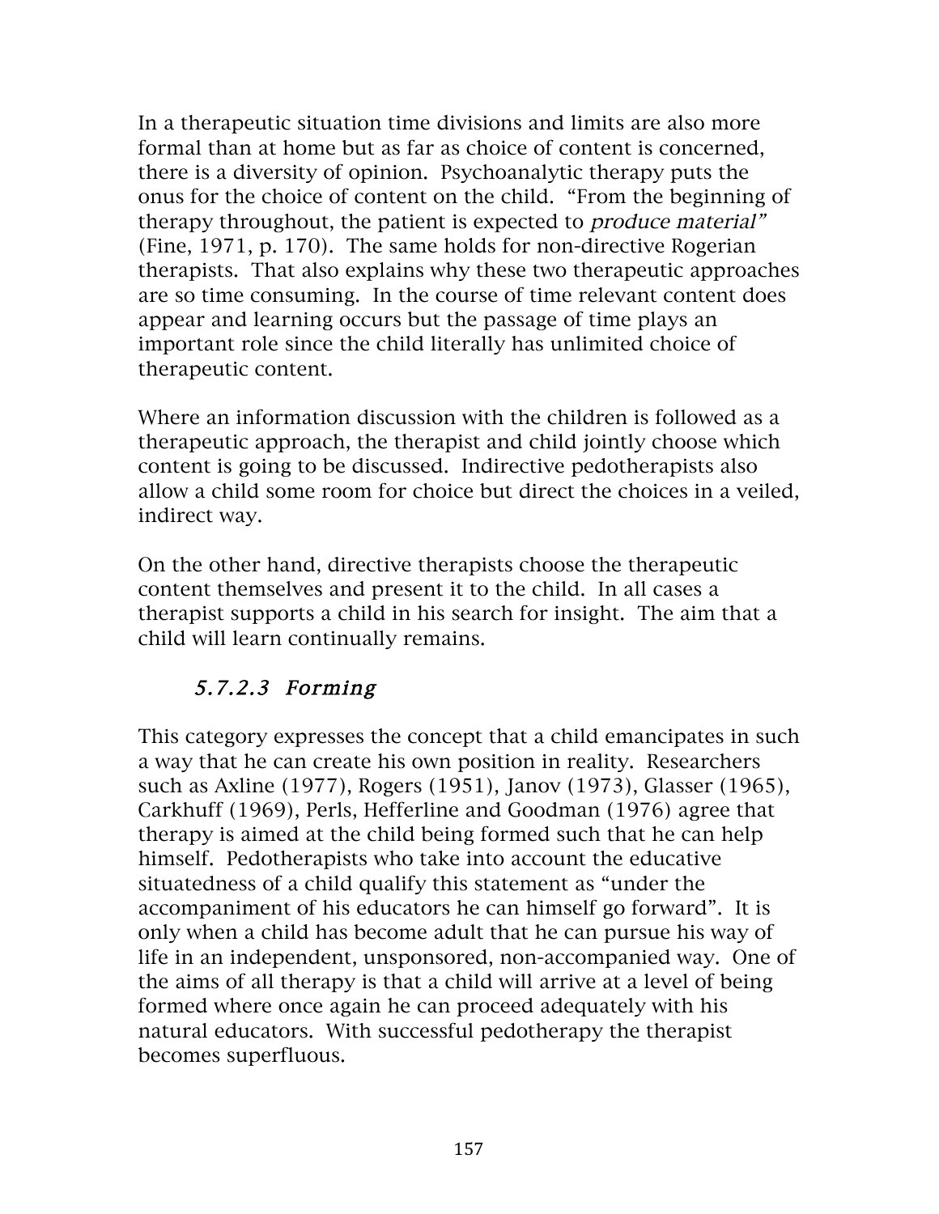In a therapeutic situation time divisions and limits are also more formal than at home but as far as choice of content is concerned, there is a diversity of opinion. Psychoanalytic therapy puts the onus for the choice of content on the child. "From the beginning of therapy throughout, the patient is expected to *produce material"* (Fine, 1971, p. 170). The same holds for non-directive Rogerian therapists. That also explains why these two therapeutic approaches are so time consuming. In the course of time relevant content does appear and learning occurs but the passage of time plays an important role since the child literally has unlimited choice of therapeutic content.

Where an information discussion with the children is followed as a therapeutic approach, the therapist and child jointly choose which content is going to be discussed. Indirective pedotherapists also allow a child some room for choice but direct the choices in a veiled, indirect way.

On the other hand, directive therapists choose the therapeutic content themselves and present it to the child. In all cases a therapist supports a child in his search for insight. The aim that a child will learn continually remains.

#### *5.7.2.3 Forming*

This category expresses the concept that a child emancipates in such a way that he can create his own position in reality. Researchers such as Axline (1977), Rogers (1951), Janov (1973), Glasser (1965), Carkhuff (1969), Perls, Hefferline and Goodman (1976) agree that therapy is aimed at the child being formed such that he can help himself. Pedotherapists who take into account the educative situatedness of a child qualify this statement as "under the accompaniment of his educators he can himself go forward". It is only when a child has become adult that he can pursue his way of life in an independent, unsponsored, non-accompanied way. One of the aims of all therapy is that a child will arrive at a level of being formed where once again he can proceed adequately with his natural educators. With successful pedotherapy the therapist becomes superfluous.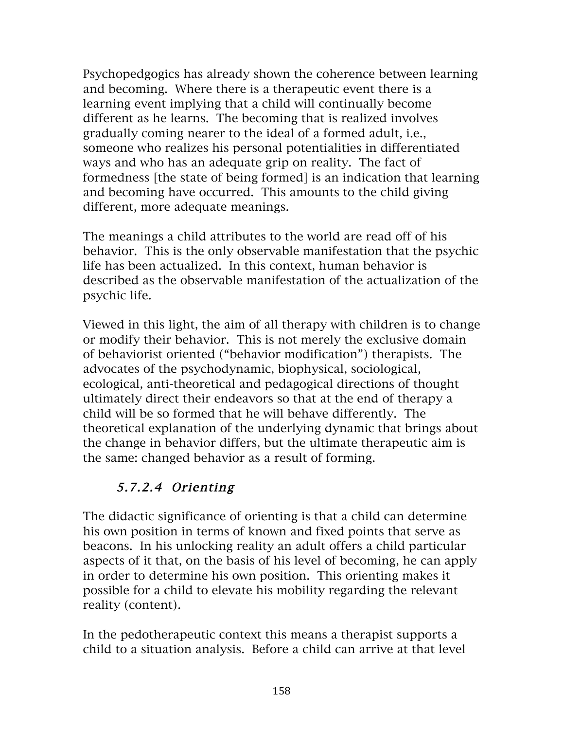Psychopedgogics has already shown the coherence between learning and becoming. Where there is a therapeutic event there is a learning event implying that a child will continually become different as he learns. The becoming that is realized involves gradually coming nearer to the ideal of a formed adult, i.e., someone who realizes his personal potentialities in differentiated ways and who has an adequate grip on reality. The fact of formedness [the state of being formed] is an indication that learning and becoming have occurred. This amounts to the child giving different, more adequate meanings.

The meanings a child attributes to the world are read off of his behavior. This is the only observable manifestation that the psychic life has been actualized. In this context, human behavior is described as the observable manifestation of the actualization of the psychic life.

Viewed in this light, the aim of all therapy with children is to change or modify their behavior. This is not merely the exclusive domain of behaviorist oriented ("behavior modification") therapists. The advocates of the psychodynamic, biophysical, sociological, ecological, anti-theoretical and pedagogical directions of thought ultimately direct their endeavors so that at the end of therapy a child will be so formed that he will behave differently. The theoretical explanation of the underlying dynamic that brings about the change in behavior differs, but the ultimate therapeutic aim is the same: changed behavior as a result of forming.

### *5.7.2.4 Orienting*

The didactic significance of orienting is that a child can determine his own position in terms of known and fixed points that serve as beacons. In his unlocking reality an adult offers a child particular aspects of it that, on the basis of his level of becoming, he can apply in order to determine his own position. This orienting makes it possible for a child to elevate his mobility regarding the relevant reality (content).

In the pedotherapeutic context this means a therapist supports a child to a situation analysis. Before a child can arrive at that level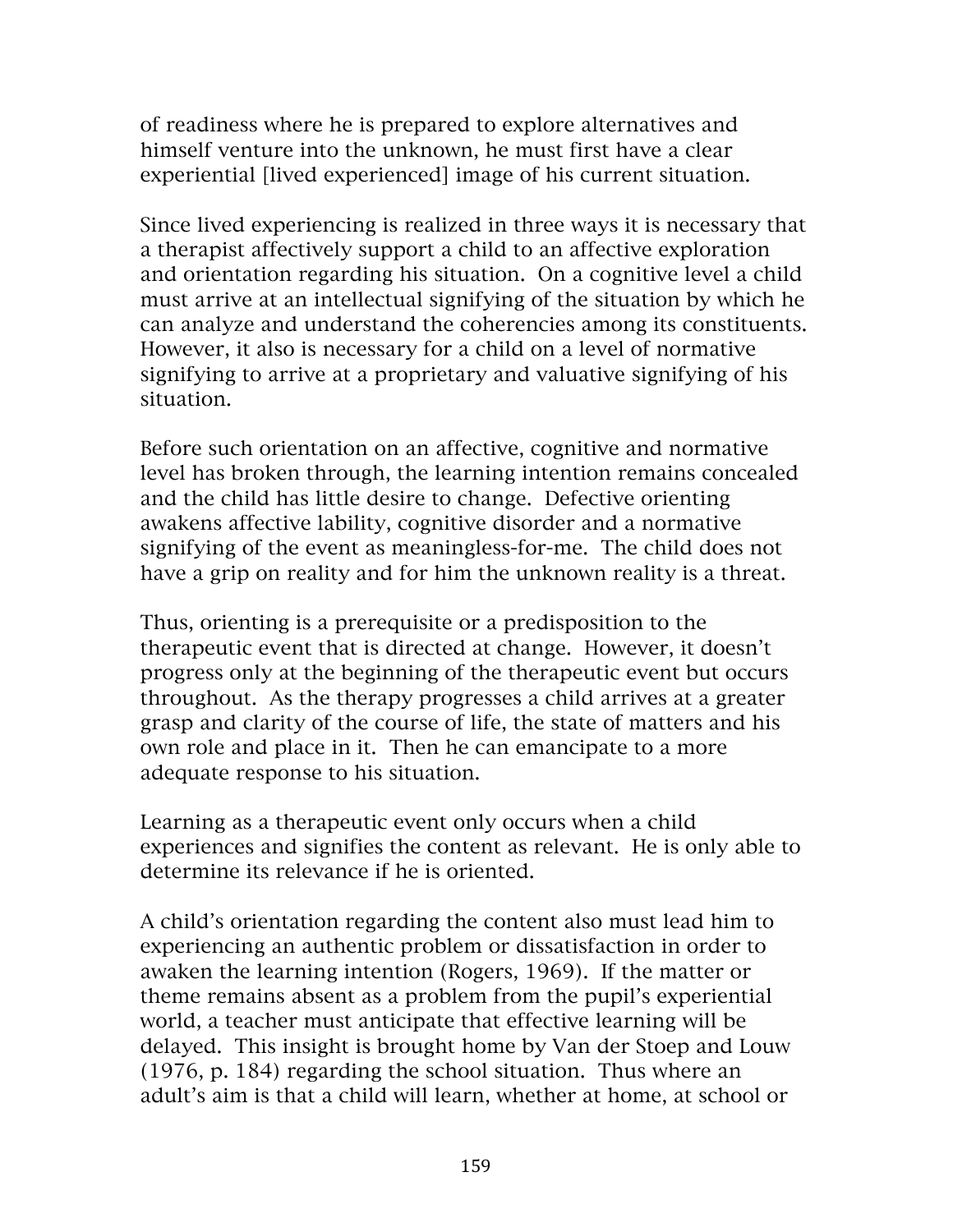of readiness where he is prepared to explore alternatives and himself venture into the unknown, he must first have a clear experiential [lived experienced] image of his current situation.

Since lived experiencing is realized in three ways it is necessary that a therapist affectively support a child to an affective exploration and orientation regarding his situation. On a cognitive level a child must arrive at an intellectual signifying of the situation by which he can analyze and understand the coherencies among its constituents. However, it also is necessary for a child on a level of normative signifying to arrive at a proprietary and valuative signifying of his situation.

Before such orientation on an affective, cognitive and normative level has broken through, the learning intention remains concealed and the child has little desire to change. Defective orienting awakens affective lability, cognitive disorder and a normative signifying of the event as meaningless-for-me. The child does not have a grip on reality and for him the unknown reality is a threat.

Thus, orienting is a prerequisite or a predisposition to the therapeutic event that is directed at change. However, it doesn't progress only at the beginning of the therapeutic event but occurs throughout. As the therapy progresses a child arrives at a greater grasp and clarity of the course of life, the state of matters and his own role and place in it. Then he can emancipate to a more adequate response to his situation.

Learning as a therapeutic event only occurs when a child experiences and signifies the content as relevant. He is only able to determine its relevance if he is oriented.

A child's orientation regarding the content also must lead him to experiencing an authentic problem or dissatisfaction in order to awaken the learning intention (Rogers, 1969). If the matter or theme remains absent as a problem from the pupil's experiential world, a teacher must anticipate that effective learning will be delayed. This insight is brought home by Van der Stoep and Louw (1976, p. 184) regarding the school situation. Thus where an adult's aim is that a child will learn, whether at home, at school or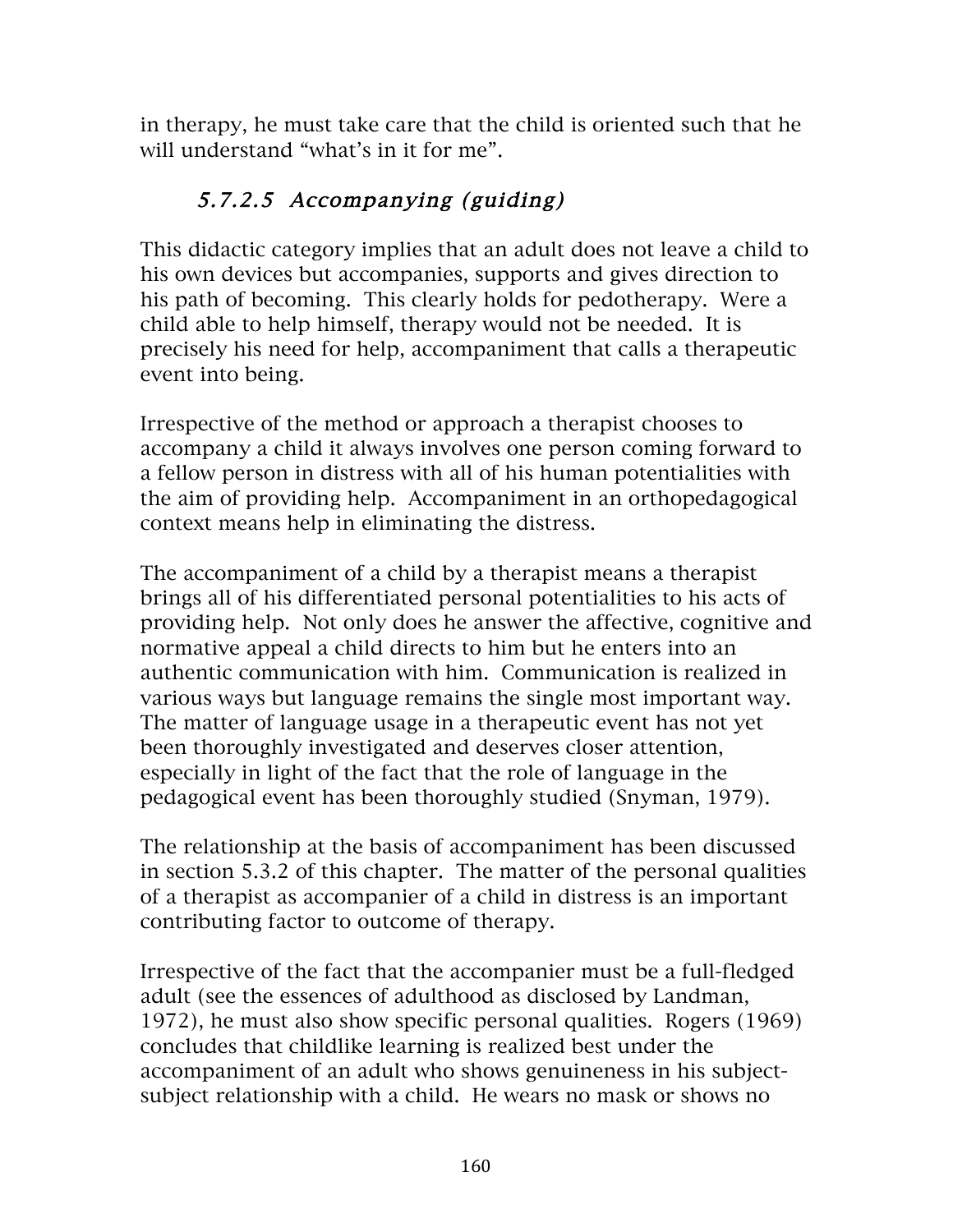in therapy, he must take care that the child is oriented such that he will understand "what's in it for me".

#### *5.7.2.5 Accompanying (guiding)*

This didactic category implies that an adult does not leave a child to his own devices but accompanies, supports and gives direction to his path of becoming. This clearly holds for pedotherapy. Were a child able to help himself, therapy would not be needed. It is precisely his need for help, accompaniment that calls a therapeutic event into being.

Irrespective of the method or approach a therapist chooses to accompany a child it always involves one person coming forward to a fellow person in distress with all of his human potentialities with the aim of providing help. Accompaniment in an orthopedagogical context means help in eliminating the distress.

The accompaniment of a child by a therapist means a therapist brings all of his differentiated personal potentialities to his acts of providing help. Not only does he answer the affective, cognitive and normative appeal a child directs to him but he enters into an authentic communication with him. Communication is realized in various ways but language remains the single most important way. The matter of language usage in a therapeutic event has not yet been thoroughly investigated and deserves closer attention, especially in light of the fact that the role of language in the pedagogical event has been thoroughly studied (Snyman, 1979).

The relationship at the basis of accompaniment has been discussed in section 5.3.2 of this chapter. The matter of the personal qualities of a therapist as accompanier of a child in distress is an important contributing factor to outcome of therapy.

Irrespective of the fact that the accompanier must be a full-fledged adult (see the essences of adulthood as disclosed by Landman, 1972), he must also show specific personal qualities. Rogers (1969) concludes that childlike learning is realized best under the accompaniment of an adult who shows genuineness in his subject-subject relationship with a child. He wears no mask or shows no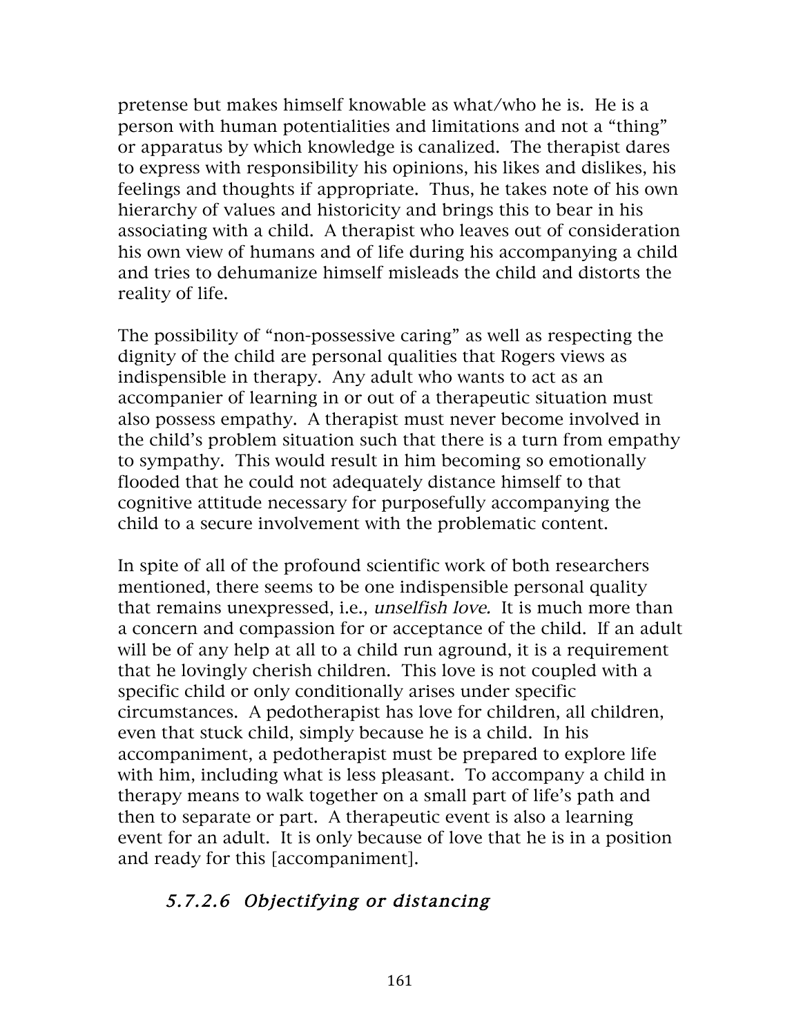pretense but makes himself knowable as what/who he is. He is a person with human potentialities and limitations and not a "thing" or apparatus by which knowledge is canalized. The therapist dares to express with responsibility his opinions, his likes and dislikes, his feelings and thoughts if appropriate. Thus, he takes note of his own hierarchy of values and historicity and brings this to bear in his associating with a child. A therapist who leaves out of consideration his own view of humans and of life during his accompanying a child and tries to dehumanize himself misleads the child and distorts the reality of life.

The possibility of "non-possessive caring" as well as respecting the dignity of the child are personal qualities that Rogers views as indispensible in therapy. Any adult who wants to act as an accompanier of learning in or out of a therapeutic situation must also possess empathy. A therapist must never become involved in the child's problem situation such that there is a turn from empathy to sympathy. This would result in him becoming so emotionally flooded that he could not adequately distance himself to that cognitive attitude necessary for purposefully accompanying the child to a secure involvement with the problematic content.

In spite of all of the profound scientific work of both researchers mentioned, there seems to be one indispensible personal quality that remains unexpressed, i.e., *unselfish love.* It is much more than a concern and compassion for or acceptance of the child. If an adult will be of any help at all to a child run aground, it is a requirement that he lovingly cherish children. This love is not coupled with a specific child or only conditionally arises under specific circumstances. A pedotherapist has love for children, all children, even that stuck child, simply because he is a child. In his accompaniment, a pedotherapist must be prepared to explore life with him, including what is less pleasant. To accompany a child in therapy means to walk together on a small part of life's path and then to separate or part. A therapeutic event is also a learning event for an adult. It is only because of love that he is in a position and ready for this [accompaniment].

#### *5.7.2.6 Objectifying or distancing*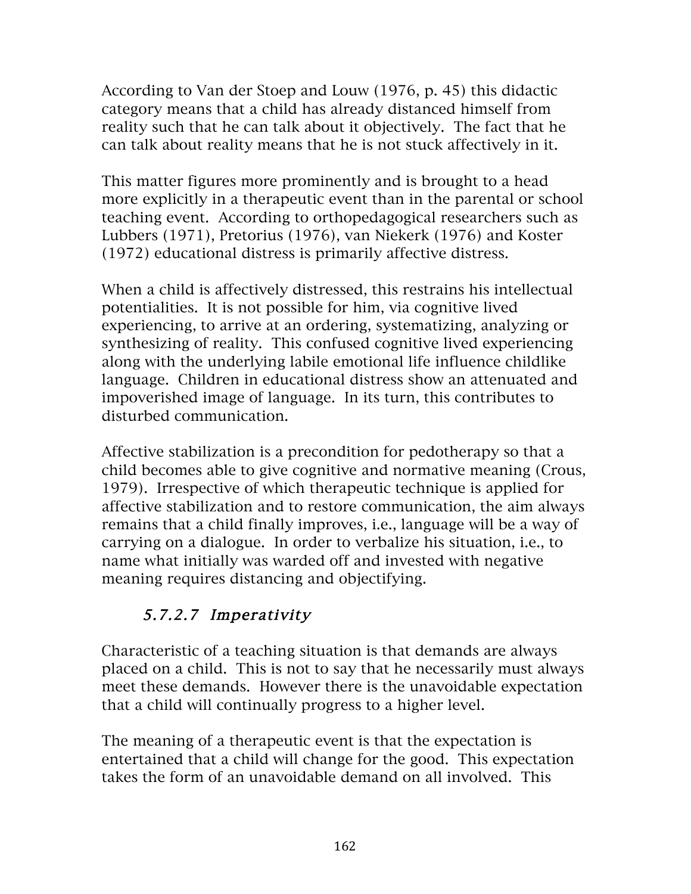According to Van der Stoep and Louw (1976, p. 45) this didactic category means that a child has already distanced himself from reality such that he can talk about it objectively. The fact that he can talk about reality means that he is not stuck affectively in it.

This matter figures more prominently and is brought to a head more explicitly in a therapeutic event than in the parental or school teaching event. According to orthopedagogical researchers such as Lubbers (1971), Pretorius (1976), van Niekerk (1976) and Koster (1972) educational distress is primarily affective distress.

When a child is affectively distressed, this restrains his intellectual potentialities. It is not possible for him, via cognitive lived experiencing, to arrive at an ordering, systematizing, analyzing or synthesizing of reality. This confused cognitive lived experiencing along with the underlying labile emotional life influence childlike language. Children in educational distress show an attenuated and impoverished image of language. In its turn, this contributes to disturbed communication.

Affective stabilization is a precondition for pedotherapy so that a child becomes able to give cognitive and normative meaning (Crous, 1979). Irrespective of which therapeutic technique is applied for affective stabilization and to restore communication, the aim always remains that a child finally improves, i.e., language will be a way of carrying on a dialogue. In order to verbalize his situation, i.e., to name what initially was warded off and invested with negative meaning requires distancing and objectifying.

#### *5.7.2.7 Imperativity*

Characteristic of a teaching situation is that demands are always placed on a child. This is not to say that he necessarily must always meet these demands. However there is the unavoidable expectation that a child will continually progress to a higher level.

The meaning of a therapeutic event is that the expectation is entertained that a child will change for the good. This expectation takes the form of an unavoidable demand on all involved. This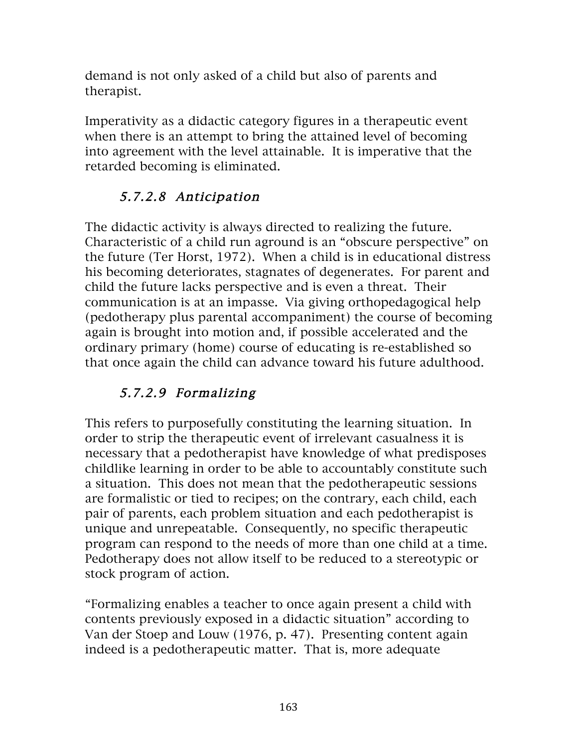demand is not only asked of a child but also of parents and therapist.

Imperativity as a didactic category figures in a therapeutic event when there is an attempt to bring the attained level of becoming into agreement with the level attainable. It is imperative that the retarded becoming is eliminated.

### *5.7.2.8 Anticipation*

The didactic activity is always directed to realizing the future. Characteristic of a child run aground is an "obscure perspective" on the future (Ter Horst, 1972). When a child is in educational distress his becoming deteriorates, stagnates of degenerates. For parent and child the future lacks perspective and is even a threat. Their communication is at an impasse. Via giving orthopedagogical help (pedotherapy plus parental accompaniment) the course of becoming again is brought into motion and, if possible accelerated and the ordinary primary (home) course of educating is re-established so that once again the child can advance toward his future adulthood.

### *5.7.2.9 Formalizing*

This refers to purposefully constituting the learning situation. In order to strip the therapeutic event of irrelevant casualness it is necessary that a pedotherapist have knowledge of what predisposes childlike learning in order to be able to accountably constitute such a situation. This does not mean that the pedotherapeutic sessions are formalistic or tied to recipes; on the contrary, each child, each pair of parents, each problem situation and each pedotherapist is unique and unrepeatable. Consequently, no specific therapeutic program can respond to the needs of more than one child at a time. Pedotherapy does not allow itself to be reduced to a stereotypic or stock program of action.

"Formalizing enables a teacher to once again present a child with contents previously exposed in a didactic situation" according to Van der Stoep and Louw (1976, p. 47). Presenting content again indeed is a pedotherapeutic matter. That is, more adequate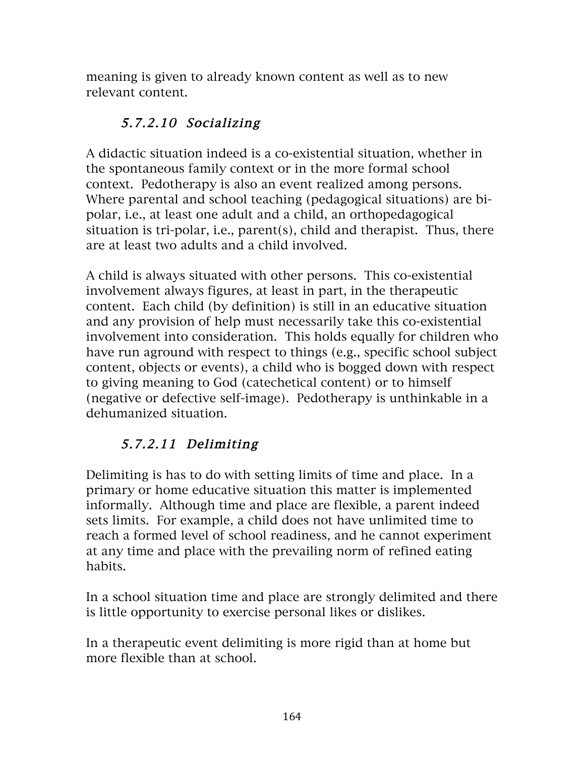meaning is given to already known content as well as to new relevant content.

#### *5.7.2.10 Socializing*

A didactic situation indeed is a co-existential situation, whether in the spontaneous family context or in the more formal school context. Pedotherapy is also an event realized among persons. Where parental and school teaching (pedagogical situations) are bi-polar, i.e., at least one adult and a child, an orthopedagogical situation is tri-polar, i.e., parent(s), child and therapist. Thus, there are at least two adults and a child involved.

A child is always situated with other persons. This co-existential involvement always figures, at least in part, in the therapeutic content. Each child (by definition) is still in an educative situation and any provision of help must necessarily take this co-existential involvement into consideration. This holds equally for children who have run aground with respect to things (e.g., specific school subject content, objects or events), a child who is bogged down with respect to giving meaning to God (catechetical content) or to himself (negative or defective self-image). Pedotherapy is unthinkable in a dehumanized situation.

#### *5.7.2.11 Delimiting*

Delimiting is has to do with setting limits of time and place. In a primary or home educative situation this matter is implemented informally. Although time and place are flexible, a parent indeed sets limits. For example, a child does not have unlimited time to reach a formed level of school readiness, and he cannot experiment at any time and place with the prevailing norm of refined eating habits.

In a school situation time and place are strongly delimited and there is little opportunity to exercise personal likes or dislikes.

In a therapeutic event delimiting is more rigid than at home but more flexible than at school.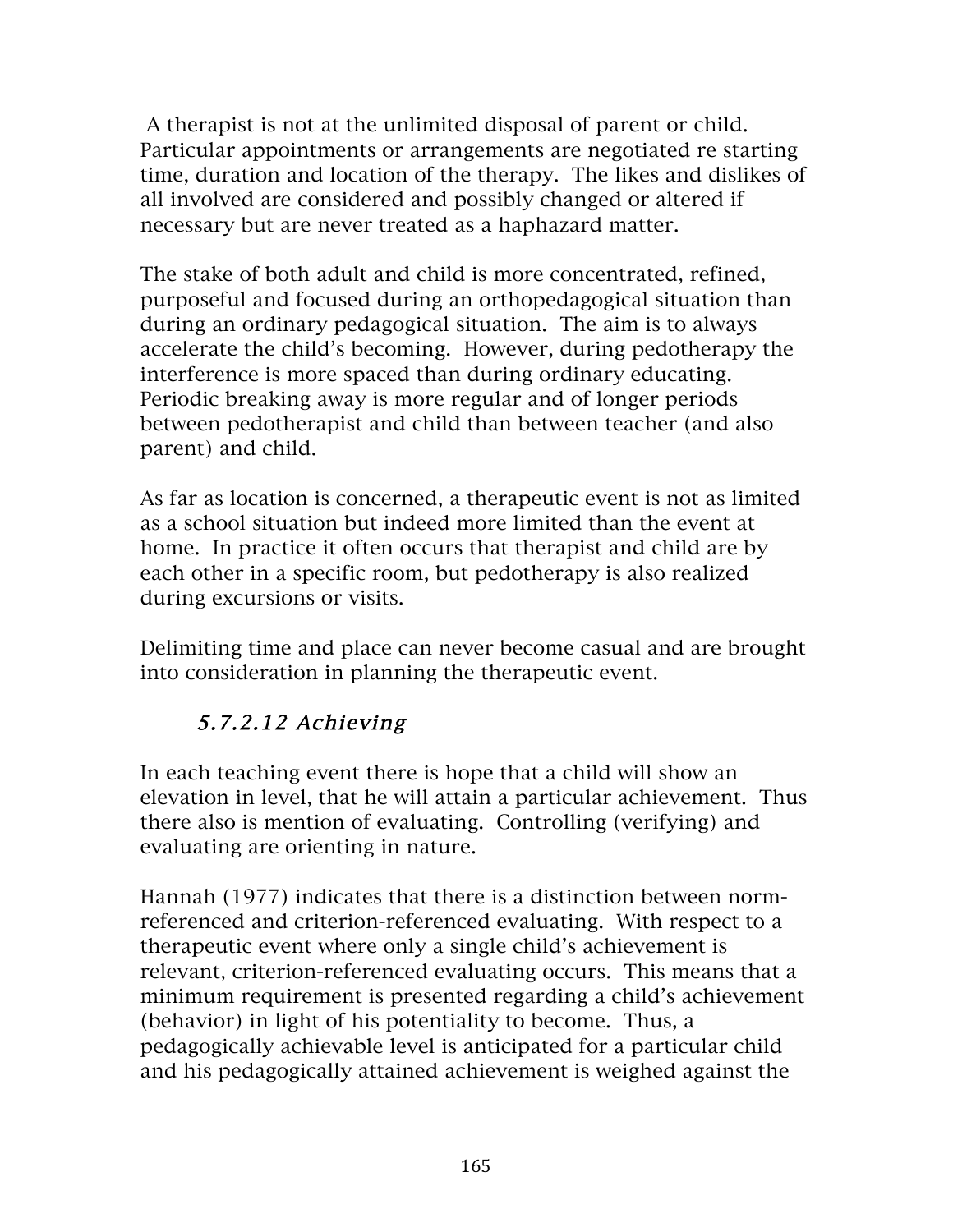A therapist is not at the unlimited disposal of parent or child. Particular appointments or arrangements are negotiated re starting time, duration and location of the therapy. The likes and dislikes of all involved are considered and possibly changed or altered if necessary but are never treated as a haphazard matter.

The stake of both adult and child is more concentrated, refined, purposeful and focused during an orthopedagogical situation than during an ordinary pedagogical situation. The aim is to always accelerate the child's becoming. However, during pedotherapy the interference is more spaced than during ordinary educating. Periodic breaking away is more regular and of longer periods between pedotherapist and child than between teacher (and also parent) and child.

As far as location is concerned, a therapeutic event is not as limited as a school situation but indeed more limited than the event at home. In practice it often occurs that therapist and child are by each other in a specific room, but pedotherapy is also realized during excursions or visits.

Delimiting time and place can never become casual and are brought into consideration in planning the therapeutic event.

### *5.7.2.12 Achieving*

In each teaching event there is hope that a child will show an elevation in level, that he will attain a particular achievement. Thus there also is mention of evaluating. Controlling (verifying) and evaluating are orienting in nature.

Hannah (1977) indicates that there is a distinction between norm-referenced and criterion-referenced evaluating. With respect to a therapeutic event where only a single child's achievement is relevant, criterion-referenced evaluating occurs. This means that a minimum requirement is presented regarding a child's achievement (behavior) in light of his potentiality to become. Thus, a pedagogically achievable level is anticipated for a particular child and his pedagogically attained achievement is weighed against the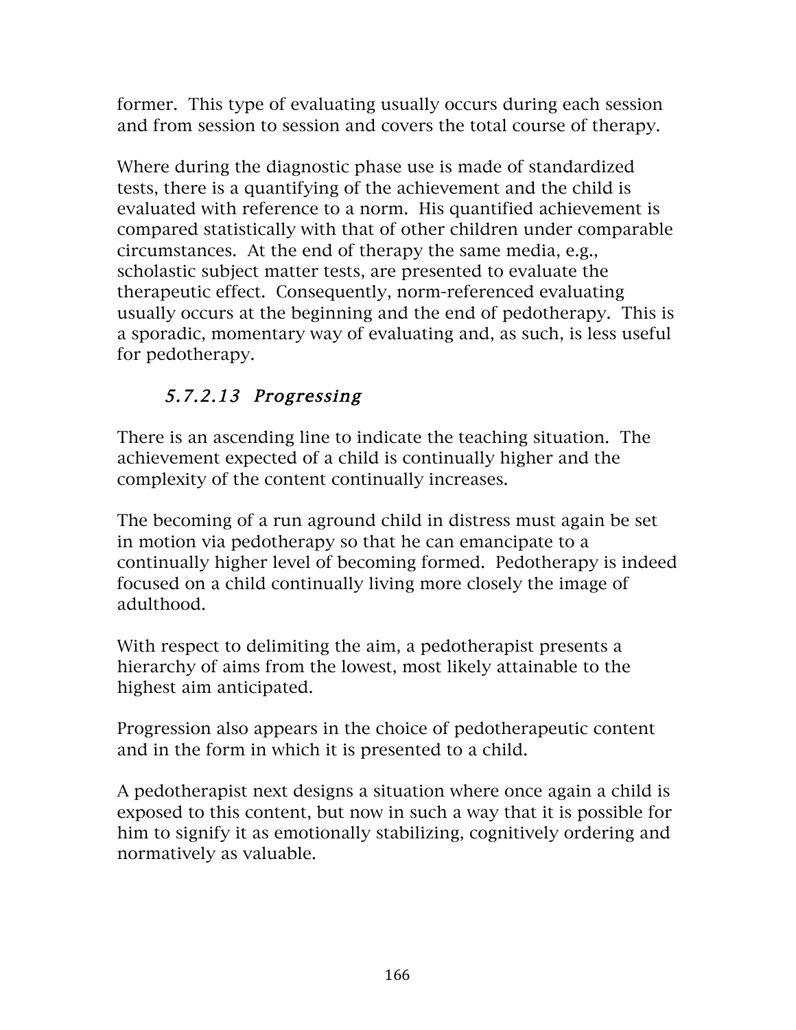former. This type of evaluating usually occurs during each session and from session to session and covers the total course of therapy.

Where during the diagnostic phase use is made of standardized tests, there is a quantifying of the achievement and the child is evaluated with reference to a norm. His quantified achievement is compared statistically with that of other children under comparable circumstances. At the end of therapy the same media, e.g., scholastic subject matter tests, are presented to evaluate the therapeutic effect. Consequently, norm-referenced evaluating usually occurs at the beginning and the end of pedotherapy. This is a sporadic, momentary way of evaluating and, as such, is less useful for pedotherapy.

#### *5.7.2.13 Progressing*

There is an ascending line to indicate the teaching situation. The achievement expected of a child is continually higher and the complexity of the content continually increases.

The becoming of a run aground child in distress must again be set in motion via pedotherapy so that he can emancipate to a continually higher level of becoming formed. Pedotherapy is indeed focused on a child continually living more closely the image of adulthood.

With respect to delimiting the aim, a pedotherapist presents a hierarchy of aims from the lowest, most likely attainable to the highest aim anticipated.

Progression also appears in the choice of pedotherapeutic content and in the form in which it is presented to a child.

A pedotherapist next designs a situation where once again a child is exposed to this content, but now in such a way that it is possible for him to signify it as emotionally stabilizing, cognitively ordering and normatively as valuable.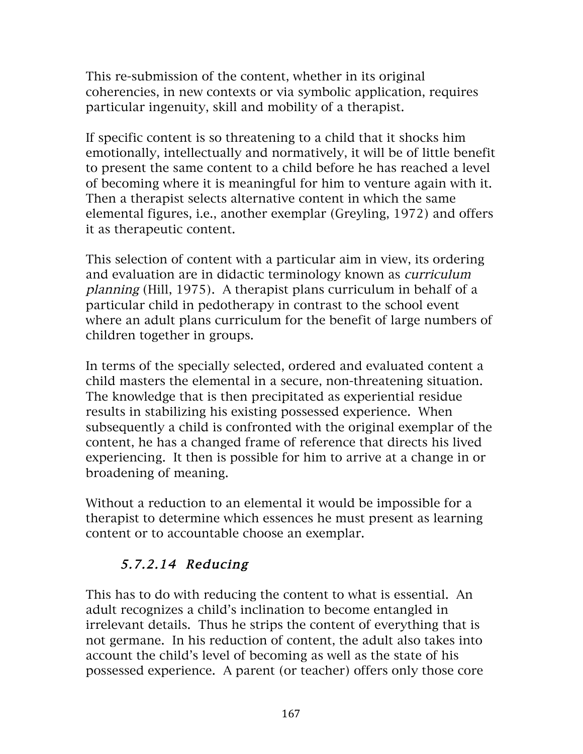This re-submission of the content, whether in its original coherencies, in new contexts or via symbolic application, requires particular ingenuity, skill and mobility of a therapist.

If specific content is so threatening to a child that it shocks him emotionally, intellectually and normatively, it will be of little benefit to present the same content to a child before he has reached a level of becoming where it is meaningful for him to venture again with it. Then a therapist selects alternative content in which the same elemental figures, i.e., another exemplar (Greyling, 1972) and offers it as therapeutic content.

This selection of content with a particular aim in view, its ordering and evaluation are in didactic terminology known as *curriculum planning* (Hill, 1975). A therapist plans curriculum in behalf of a particular child in pedotherapy in contrast to the school event where an adult plans curriculum for the benefit of large numbers of children together in groups.

In terms of the specially selected, ordered and evaluated content a child masters the elemental in a secure, non-threatening situation. The knowledge that is then precipitated as experiential residue results in stabilizing his existing possessed experience. When subsequently a child is confronted with the original exemplar of the content, he has a changed frame of reference that directs his lived experiencing. It then is possible for him to arrive at a change in or broadening of meaning.

Without a reduction to an elemental it would be impossible for a therapist to determine which essences he must present as learning content or to accountable choose an exemplar.

#### *5.7.2.14 Reducing*

This has to do with reducing the content to what is essential. An adult recognizes a child's inclination to become entangled in irrelevant details. Thus he strips the content of everything that is not germane. In his reduction of content, the adult also takes into account the child's level of becoming as well as the state of his possessed experience. A parent (or teacher) offers only those core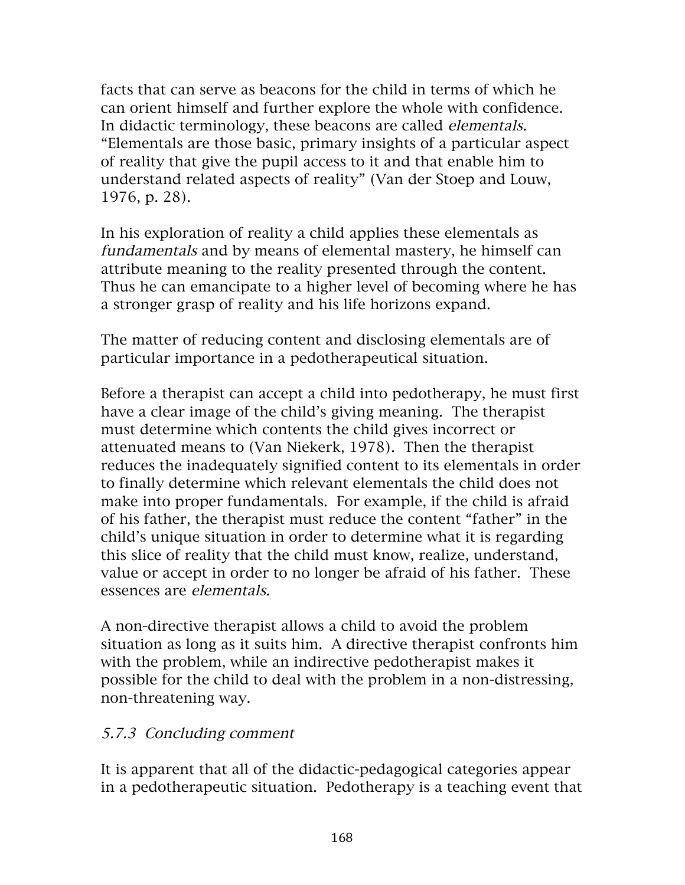facts that can serve as beacons for the child in terms of which he can orient himself and further explore the whole with confidence. In didactic terminology, these beacons are called *elementals.* "Elementals are those basic, primary insights of a particular aspect of reality that give the pupil access to it and that enable him to understand related aspects of reality" (Van der Stoep and Louw, 1976, p. 28).

In his exploration of reality a child applies these elementals as *fundamentals* and by means of elemental mastery, he himself can attribute meaning to the reality presented through the content. Thus he can emancipate to a higher level of becoming where he has a stronger grasp of reality and his life horizons expand.

The matter of reducing content and disclosing elementals are of particular importance in a pedotherapeutical situation.

Before a therapist can accept a child into pedotherapy, he must first have a clear image of the child's giving meaning. The therapist must determine which contents the child gives incorrect or attenuated means to (Van Niekerk, 1978). Then the therapist reduces the inadequately signified content to its elementals in order to finally determine which relevant elementals the child does not make into proper fundamentals. For example, if the child is afraid of his father, the therapist must reduce the content "father" in the child's unique situation in order to determine what it is regarding this slice of reality that the child must know, realize, understand, value or accept in order to no longer be afraid of his father. These essences are *elementals.*

A non-directive therapist allows a child to avoid the problem situation as long as it suits him. A directive therapist confronts him with the problem, while an indirective pedotherapist makes it possible for the child to deal with the problem in a non-distressing, non-threatening way.

### *5.7.3 Concluding comment*

It is apparent that all of the didactic-pedagogical categories appear in a pedotherapeutic situation. Pedotherapy is a teaching event that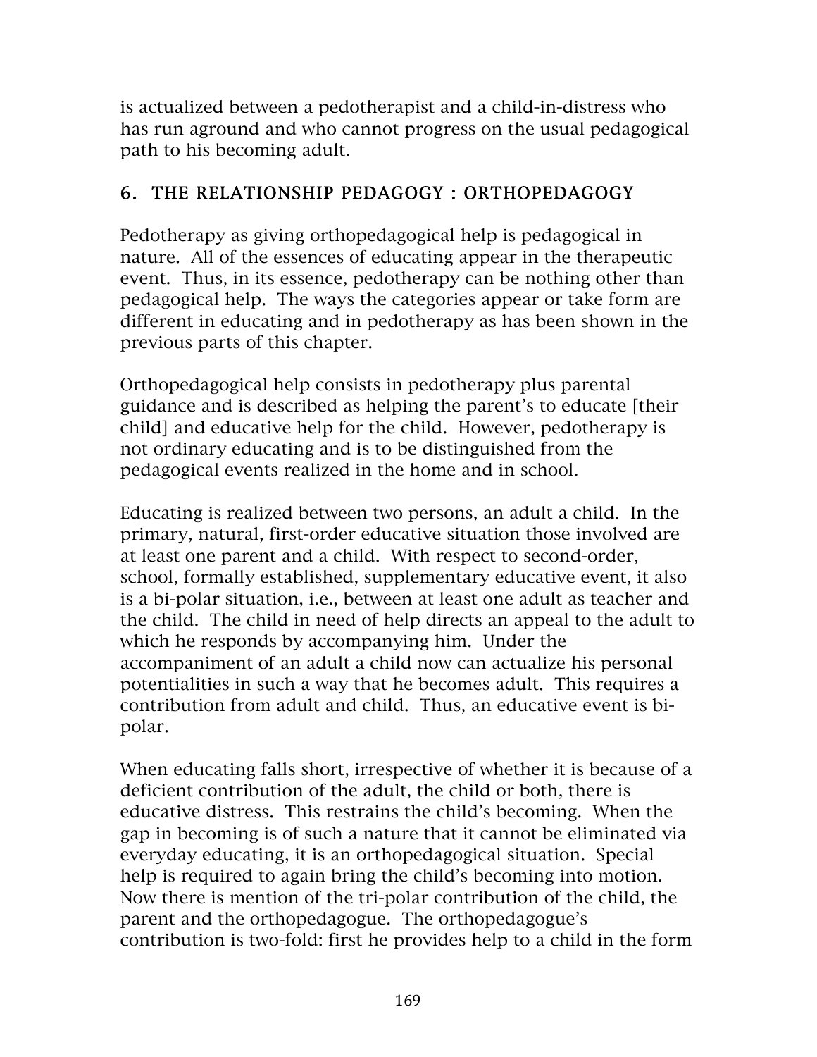is actualized between a pedotherapist and a child-in-distress who has run aground and who cannot progress on the usual pedagogical path to his becoming adult.

## 6. THE RELATIONSHIP PEDAGOGY : ORTHOPEDAGOGY

Pedotherapy as giving orthopedagogical help is pedagogical in nature. All of the essences of educating appear in the therapeutic event. Thus, in its essence, pedotherapy can be nothing other than pedagogical help. The ways the categories appear or take form are different in educating and in pedotherapy as has been shown in the previous parts of this chapter.

Orthopedagogical help consists in pedotherapy plus parental guidance and is described as helping the parent's to educate [their child] and educative help for the child. However, pedotherapy is not ordinary educating and is to be distinguished from the pedagogical events realized in the home and in school.

Educating is realized between two persons, an adult a child. In the primary, natural, first-order educative situation those involved are at least one parent and a child. With respect to second-order, school, formally established, supplementary educative event, it also is a bi-polar situation, i.e., between at least one adult as teacher and the child. The child in need of help directs an appeal to the adult to which he responds by accompanying him. Under the accompaniment of an adult a child now can actualize his personal potentialities in such a way that he becomes adult. This requires a contribution from adult and child. Thus, an educative event is bi-polar.

When educating falls short, irrespective of whether it is because of a deficient contribution of the adult, the child or both, there is educative distress. This restrains the child's becoming. When the gap in becoming is of such a nature that it cannot be eliminated via everyday educating, it is an orthopedagogical situation. Special help is required to again bring the child's becoming into motion. Now there is mention of the tri-polar contribution of the child, the parent and the orthopedagogue. The orthopedagogue's contribution is two-fold: first he provides help to a child in the form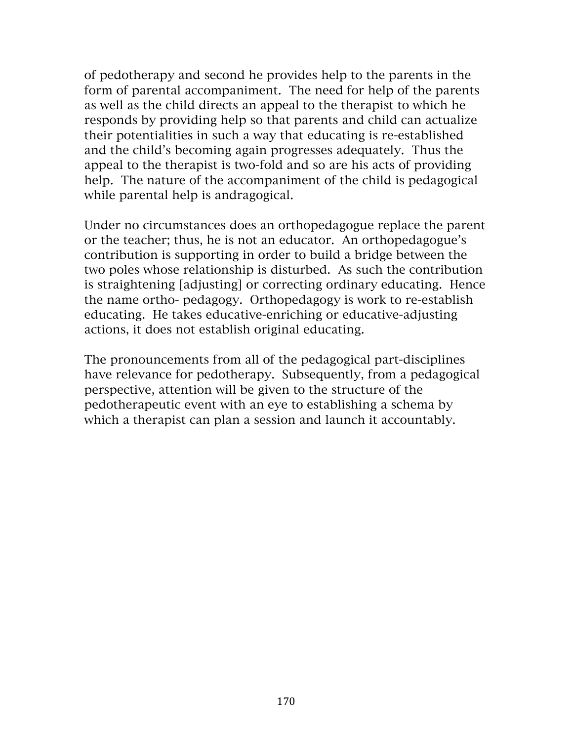of pedotherapy and second he provides help to the parents in the form of parental accompaniment. The need for help of the parents as well as the child directs an appeal to the therapist to which he responds by providing help so that parents and child can actualize their potentialities in such a way that educating is re-established and the child's becoming again progresses adequately. Thus the appeal to the therapist is two-fold and so are his acts of providing help. The nature of the accompaniment of the child is pedagogical while parental help is andragogical.

Under no circumstances does an orthopedagogue replace the parent or the teacher; thus, he is not an educator. An orthopedagogue's contribution is supporting in order to build a bridge between the two poles whose relationship is disturbed. As such the contribution is straightening [adjusting] or correcting ordinary educating. Hence the name ortho- pedagogy. Orthopedagogy is work to re-establish educating. He takes educative-enriching or educative-adjusting actions, it does not establish original educating.

The pronouncements from all of the pedagogical part-disciplines have relevance for pedotherapy. Subsequently, from a pedagogical perspective, attention will be given to the structure of the pedotherapeutic event with an eye to establishing a schema by which a therapist can plan a session and launch it accountably.